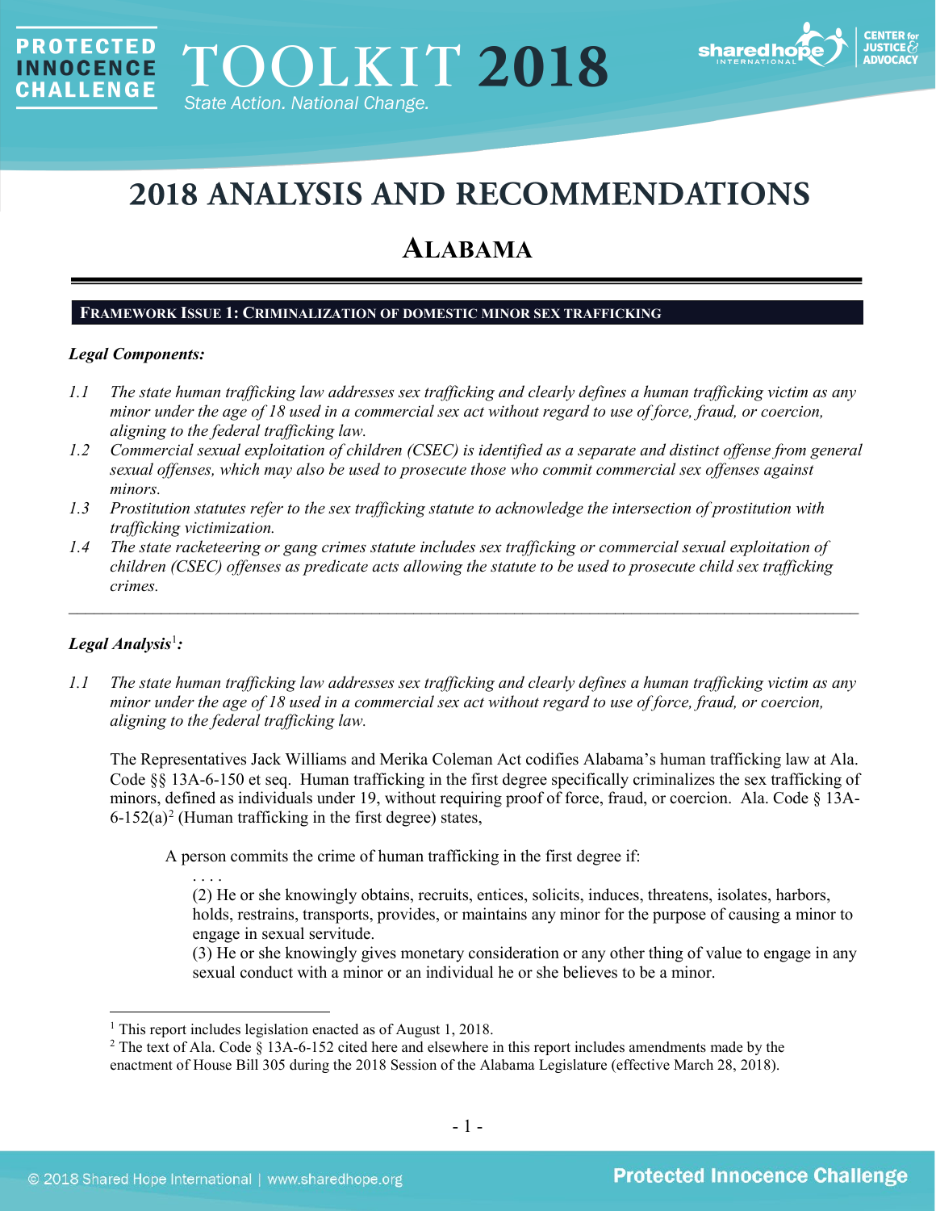# 2018 ANALYSIS AND RECOMMENDATIONS

## ALABAMA

### FRAMEWORK ISSUE 1: CRIMINALIZATION OF DOMESTIC MINOR SEX TRAFFICKING

***Legal Components:***

*1.1 The state human trafficking law addresses sex trafficking and clearly defines a human trafficking victim as any minor under the age of 18 used in a commercial sex act without regard to use of force, fraud, or coercion, aligning to the federal trafficking law.*

*1.2 Commercial sexual exploitation of children (CSEC) is identified as a separate and distinct offense from general sexual offenses, which may also be used to prosecute those who commit commercial sex offenses against minors.*

*1.3 Prostitution statutes refer to the sex trafficking statute to acknowledge the intersection of prostitution with trafficking victimization.*

*1.4 The state racketeering or gang crimes statute includes sex trafficking or commercial sexual exploitation of children (CSEC) offenses as predicate acts allowing the statute to be used to prosecute child sex trafficking crimes.*

---

***Legal Analysis[1]:***

*1.1 The state human trafficking law addresses sex trafficking and clearly defines a human trafficking victim as any minor under the age of 18 used in a commercial sex act without regard to use of force, fraud, or coercion, aligning to the federal trafficking law.*

The Representatives Jack Williams and Merika Coleman Act codifies Alabama's human trafficking law at Ala. Code §§ 13A-6-150 et seq. Human trafficking in the first degree specifically criminalizes the sex trafficking of minors, defined as individuals under 19, without requiring proof of force, fraud, or coercion. Ala. Code § 13A-6-152(a)[2] (Human trafficking in the first degree) states,

> A person commits the crime of human trafficking in the first degree if:
>
> . . . .
>
> (2) He or she knowingly obtains, recruits, entices, solicits, induces, threatens, isolates, harbors, holds, restrains, transports, provides, or maintains any minor for the purpose of causing a minor to engage in sexual servitude.
>
> (3) He or she knowingly gives monetary consideration or any other thing of value to engage in any sexual conduct with a minor or an individual he or she believes to be a minor.

---

[1] This report includes legislation enacted as of August 1, 2018.

[2] The text of Ala. Code § 13A-6-152 cited here and elsewhere in this report includes amendments made by the enactment of House Bill 305 during the 2018 Session of the Alabama Legislature (effective March 28, 2018).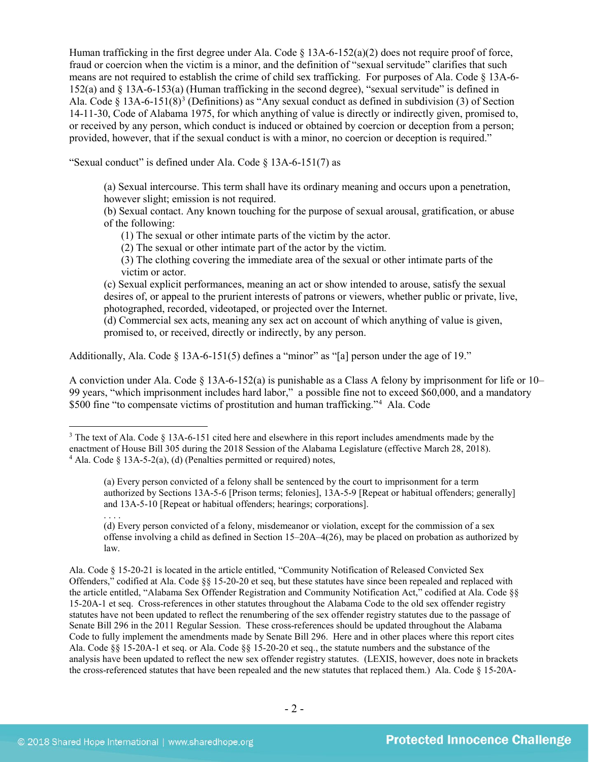Human trafficking in the first degree under Ala. Code § 13A-6-152(a)(2) does not require proof of force, fraud or coercion when the victim is a minor, and the definition of "sexual servitude" clarifies that such means are not required to establish the crime of child sex trafficking. For purposes of Ala. Code § 13A-6-152(a) and § 13A-6-153(a) (Human trafficking in the second degree), "sexual servitude" is defined in Ala. Code § 13A-6-151(8)[3] (Definitions) as "Any sexual conduct as defined in subdivision (3) of Section 14-11-30, Code of Alabama 1975, for which anything of value is directly or indirectly given, promised to, or received by any person, which conduct is induced or obtained by coercion or deception from a person; provided, however, that if the sexual conduct is with a minor, no coercion or deception is required."

"Sexual conduct" is defined under Ala. Code § 13A-6-151(7) as

> (a) Sexual intercourse. This term shall have its ordinary meaning and occurs upon a penetration, however slight; emission is not required.
> (b) Sexual contact. Any known touching for the purpose of sexual arousal, gratification, or abuse of the following:
> (1) The sexual or other intimate parts of the victim by the actor.
> (2) The sexual or other intimate part of the actor by the victim.
> (3) The clothing covering the immediate area of the sexual or other intimate parts of the victim or actor.
> (c) Sexual explicit performances, meaning an act or show intended to arouse, satisfy the sexual desires of, or appeal to the prurient interests of patrons or viewers, whether public or private, live, photographed, recorded, videotaped, or projected over the Internet.
> (d) Commercial sex acts, meaning any sex act on account of which anything of value is given, promised to, or received, directly or indirectly, by any person.

Additionally, Ala. Code § 13A-6-151(5) defines a "minor" as "[a] person under the age of 19."

A conviction under Ala. Code § 13A-6-152(a) is punishable as a Class A felony by imprisonment for life or 10–99 years, "which imprisonment includes hard labor," a possible fine not to exceed $60,000, and a mandatory $500 fine "to compensate victims of prostitution and human trafficking."[4] Ala. Code

---

[3] The text of Ala. Code § 13A-6-151 cited here and elsewhere in this report includes amendments made by the enactment of House Bill 305 during the 2018 Session of the Alabama Legislature (effective March 28, 2018).

[4] Ala. Code § 13A-5-2(a), (d) (Penalties permitted or required) notes,

> (a) Every person convicted of a felony shall be sentenced by the court to imprisonment for a term authorized by Sections 13A-5-6 [Prison terms; felonies], 13A-5-9 [Repeat or habitual offenders; generally] and 13A-5-10 [Repeat or habitual offenders; hearings; corporations].
> . . . .
> (d) Every person convicted of a felony, misdemeanor or violation, except for the commission of a sex offense involving a child as defined in Section 15–20A–4(26), may be placed on probation as authorized by law.

Ala. Code § 15-20-21 is located in the article entitled, "Community Notification of Released Convicted Sex Offenders," codified at Ala. Code §§ 15-20-20 et seq, but these statutes have since been repealed and replaced with the article entitled, "Alabama Sex Offender Registration and Community Notification Act," codified at Ala. Code §§ 15-20A-1 et seq. Cross-references in other statutes throughout the Alabama Code to the old sex offender registry statutes have not been updated to reflect the renumbering of the sex offender registry statutes due to the passage of Senate Bill 296 in the 2011 Regular Session. These cross-references should be updated throughout the Alabama Code to fully implement the amendments made by Senate Bill 296. Here and in other places where this report cites Ala. Code §§ 15-20A-1 et seq. or Ala. Code §§ 15-20-20 et seq., the statute numbers and the substance of the analysis have been updated to reflect the new sex offender registry statutes. (LEXIS, however, does note in brackets the cross-referenced statutes that have been repealed and the new statutes that replaced them.) Ala. Code § 15-20A-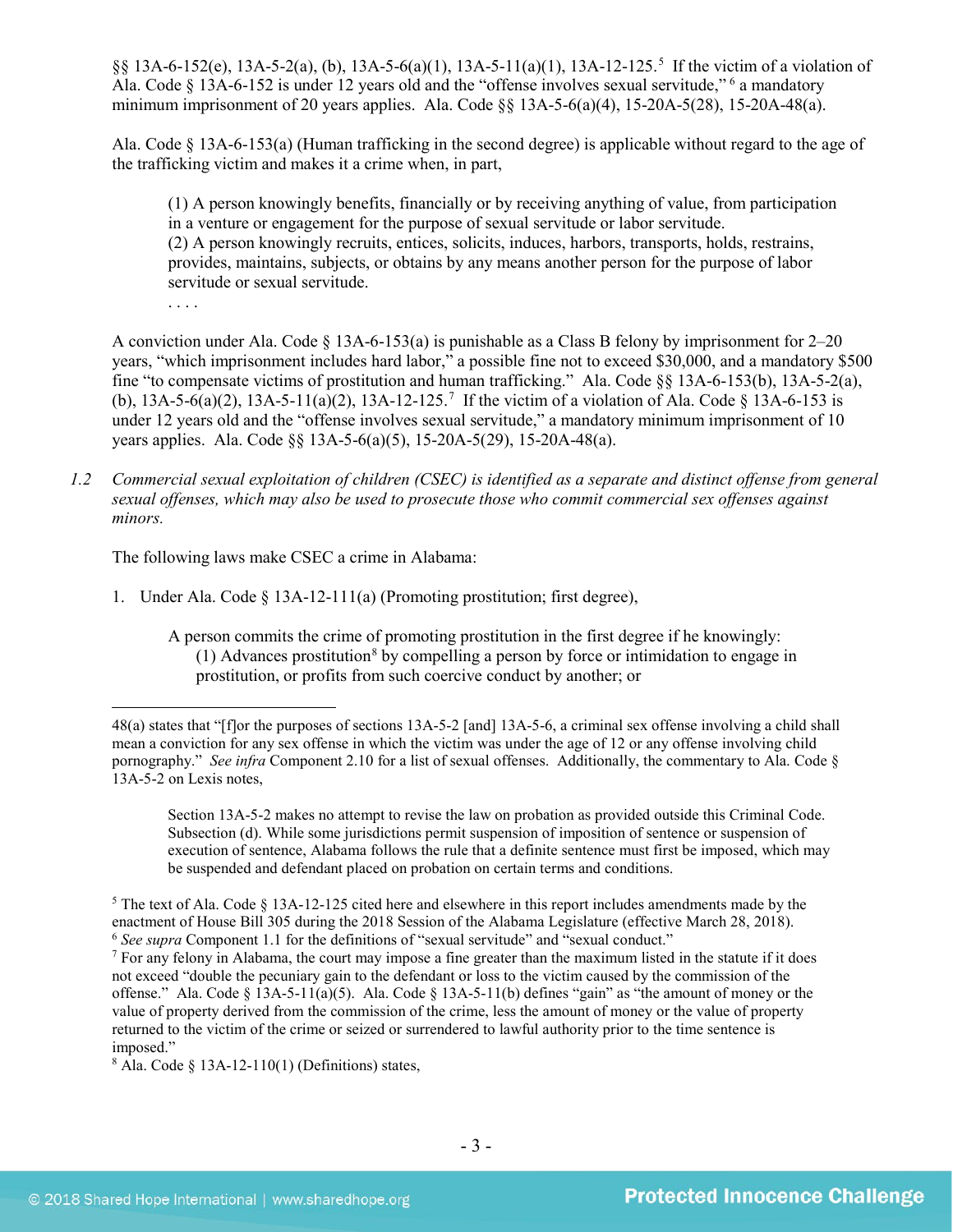§§ 13A-6-152(e), 13A-5-2(a), (b), 13A-5-6(a)(1), 13A-5-11(a)(1), 13A-12-125.[5] If the victim of a violation of Ala. Code § 13A-6-152 is under 12 years old and the "offense involves sexual servitude," [6] a mandatory minimum imprisonment of 20 years applies. Ala. Code §§ 13A-5-6(a)(4), 15-20A-5(28), 15-20A-48(a).

Ala. Code § 13A-6-153(a) (Human trafficking in the second degree) is applicable without regard to the age of the trafficking victim and makes it a crime when, in part,

> (1) A person knowingly benefits, financially or by receiving anything of value, from participation in a venture or engagement for the purpose of sexual servitude or labor servitude.
> (2) A person knowingly recruits, entices, solicits, induces, harbors, transports, holds, restrains, provides, maintains, subjects, or obtains by any means another person for the purpose of labor servitude or sexual servitude.
> . . . .

A conviction under Ala. Code § 13A-6-153(a) is punishable as a Class B felony by imprisonment for 2–20 years, "which imprisonment includes hard labor," a possible fine not to exceed $30,000, and a mandatory $500 fine "to compensate victims of prostitution and human trafficking." Ala. Code §§ 13A-6-153(b), 13A-5-2(a), (b), 13A-5-6(a)(2), 13A-5-11(a)(2), 13A-12-125.[7] If the victim of a violation of Ala. Code § 13A-6-153 is under 12 years old and the "offense involves sexual servitude," a mandatory minimum imprisonment of 10 years applies. Ala. Code §§ 13A-5-6(a)(5), 15-20A-5(29), 15-20A-48(a).

*1.2 Commercial sexual exploitation of children (CSEC) is identified as a separate and distinct offense from general sexual offenses, which may also be used to prosecute those who commit commercial sex offenses against minors.*

The following laws make CSEC a crime in Alabama:

1. Under Ala. Code § 13A-12-111(a) (Promoting prostitution; first degree),

   > A person commits the crime of promoting prostitution in the first degree if he knowingly:
   > (1) Advances prostitution[8] by compelling a person by force or intimidation to engage in prostitution, or profits from such coercive conduct by another; or

---

48(a) states that "[f]or the purposes of sections 13A-5-2 [and] 13A-5-6, a criminal sex offense involving a child shall mean a conviction for any sex offense in which the victim was under the age of 12 or any offense involving child pornography." *See infra* Component 2.10 for a list of sexual offenses. Additionally, the commentary to Ala. Code § 13A-5-2 on Lexis notes,

> Section 13A-5-2 makes no attempt to revise the law on probation as provided outside this Criminal Code. Subsection (d). While some jurisdictions permit suspension of imposition of sentence or suspension of execution of sentence, Alabama follows the rule that a definite sentence must first be imposed, which may be suspended and defendant placed on probation on certain terms and conditions.

[5] The text of Ala. Code § 13A-12-125 cited here and elsewhere in this report includes amendments made by the enactment of House Bill 305 during the 2018 Session of the Alabama Legislature (effective March 28, 2018).

[6] *See supra* Component 1.1 for the definitions of "sexual servitude" and "sexual conduct."

[7] For any felony in Alabama, the court may impose a fine greater than the maximum listed in the statute if it does not exceed "double the pecuniary gain to the defendant or loss to the victim caused by the commission of the offense." Ala. Code § 13A-5-11(a)(5). Ala. Code § 13A-5-11(b) defines "gain" as "the amount of money or the value of property derived from the commission of the crime, less the amount of money or the value of property returned to the victim of the crime or seized or surrendered to lawful authority prior to the time sentence is imposed."

[8] Ala. Code § 13A-12-110(1) (Definitions) states,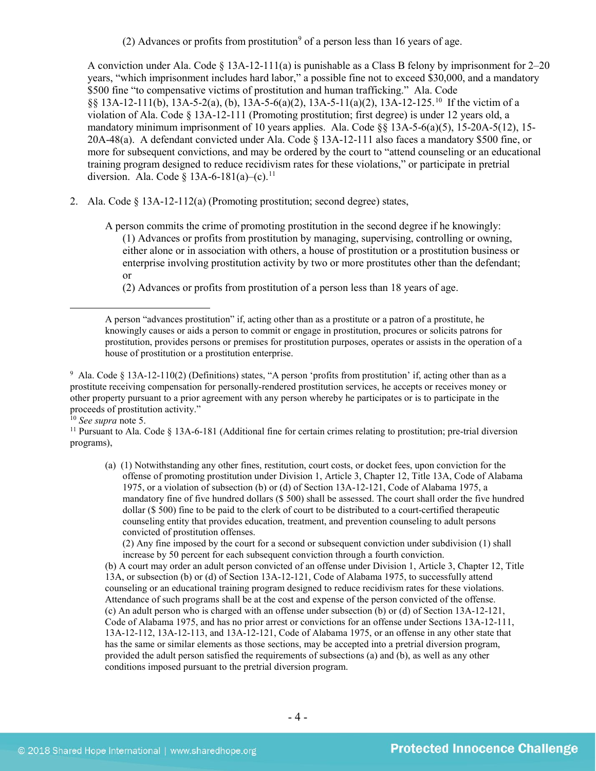(2) Advances or profits from prostitution[9] of a person less than 16 years of age.

A conviction under Ala. Code § 13A-12-111(a) is punishable as a Class B felony by imprisonment for 2–20 years, "which imprisonment includes hard labor," a possible fine not to exceed $30,000, and a mandatory $500 fine "to compensative victims of prostitution and human trafficking." Ala. Code §§ 13A-12-111(b), 13A-5-2(a), (b), 13A-5-6(a)(2), 13A-5-11(a)(2), 13A-12-125.[10] If the victim of a violation of Ala. Code § 13A-12-111 (Promoting prostitution; first degree) is under 12 years old, a mandatory minimum imprisonment of 10 years applies. Ala. Code §§ 13A-5-6(a)(5), 15-20A-5(12), 15-20A-48(a). A defendant convicted under Ala. Code § 13A-12-111 also faces a mandatory $500 fine, or more for subsequent convictions, and may be ordered by the court to "attend counseling or an educational training program designed to reduce recidivism rates for these violations," or participate in pretrial diversion. Ala. Code § 13A-6-181(a)–(c).[11]

2. Ala. Code § 13A-12-112(a) (Promoting prostitution; second degree) states,

   A person commits the crime of promoting prostitution in the second degree if he knowingly:
   (1) Advances or profits from prostitution by managing, supervising, controlling or owning, either alone or in association with others, a house of prostitution or a prostitution business or enterprise involving prostitution activity by two or more prostitutes other than the defendant; or
   (2) Advances or profits from prostitution of a person less than 18 years of age.

---

A person "advances prostitution" if, acting other than as a prostitute or a patron of a prostitute, he knowingly causes or aids a person to commit or engage in prostitution, procures or solicits patrons for prostitution, provides persons or premises for prostitution purposes, operates or assists in the operation of a house of prostitution or a prostitution enterprise.

[9] Ala. Code § 13A-12-110(2) (Definitions) states, "A person 'profits from prostitution' if, acting other than as a prostitute receiving compensation for personally-rendered prostitution services, he accepts or receives money or other property pursuant to a prior agreement with any person whereby he participates or is to participate in the proceeds of prostitution activity."

[10] *See supra* note 5.

[11] Pursuant to Ala. Code § 13A-6-181 (Additional fine for certain crimes relating to prostitution; pre-trial diversion programs),

(a) (1) Notwithstanding any other fines, restitution, court costs, or docket fees, upon conviction for the offense of promoting prostitution under Division 1, Article 3, Chapter 12, Title 13A, Code of Alabama 1975, or a violation of subsection (b) or (d) of Section 13A-12-121, Code of Alabama 1975, a mandatory fine of five hundred dollars ($ 500) shall be assessed. The court shall order the five hundred dollar ($ 500) fine to be paid to the clerk of court to be distributed to a court-certified therapeutic counseling entity that provides education, treatment, and prevention counseling to adult persons convicted of prostitution offenses.
(2) Any fine imposed by the court for a second or subsequent conviction under subdivision (1) shall increase by 50 percent for each subsequent conviction through a fourth conviction.
(b) A court may order an adult person convicted of an offense under Division 1, Article 3, Chapter 12, Title 13A, or subsection (b) or (d) of Section 13A-12-121, Code of Alabama 1975, to successfully attend counseling or an educational training program designed to reduce recidivism rates for these violations. Attendance of such programs shall be at the cost and expense of the person convicted of the offense.
(c) An adult person who is charged with an offense under subsection (b) or (d) of Section 13A-12-121, Code of Alabama 1975, and has no prior arrest or convictions for an offense under Sections 13A-12-111, 13A-12-112, 13A-12-113, and 13A-12-121, Code of Alabama 1975, or an offense in any other state that has the same or similar elements as those sections, may be accepted into a pretrial diversion program, provided the adult person satisfied the requirements of subsections (a) and (b), as well as any other conditions imposed pursuant to the pretrial diversion program.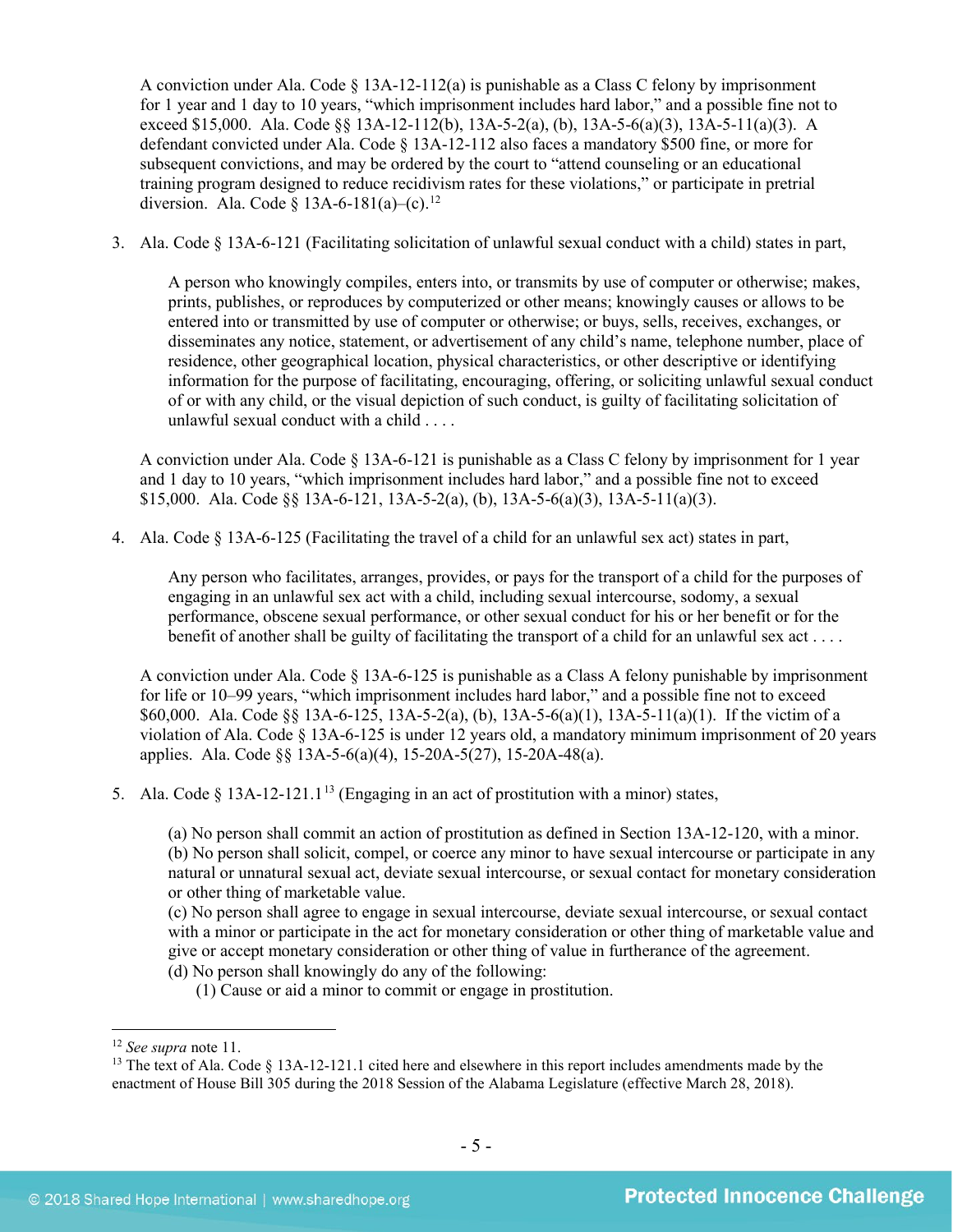A conviction under Ala. Code § 13A-12-112(a) is punishable as a Class C felony by imprisonment for 1 year and 1 day to 10 years, "which imprisonment includes hard labor," and a possible fine not to exceed $15,000. Ala. Code §§ 13A-12-112(b), 13A-5-2(a), (b), 13A-5-6(a)(3), 13A-5-11(a)(3). A defendant convicted under Ala. Code § 13A-12-112 also faces a mandatory $500 fine, or more for subsequent convictions, and may be ordered by the court to "attend counseling or an educational training program designed to reduce recidivism rates for these violations," or participate in pretrial diversion. Ala. Code § 13A-6-181(a)–(c).[12]

3. Ala. Code § 13A-6-121 (Facilitating solicitation of unlawful sexual conduct with a child) states in part,

> A person who knowingly compiles, enters into, or transmits by use of computer or otherwise; makes, prints, publishes, or reproduces by computerized or other means; knowingly causes or allows to be entered into or transmitted by use of computer or otherwise; or buys, sells, receives, exchanges, or disseminates any notice, statement, or advertisement of any child's name, telephone number, place of residence, other geographical location, physical characteristics, or other descriptive or identifying information for the purpose of facilitating, encouraging, offering, or soliciting unlawful sexual conduct of or with any child, or the visual depiction of such conduct, is guilty of facilitating solicitation of unlawful sexual conduct with a child . . . .

A conviction under Ala. Code § 13A-6-121 is punishable as a Class C felony by imprisonment for 1 year and 1 day to 10 years, "which imprisonment includes hard labor," and a possible fine not to exceed $15,000. Ala. Code §§ 13A-6-121, 13A-5-2(a), (b), 13A-5-6(a)(3), 13A-5-11(a)(3).

4. Ala. Code § 13A-6-125 (Facilitating the travel of a child for an unlawful sex act) states in part,

> Any person who facilitates, arranges, provides, or pays for the transport of a child for the purposes of engaging in an unlawful sex act with a child, including sexual intercourse, sodomy, a sexual performance, obscene sexual performance, or other sexual conduct for his or her benefit or for the benefit of another shall be guilty of facilitating the transport of a child for an unlawful sex act . . . .

A conviction under Ala. Code § 13A-6-125 is punishable as a Class A felony punishable by imprisonment for life or 10–99 years, "which imprisonment includes hard labor," and a possible fine not to exceed $60,000. Ala. Code §§ 13A-6-125, 13A-5-2(a), (b), 13A-5-6(a)(1), 13A-5-11(a)(1). If the victim of a violation of Ala. Code § 13A-6-125 is under 12 years old, a mandatory minimum imprisonment of 20 years applies. Ala. Code §§ 13A-5-6(a)(4), 15-20A-5(27), 15-20A-48(a).

5. Ala. Code § 13A-12-121.1[13] (Engaging in an act of prostitution with a minor) states,

> (a) No person shall commit an action of prostitution as defined in Section 13A-12-120, with a minor.
> (b) No person shall solicit, compel, or coerce any minor to have sexual intercourse or participate in any natural or unnatural sexual act, deviate sexual intercourse, or sexual contact for monetary consideration or other thing of marketable value.
> (c) No person shall agree to engage in sexual intercourse, deviate sexual intercourse, or sexual contact with a minor or participate in the act for monetary consideration or other thing of marketable value and give or accept monetary consideration or other thing of value in furtherance of the agreement.
> (d) No person shall knowingly do any of the following:
> (1) Cause or aid a minor to commit or engage in prostitution.

---

[12] *See supra* note 11.

[13] The text of Ala. Code § 13A-12-121.1 cited here and elsewhere in this report includes amendments made by the enactment of House Bill 305 during the 2018 Session of the Alabama Legislature (effective March 28, 2018).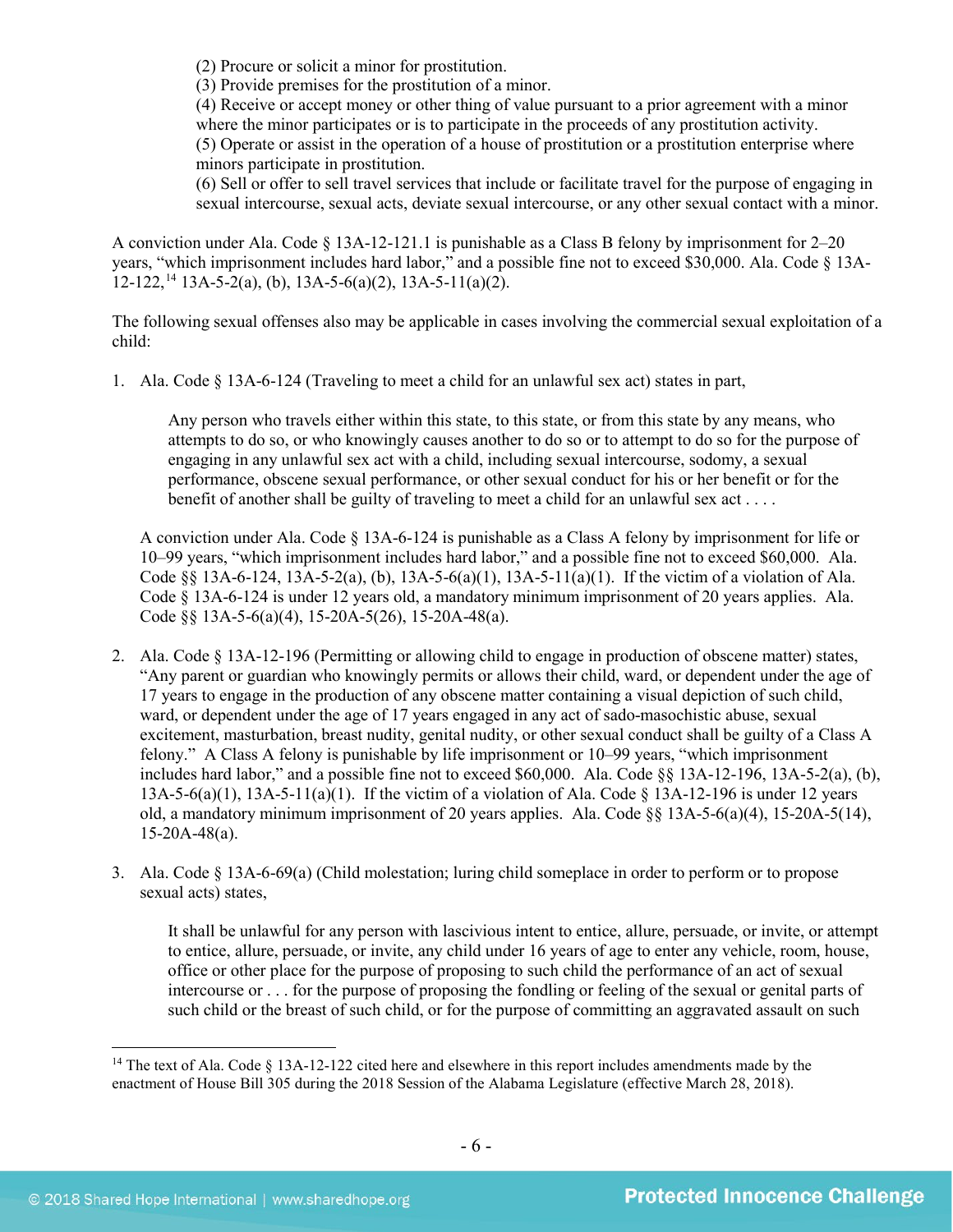(2) Procure or solicit a minor for prostitution.
(3) Provide premises for the prostitution of a minor.
(4) Receive or accept money or other thing of value pursuant to a prior agreement with a minor where the minor participates or is to participate in the proceeds of any prostitution activity.
(5) Operate or assist in the operation of a house of prostitution or a prostitution enterprise where minors participate in prostitution.
(6) Sell or offer to sell travel services that include or facilitate travel for the purpose of engaging in sexual intercourse, sexual acts, deviate sexual intercourse, or any other sexual contact with a minor.

A conviction under Ala. Code § 13A-12-121.1 is punishable as a Class B felony by imprisonment for 2–20 years, "which imprisonment includes hard labor," and a possible fine not to exceed $30,000. Ala. Code § 13A-12-122,[14] 13A-5-2(a), (b), 13A-5-6(a)(2), 13A-5-11(a)(2).

The following sexual offenses also may be applicable in cases involving the commercial sexual exploitation of a child:

1. Ala. Code § 13A-6-124 (Traveling to meet a child for an unlawful sex act) states in part,

    > Any person who travels either within this state, to this state, or from this state by any means, who attempts to do so, or who knowingly causes another to do so or to attempt to do so for the purpose of engaging in any unlawful sex act with a child, including sexual intercourse, sodomy, a sexual performance, obscene sexual performance, or other sexual conduct for his or her benefit or for the benefit of another shall be guilty of traveling to meet a child for an unlawful sex act . . . .

    A conviction under Ala. Code § 13A-6-124 is punishable as a Class A felony by imprisonment for life or 10–99 years, "which imprisonment includes hard labor," and a possible fine not to exceed $60,000. Ala. Code §§ 13A-6-124, 13A-5-2(a), (b), 13A-5-6(a)(1), 13A-5-11(a)(1). If the victim of a violation of Ala. Code § 13A-6-124 is under 12 years old, a mandatory minimum imprisonment of 20 years applies. Ala. Code §§ 13A-5-6(a)(4), 15-20A-5(26), 15-20A-48(a).

2. Ala. Code § 13A-12-196 (Permitting or allowing child to engage in production of obscene matter) states, "Any parent or guardian who knowingly permits or allows their child, ward, or dependent under the age of 17 years to engage in the production of any obscene matter containing a visual depiction of such child, ward, or dependent under the age of 17 years engaged in any act of sado-masochistic abuse, sexual excitement, masturbation, breast nudity, genital nudity, or other sexual conduct shall be guilty of a Class A felony." A Class A felony is punishable by life imprisonment or 10–99 years, "which imprisonment includes hard labor," and a possible fine not to exceed $60,000. Ala. Code §§ 13A-12-196, 13A-5-2(a), (b), 13A-5-6(a)(1), 13A-5-11(a)(1). If the victim of a violation of Ala. Code § 13A-12-196 is under 12 years old, a mandatory minimum imprisonment of 20 years applies. Ala. Code §§ 13A-5-6(a)(4), 15-20A-5(14), 15-20A-48(a).

3. Ala. Code § 13A-6-69(a) (Child molestation; luring child someplace in order to perform or to propose sexual acts) states,

    > It shall be unlawful for any person with lascivious intent to entice, allure, persuade, or invite, or attempt to entice, allure, persuade, or invite, any child under 16 years of age to enter any vehicle, room, house, office or other place for the purpose of proposing to such child the performance of an act of sexual intercourse or . . . for the purpose of proposing the fondling or feeling of the sexual or genital parts of such child or the breast of such child, or for the purpose of committing an aggravated assault on such

[14] The text of Ala. Code § 13A-12-122 cited here and elsewhere in this report includes amendments made by the enactment of House Bill 305 during the 2018 Session of the Alabama Legislature (effective March 28, 2018).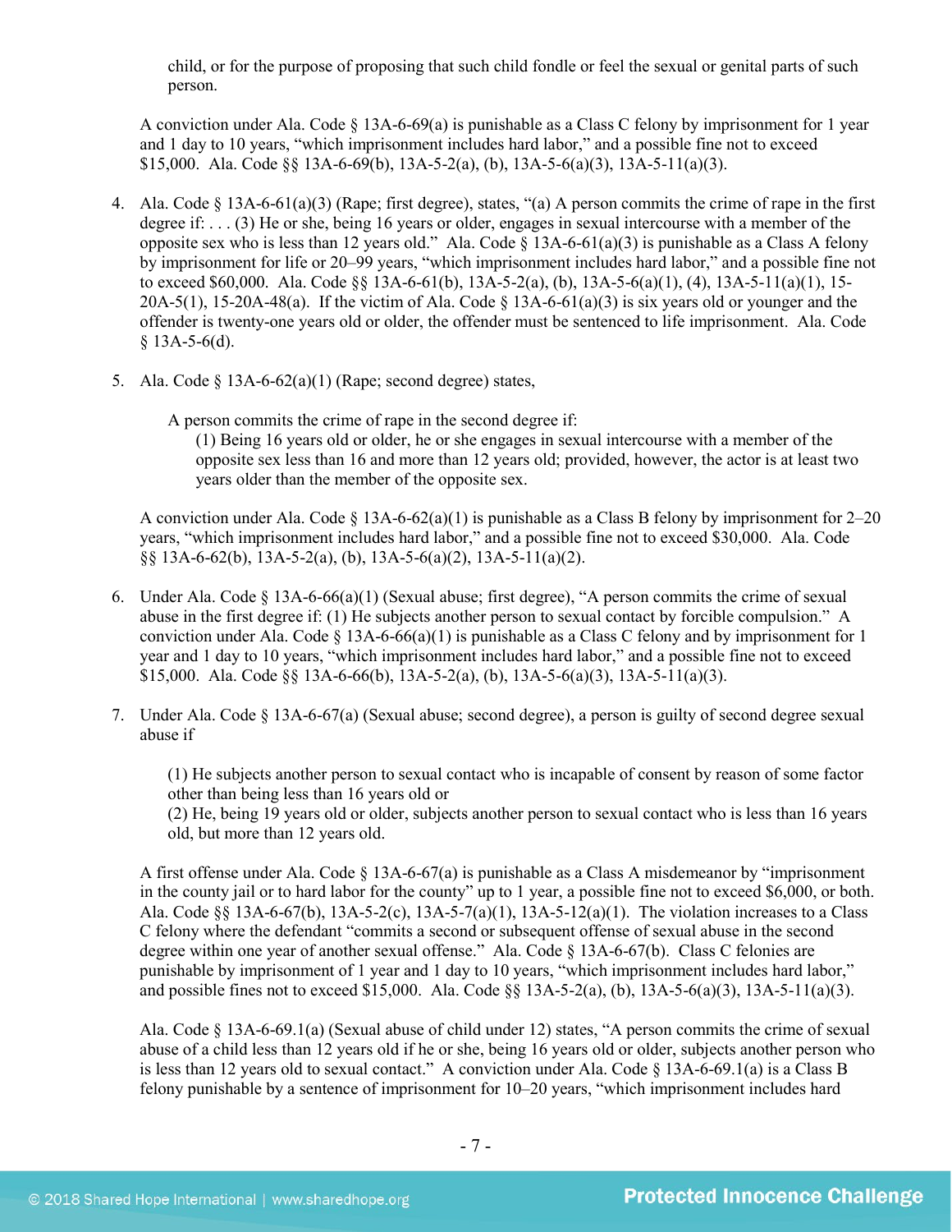child, or for the purpose of proposing that such child fondle or feel the sexual or genital parts of such person.

A conviction under Ala. Code § 13A-6-69(a) is punishable as a Class C felony by imprisonment for 1 year and 1 day to 10 years, "which imprisonment includes hard labor," and a possible fine not to exceed $15,000. Ala. Code §§ 13A-6-69(b), 13A-5-2(a), (b), 13A-5-6(a)(3), 13A-5-11(a)(3).

4. Ala. Code § 13A-6-61(a)(3) (Rape; first degree), states, "(a) A person commits the crime of rape in the first degree if: . . . (3) He or she, being 16 years or older, engages in sexual intercourse with a member of the opposite sex who is less than 12 years old." Ala. Code § 13A-6-61(a)(3) is punishable as a Class A felony by imprisonment for life or 20–99 years, "which imprisonment includes hard labor," and a possible fine not to exceed $60,000. Ala. Code §§ 13A-6-61(b), 13A-5-2(a), (b), 13A-5-6(a)(1), (4), 13A-5-11(a)(1), 15-20A-5(1), 15-20A-48(a). If the victim of Ala. Code § 13A-6-61(a)(3) is six years old or younger and the offender is twenty-one years old or older, the offender must be sentenced to life imprisonment. Ala. Code § 13A-5-6(d).

5. Ala. Code § 13A-6-62(a)(1) (Rape; second degree) states,

   > A person commits the crime of rape in the second degree if:
   >
   > (1) Being 16 years old or older, he or she engages in sexual intercourse with a member of the opposite sex less than 16 and more than 12 years old; provided, however, the actor is at least two years older than the member of the opposite sex.

   A conviction under Ala. Code § 13A-6-62(a)(1) is punishable as a Class B felony by imprisonment for 2–20 years, "which imprisonment includes hard labor," and a possible fine not to exceed $30,000. Ala. Code §§ 13A-6-62(b), 13A-5-2(a), (b), 13A-5-6(a)(2), 13A-5-11(a)(2).

6. Under Ala. Code § 13A-6-66(a)(1) (Sexual abuse; first degree), "A person commits the crime of sexual abuse in the first degree if: (1) He subjects another person to sexual contact by forcible compulsion." A conviction under Ala. Code § 13A-6-66(a)(1) is punishable as a Class C felony and by imprisonment for 1 year and 1 day to 10 years, "which imprisonment includes hard labor," and a possible fine not to exceed $15,000. Ala. Code §§ 13A-6-66(b), 13A-5-2(a), (b), 13A-5-6(a)(3), 13A-5-11(a)(3).

7. Under Ala. Code § 13A-6-67(a) (Sexual abuse; second degree), a person is guilty of second degree sexual abuse if

   > (1) He subjects another person to sexual contact who is incapable of consent by reason of some factor other than being less than 16 years old or
   >
   > (2) He, being 19 years old or older, subjects another person to sexual contact who is less than 16 years old, but more than 12 years old.

   A first offense under Ala. Code § 13A-6-67(a) is punishable as a Class A misdemeanor by "imprisonment in the county jail or to hard labor for the county" up to 1 year, a possible fine not to exceed $6,000, or both. Ala. Code §§ 13A-6-67(b), 13A-5-2(c), 13A-5-7(a)(1), 13A-5-12(a)(1). The violation increases to a Class C felony where the defendant "commits a second or subsequent offense of sexual abuse in the second degree within one year of another sexual offense." Ala. Code § 13A-6-67(b). Class C felonies are punishable by imprisonment of 1 year and 1 day to 10 years, "which imprisonment includes hard labor," and possible fines not to exceed $15,000. Ala. Code §§ 13A-5-2(a), (b), 13A-5-6(a)(3), 13A-5-11(a)(3).

   Ala. Code § 13A-6-69.1(a) (Sexual abuse of child under 12) states, "A person commits the crime of sexual abuse of a child less than 12 years old if he or she, being 16 years old or older, subjects another person who is less than 12 years old to sexual contact." A conviction under Ala. Code § 13A-6-69.1(a) is a Class B felony punishable by a sentence of imprisonment for 10–20 years, "which imprisonment includes hard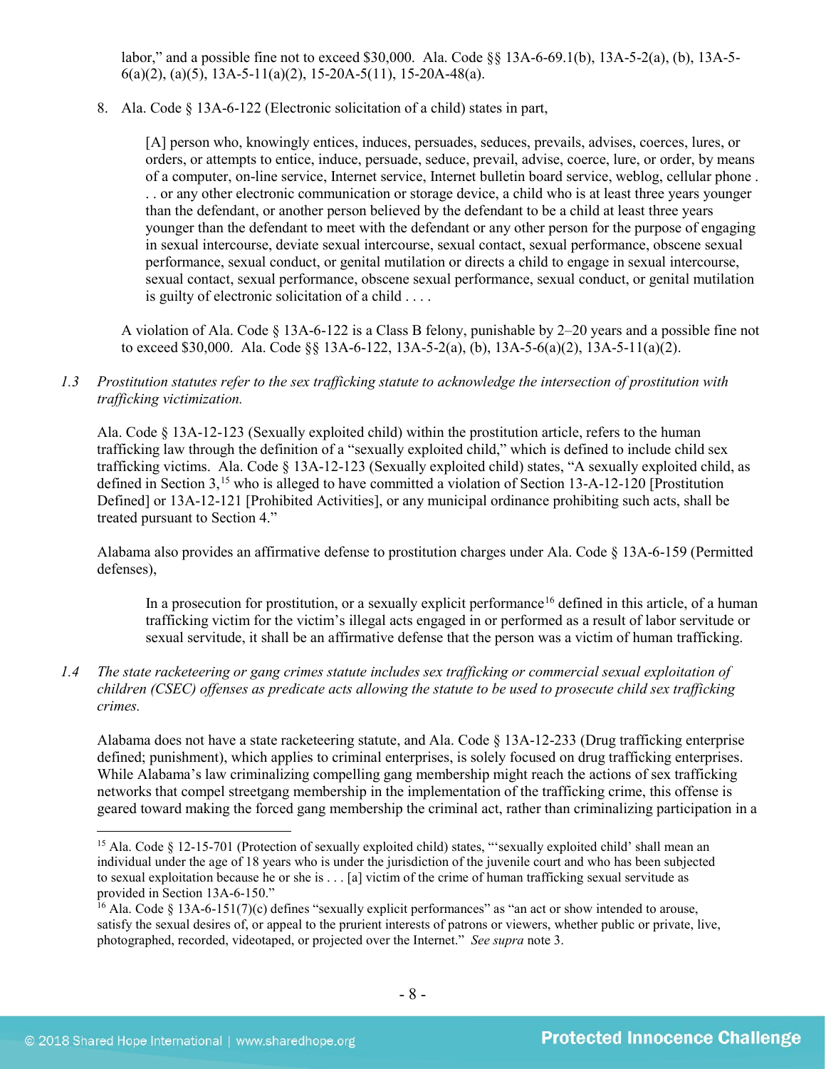labor," and a possible fine not to exceed $30,000. Ala. Code §§ 13A-6-69.1(b), 13A-5-2(a), (b), 13A-5-6(a)(2), (a)(5), 13A-5-11(a)(2), 15-20A-5(11), 15-20A-48(a).

8. Ala. Code § 13A-6-122 (Electronic solicitation of a child) states in part,

> [A] person who, knowingly entices, induces, persuades, seduces, prevails, advises, coerces, lures, or orders, or attempts to entice, induce, persuade, seduce, prevail, advise, coerce, lure, or order, by means of a computer, on-line service, Internet service, Internet bulletin board service, weblog, cellular phone . . . or any other electronic communication or storage device, a child who is at least three years younger than the defendant, or another person believed by the defendant to be a child at least three years younger than the defendant to meet with the defendant or any other person for the purpose of engaging in sexual intercourse, deviate sexual intercourse, sexual contact, sexual performance, obscene sexual performance, sexual conduct, or genital mutilation or directs a child to engage in sexual intercourse, sexual contact, sexual performance, obscene sexual performance, sexual conduct, or genital mutilation is guilty of electronic solicitation of a child . . . .

A violation of Ala. Code § 13A-6-122 is a Class B felony, punishable by 2–20 years and a possible fine not to exceed $30,000. Ala. Code §§ 13A-6-122, 13A-5-2(a), (b), 13A-5-6(a)(2), 13A-5-11(a)(2).

*1.3 Prostitution statutes refer to the sex trafficking statute to acknowledge the intersection of prostitution with trafficking victimization.*

Ala. Code § 13A-12-123 (Sexually exploited child) within the prostitution article, refers to the human trafficking law through the definition of a "sexually exploited child," which is defined to include child sex trafficking victims. Ala. Code § 13A-12-123 (Sexually exploited child) states, "A sexually exploited child, as defined in Section 3,[15] who is alleged to have committed a violation of Section 13-A-12-120 [Prostitution Defined] or 13A-12-121 [Prohibited Activities], or any municipal ordinance prohibiting such acts, shall be treated pursuant to Section 4."

Alabama also provides an affirmative defense to prostitution charges under Ala. Code § 13A-6-159 (Permitted defenses),

> In a prosecution for prostitution, or a sexually explicit performance[16] defined in this article, of a human trafficking victim for the victim's illegal acts engaged in or performed as a result of labor servitude or sexual servitude, it shall be an affirmative defense that the person was a victim of human trafficking.

*1.4 The state racketeering or gang crimes statute includes sex trafficking or commercial sexual exploitation of children (CSEC) offenses as predicate acts allowing the statute to be used to prosecute child sex trafficking crimes.*

Alabama does not have a state racketeering statute, and Ala. Code § 13A-12-233 (Drug trafficking enterprise defined; punishment), which applies to criminal enterprises, is solely focused on drug trafficking enterprises. While Alabama's law criminalizing compelling gang membership might reach the actions of sex trafficking networks that compel streetgang membership in the implementation of the trafficking crime, this offense is geared toward making the forced gang membership the criminal act, rather than criminalizing participation in a

---

[15] Ala. Code § 12-15-701 (Protection of sexually exploited child) states, "'sexually exploited child' shall mean an individual under the age of 18 years who is under the jurisdiction of the juvenile court and who has been subjected to sexual exploitation because he or she is . . . [a] victim of the crime of human trafficking sexual servitude as provided in Section 13A-6-150."

[16] Ala. Code § 13A-6-151(7)(c) defines "sexually explicit performances" as "an act or show intended to arouse, satisfy the sexual desires of, or appeal to the prurient interests of patrons or viewers, whether public or private, live, photographed, recorded, videotaped, or projected over the Internet." *See supra* note 3.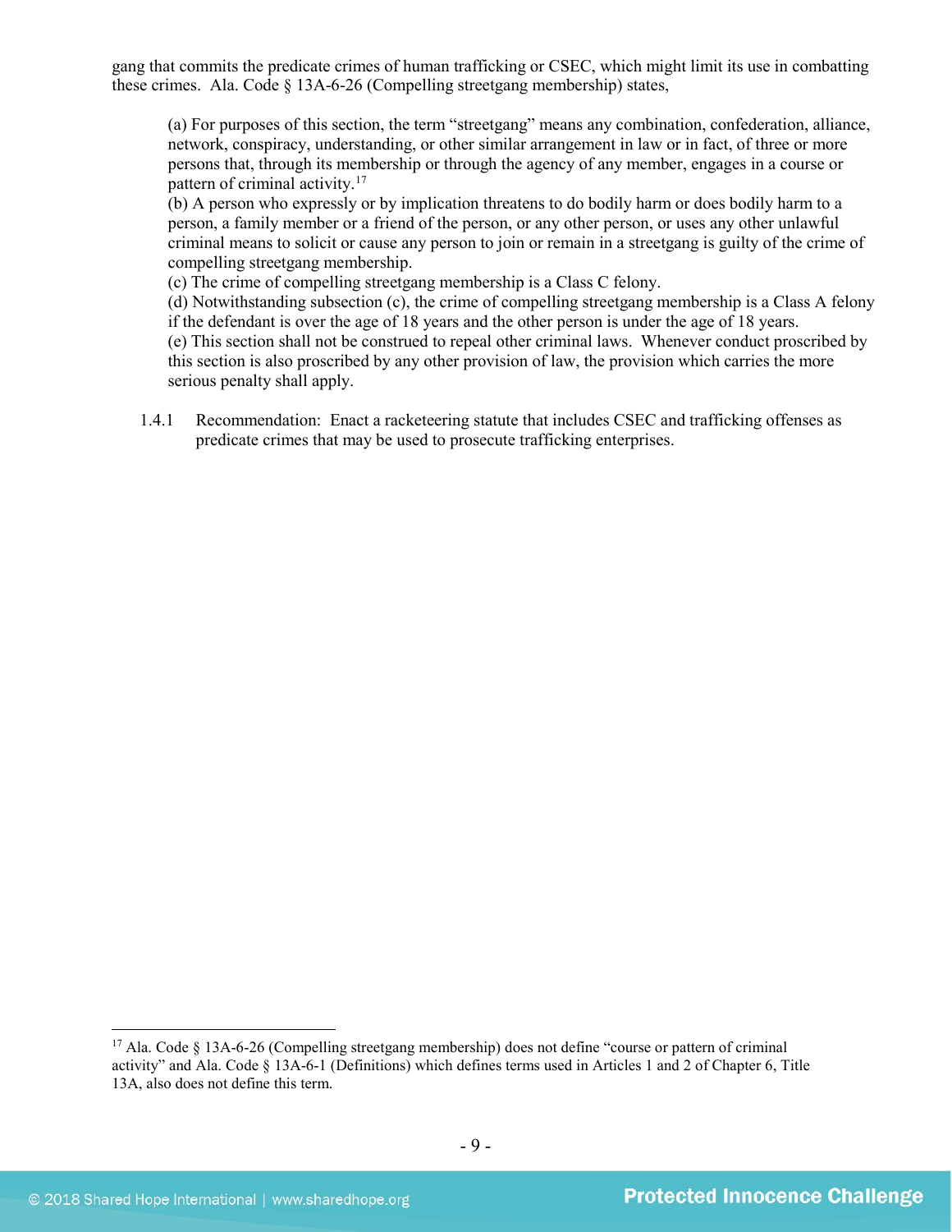gang that commits the predicate crimes of human trafficking or CSEC, which might limit its use in combatting these crimes. Ala. Code § 13A-6-26 (Compelling streetgang membership) states,

> (a) For purposes of this section, the term "streetgang" means any combination, confederation, alliance, network, conspiracy, understanding, or other similar arrangement in law or in fact, of three or more persons that, through its membership or through the agency of any member, engages in a course or pattern of criminal activity.[17]
> (b) A person who expressly or by implication threatens to do bodily harm or does bodily harm to a person, a family member or a friend of the person, or any other person, or uses any other unlawful criminal means to solicit or cause any person to join or remain in a streetgang is guilty of the crime of compelling streetgang membership.
> (c) The crime of compelling streetgang membership is a Class C felony.
> (d) Notwithstanding subsection (c), the crime of compelling streetgang membership is a Class A felony if the defendant is over the age of 18 years and the other person is under the age of 18 years.
> (e) This section shall not be construed to repeal other criminal laws. Whenever conduct proscribed by this section is also proscribed by any other provision of law, the provision which carries the more serious penalty shall apply.

1.4.1 Recommendation: Enact a racketeering statute that includes CSEC and trafficking offenses as predicate crimes that may be used to prosecute trafficking enterprises.

---

[17] Ala. Code § 13A-6-26 (Compelling streetgang membership) does not define "course or pattern of criminal activity" and Ala. Code § 13A-6-1 (Definitions) which defines terms used in Articles 1 and 2 of Chapter 6, Title 13A, also does not define this term.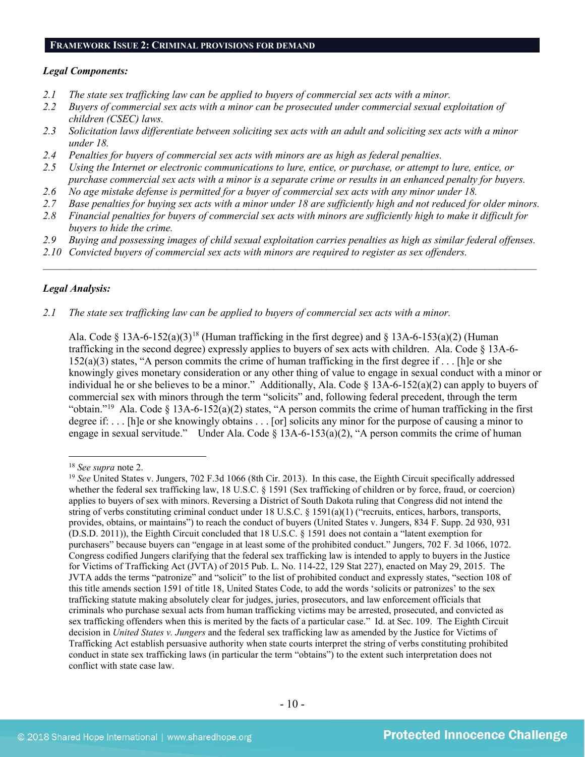## FRAMEWORK ISSUE 2: CRIMINAL PROVISIONS FOR DEMAND

### *Legal Components:*

*2.1 The state sex trafficking law can be applied to buyers of commercial sex acts with a minor.*
*2.2 Buyers of commercial sex acts with a minor can be prosecuted under commercial sexual exploitation of children (CSEC) laws.*
*2.3 Solicitation laws differentiate between soliciting sex acts with an adult and soliciting sex acts with a minor under 18.*
*2.4 Penalties for buyers of commercial sex acts with minors are as high as federal penalties.*
*2.5 Using the Internet or electronic communications to lure, entice, or purchase, or attempt to lure, entice, or purchase commercial sex acts with a minor is a separate crime or results in an enhanced penalty for buyers.*
*2.6 No age mistake defense is permitted for a buyer of commercial sex acts with any minor under 18.*
*2.7 Base penalties for buying sex acts with a minor under 18 are sufficiently high and not reduced for older minors.*
*2.8 Financial penalties for buyers of commercial sex acts with minors are sufficiently high to make it difficult for buyers to hide the crime.*
*2.9 Buying and possessing images of child sexual exploitation carries penalties as high as similar federal offenses.*
*2.10 Convicted buyers of commercial sex acts with minors are required to register as sex offenders.*

---

### *Legal Analysis:*

*2.1 The state sex trafficking law can be applied to buyers of commercial sex acts with a minor.*

Ala. Code § 13A-6-152(a)(3)[18] (Human trafficking in the first degree) and § 13A-6-153(a)(2) (Human trafficking in the second degree) expressly applies to buyers of sex acts with children. Ala. Code § 13A-6-152(a)(3) states, "A person commits the crime of human trafficking in the first degree if . . . [h]e or she knowingly gives monetary consideration or any other thing of value to engage in sexual conduct with a minor or individual he or she believes to be a minor." Additionally, Ala. Code § 13A-6-152(a)(2) can apply to buyers of commercial sex with minors through the term "solicits" and, following federal precedent, through the term "obtain."[19] Ala. Code § 13A-6-152(a)(2) states, "A person commits the crime of human trafficking in the first degree if: . . . [h]e or she knowingly obtains . . . [or] solicits any minor for the purpose of causing a minor to engage in sexual servitude." Under Ala. Code § 13A-6-153(a)(2), "A person commits the crime of human

---

[18] *See supra* note 2.

[19] *See* United States v. Jungers, 702 F.3d 1066 (8th Cir. 2013). In this case, the Eighth Circuit specifically addressed whether the federal sex trafficking law, 18 U.S.C. § 1591 (Sex trafficking of children or by force, fraud, or coercion) applies to buyers of sex with minors. Reversing a District of South Dakota ruling that Congress did not intend the string of verbs constituting criminal conduct under 18 U.S.C. § 1591(a)(1) ("recruits, entices, harbors, transports, provides, obtains, or maintains") to reach the conduct of buyers (United States v. Jungers, 834 F. Supp. 2d 930, 931 (D.S.D. 2011)), the Eighth Circuit concluded that 18 U.S.C. § 1591 does not contain a "latent exemption for purchasers" because buyers can "engage in at least some of the prohibited conduct." Jungers, 702 F. 3d 1066, 1072. Congress codified Jungers clarifying that the federal sex trafficking law is intended to apply to buyers in the Justice for Victims of Trafficking Act (JVTA) of 2015 Pub. L. No. 114-22, 129 Stat 227), enacted on May 29, 2015. The JVTA adds the terms "patronize" and "solicit" to the list of prohibited conduct and expressly states, "section 108 of this title amends section 1591 of title 18, United States Code, to add the words 'solicits or patronizes' to the sex trafficking statute making absolutely clear for judges, juries, prosecutors, and law enforcement officials that criminals who purchase sexual acts from human trafficking victims may be arrested, prosecuted, and convicted as sex trafficking offenders when this is merited by the facts of a particular case." Id. at Sec. 109. The Eighth Circuit decision in *United States v. Jungers* and the federal sex trafficking law as amended by the Justice for Victims of Trafficking Act establish persuasive authority when state courts interpret the string of verbs constituting prohibited conduct in state sex trafficking laws (in particular the term "obtains") to the extent such interpretation does not conflict with state case law.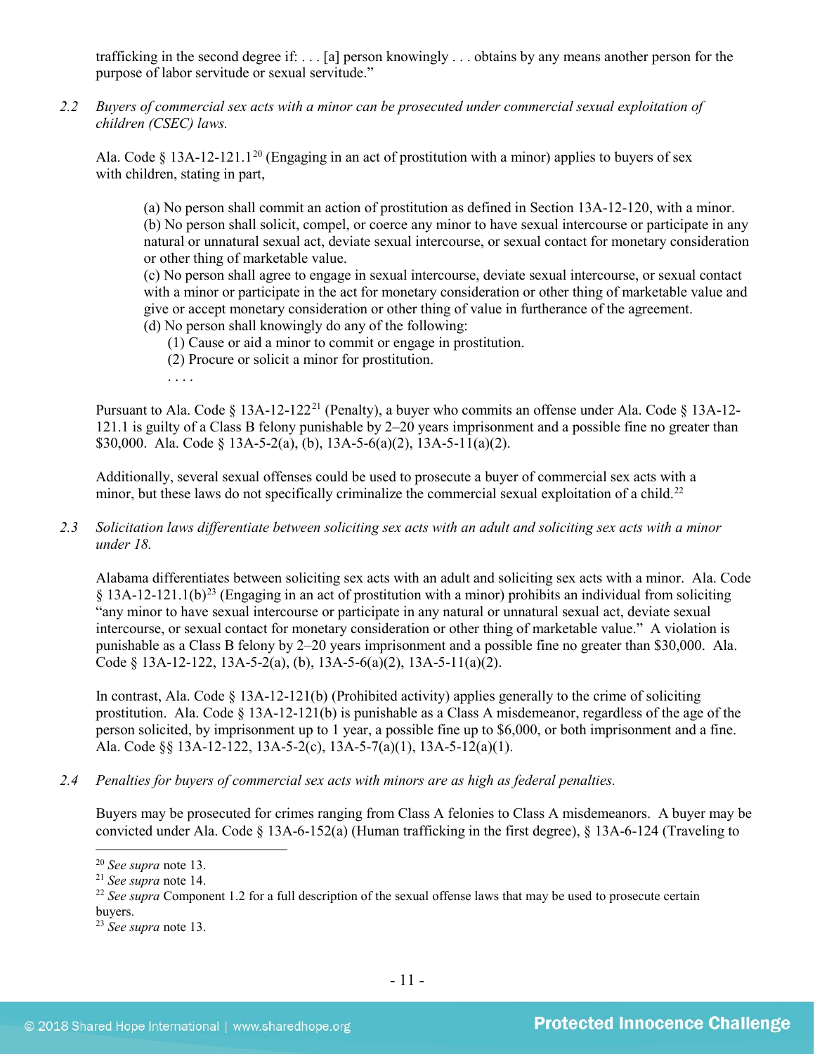trafficking in the second degree if: . . . [a] person knowingly . . . obtains by any means another person for the purpose of labor servitude or sexual servitude."

*2.2 Buyers of commercial sex acts with a minor can be prosecuted under commercial sexual exploitation of children (CSEC) laws.*

Ala. Code § 13A-12-121.1[20] (Engaging in an act of prostitution with a minor) applies to buyers of sex with children, stating in part,

> (a) No person shall commit an action of prostitution as defined in Section 13A-12-120, with a minor.
> (b) No person shall solicit, compel, or coerce any minor to have sexual intercourse or participate in any natural or unnatural sexual act, deviate sexual intercourse, or sexual contact for monetary consideration or other thing of marketable value.
> (c) No person shall agree to engage in sexual intercourse, deviate sexual intercourse, or sexual contact with a minor or participate in the act for monetary consideration or other thing of marketable value and give or accept monetary consideration or other thing of value in furtherance of the agreement.
> (d) No person shall knowingly do any of the following:
> (1) Cause or aid a minor to commit or engage in prostitution.
> (2) Procure or solicit a minor for prostitution.
> . . . .

Pursuant to Ala. Code § 13A-12-122[21] (Penalty), a buyer who commits an offense under Ala. Code § 13A-12-121.1 is guilty of a Class B felony punishable by 2–20 years imprisonment and a possible fine no greater than $30,000. Ala. Code § 13A-5-2(a), (b), 13A-5-6(a)(2), 13A-5-11(a)(2).

Additionally, several sexual offenses could be used to prosecute a buyer of commercial sex acts with a minor, but these laws do not specifically criminalize the commercial sexual exploitation of a child.[22]

*2.3 Solicitation laws differentiate between soliciting sex acts with an adult and soliciting sex acts with a minor under 18.*

Alabama differentiates between soliciting sex acts with an adult and soliciting sex acts with a minor. Ala. Code § 13A-12-121.1(b)[23] (Engaging in an act of prostitution with a minor) prohibits an individual from soliciting "any minor to have sexual intercourse or participate in any natural or unnatural sexual act, deviate sexual intercourse, or sexual contact for monetary consideration or other thing of marketable value." A violation is punishable as a Class B felony by 2–20 years imprisonment and a possible fine no greater than $30,000. Ala. Code § 13A-12-122, 13A-5-2(a), (b), 13A-5-6(a)(2), 13A-5-11(a)(2).

In contrast, Ala. Code § 13A-12-121(b) (Prohibited activity) applies generally to the crime of soliciting prostitution. Ala. Code § 13A-12-121(b) is punishable as a Class A misdemeanor, regardless of the age of the person solicited, by imprisonment up to 1 year, a possible fine up to $6,000, or both imprisonment and a fine. Ala. Code §§ 13A-12-122, 13A-5-2(c), 13A-5-7(a)(1), 13A-5-12(a)(1).

*2.4 Penalties for buyers of commercial sex acts with minors are as high as federal penalties.*

Buyers may be prosecuted for crimes ranging from Class A felonies to Class A misdemeanors. A buyer may be convicted under Ala. Code § 13A-6-152(a) (Human trafficking in the first degree), § 13A-6-124 (Traveling to

---

[20] *See supra* note 13.
[21] *See supra* note 14.
[22] *See supra* Component 1.2 for a full description of the sexual offense laws that may be used to prosecute certain buyers.
[23] *See supra* note 13.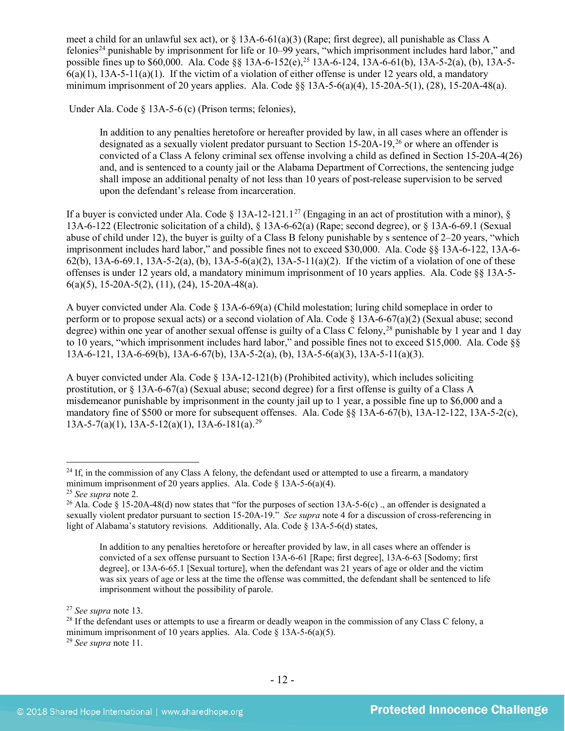meet a child for an unlawful sex act), or § 13A-6-61(a)(3) (Rape; first degree), all punishable as Class A felonies[24] punishable by imprisonment for life or 10–99 years, "which imprisonment includes hard labor," and possible fines up to $60,000. Ala. Code §§ 13A-6-152(e),[25] 13A-6-124, 13A-6-61(b), 13A-5-2(a), (b), 13A-5-6(a)(1), 13A-5-11(a)(1). If the victim of a violation of either offense is under 12 years old, a mandatory minimum imprisonment of 20 years applies. Ala. Code §§ 13A-5-6(a)(4), 15-20A-5(1), (28), 15-20A-48(a).

Under Ala. Code § 13A-5-6 (c) (Prison terms; felonies),

> In addition to any penalties heretofore or hereafter provided by law, in all cases where an offender is designated as a sexually violent predator pursuant to Section 15-20A-19,[26] or where an offender is convicted of a Class A felony criminal sex offense involving a child as defined in Section 15-20A-4(26) and, and is sentenced to a county jail or the Alabama Department of Corrections, the sentencing judge shall impose an additional penalty of not less than 10 years of post-release supervision to be served upon the defendant's release from incarceration.

If a buyer is convicted under Ala. Code § 13A-12-121.1[27] (Engaging in an act of prostitution with a minor), § 13A-6-122 (Electronic solicitation of a child), § 13A-6-62(a) (Rape; second degree), or § 13A-6-69.1 (Sexual abuse of child under 12), the buyer is guilty of a Class B felony punishable by s sentence of 2–20 years, "which imprisonment includes hard labor," and possible fines not to exceed $30,000. Ala. Code §§ 13A-6-122, 13A-6-62(b), 13A-6-69.1, 13A-5-2(a), (b), 13A-5-6(a)(2), 13A-5-11(a)(2). If the victim of a violation of one of these offenses is under 12 years old, a mandatory minimum imprisonment of 10 years applies. Ala. Code §§ 13A-5-6(a)(5), 15-20A-5(2), (11), (24), 15-20A-48(a).

A buyer convicted under Ala. Code § 13A-6-69(a) (Child molestation; luring child someplace in order to perform or to propose sexual acts) or a second violation of Ala. Code § 13A-6-67(a)(2) (Sexual abuse; second degree) within one year of another sexual offense is guilty of a Class C felony,[28] punishable by 1 year and 1 day to 10 years, "which imprisonment includes hard labor," and possible fines not to exceed $15,000. Ala. Code §§ 13A-6-121, 13A-6-69(b), 13A-6-67(b), 13A-5-2(a), (b), 13A-5-6(a)(3), 13A-5-11(a)(3).

A buyer convicted under Ala. Code § 13A-12-121(b) (Prohibited activity), which includes soliciting prostitution, or § 13A-6-67(a) (Sexual abuse; second degree) for a first offense is guilty of a Class A misdemeanor punishable by imprisonment in the county jail up to 1 year, a possible fine up to $6,000 and a mandatory fine of $500 or more for subsequent offenses. Ala. Code §§ 13A-6-67(b), 13A-12-122, 13A-5-2(c), 13A-5-7(a)(1), 13A-5-12(a)(1), 13A-6-181(a).[29]

---

[24] If, in the commission of any Class A felony, the defendant used or attempted to use a firearm, a mandatory minimum imprisonment of 20 years applies. Ala. Code § 13A-5-6(a)(4).

[25] *See supra* note 2.

[26] Ala. Code § 15-20A-48(d) now states that "for the purposes of section 13A-5-6(c) ., an offender is designated a sexually violent predator pursuant to section 15-20A-19." *See supra* note 4 for a discussion of cross-referencing in light of Alabama's statutory revisions. Additionally, Ala. Code § 13A-5-6(d) states,

> In addition to any penalties heretofore or hereafter provided by law, in all cases where an offender is convicted of a sex offense pursuant to Section 13A-6-61 [Rape; first degree], 13A-6-63 [Sodomy; first degree], or 13A-6-65.1 [Sexual torture], when the defendant was 21 years of age or older and the victim was six years of age or less at the time the offense was committed, the defendant shall be sentenced to life imprisonment without the possibility of parole.

[27] *See supra* note 13.

[28] If the defendant uses or attempts to use a firearm or deadly weapon in the commission of any Class C felony, a minimum imprisonment of 10 years applies. Ala. Code § 13A-5-6(a)(5).

[29] *See supra* note 11.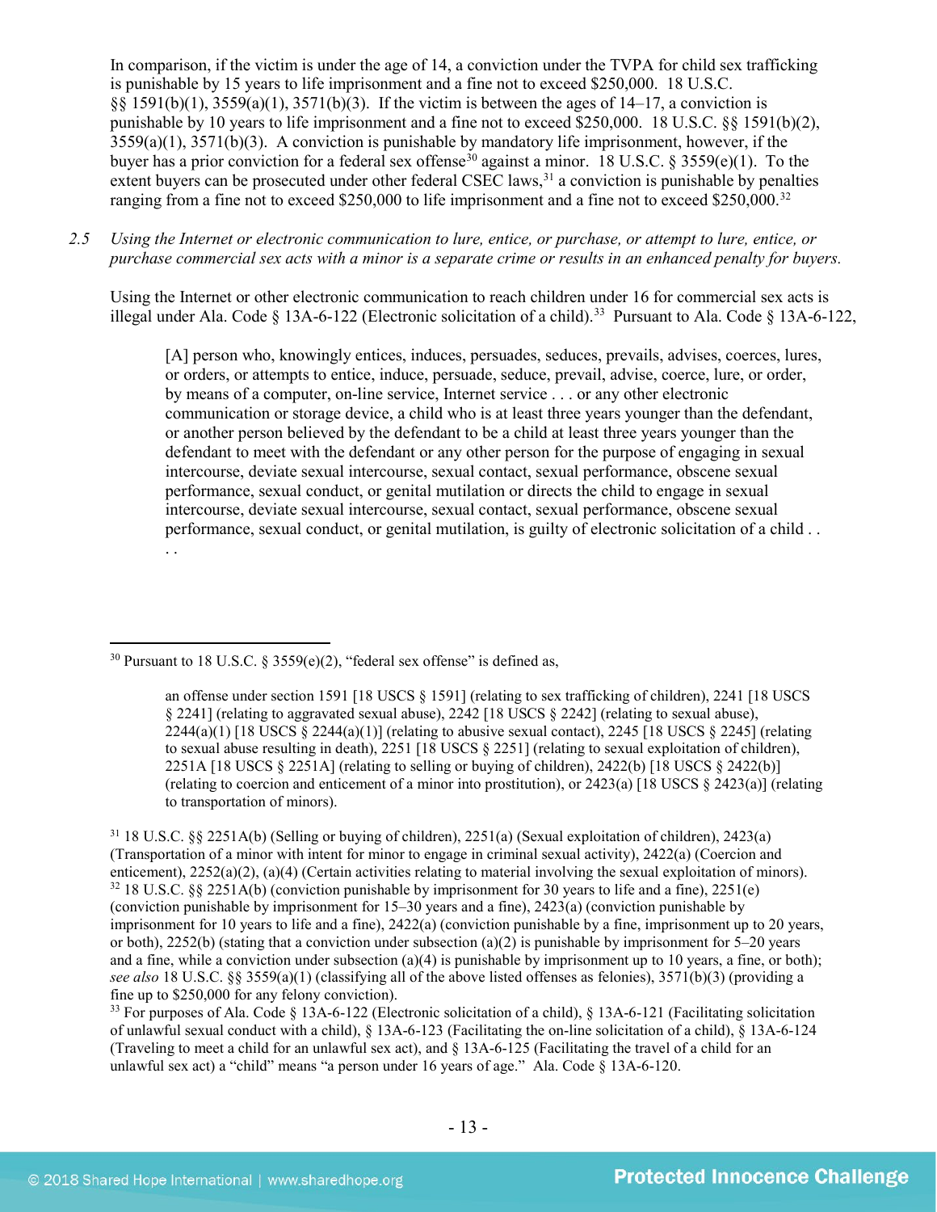In comparison, if the victim is under the age of 14, a conviction under the TVPA for child sex trafficking is punishable by 15 years to life imprisonment and a fine not to exceed $250,000. 18 U.S.C. §§ 1591(b)(1), 3559(a)(1), 3571(b)(3). If the victim is between the ages of 14–17, a conviction is punishable by 10 years to life imprisonment and a fine not to exceed $250,000. 18 U.S.C. §§ 1591(b)(2), 3559(a)(1), 3571(b)(3). A conviction is punishable by mandatory life imprisonment, however, if the buyer has a prior conviction for a federal sex offense[30] against a minor. 18 U.S.C. § 3559(e)(1). To the extent buyers can be prosecuted under other federal CSEC laws,[31] a conviction is punishable by penalties ranging from a fine not to exceed $250,000 to life imprisonment and a fine not to exceed $250,000.[32]

*2.5 Using the Internet or electronic communication to lure, entice, or purchase, or attempt to lure, entice, or purchase commercial sex acts with a minor is a separate crime or results in an enhanced penalty for buyers.*

Using the Internet or other electronic communication to reach children under 16 for commercial sex acts is illegal under Ala. Code § 13A-6-122 (Electronic solicitation of a child).[33] Pursuant to Ala. Code § 13A-6-122,

> [A] person who, knowingly entices, induces, persuades, seduces, prevails, advises, coerces, lures, or orders, or attempts to entice, induce, persuade, seduce, prevail, advise, coerce, lure, or order, by means of a computer, on-line service, Internet service . . . or any other electronic communication or storage device, a child who is at least three years younger than the defendant, or another person believed by the defendant to be a child at least three years younger than the defendant to meet with the defendant or any other person for the purpose of engaging in sexual intercourse, deviate sexual intercourse, sexual contact, sexual performance, obscene sexual performance, sexual conduct, or genital mutilation or directs the child to engage in sexual intercourse, deviate sexual intercourse, sexual contact, sexual performance, obscene sexual performance, sexual conduct, or genital mutilation, is guilty of electronic solicitation of a child . . . .

---

[30] Pursuant to 18 U.S.C. § 3559(e)(2), "federal sex offense" is defined as,

> an offense under section 1591 [18 USCS § 1591] (relating to sex trafficking of children), 2241 [18 USCS § 2241] (relating to aggravated sexual abuse), 2242 [18 USCS § 2242] (relating to sexual abuse), 2244(a)(1) [18 USCS § 2244(a)(1)] (relating to abusive sexual contact), 2245 [18 USCS § 2245] (relating to sexual abuse resulting in death), 2251 [18 USCS § 2251] (relating to sexual exploitation of children), 2251A [18 USCS § 2251A] (relating to selling or buying of children), 2422(b) [18 USCS § 2422(b)] (relating to coercion and enticement of a minor into prostitution), or 2423(a) [18 USCS § 2423(a)] (relating to transportation of minors).

[31] 18 U.S.C. §§ 2251A(b) (Selling or buying of children), 2251(a) (Sexual exploitation of children), 2423(a) (Transportation of a minor with intent for minor to engage in criminal sexual activity), 2422(a) (Coercion and enticement), 2252(a)(2), (a)(4) (Certain activities relating to material involving the sexual exploitation of minors).

[32] 18 U.S.C. §§ 2251A(b) (conviction punishable by imprisonment for 30 years to life and a fine), 2251(e) (conviction punishable by imprisonment for 15–30 years and a fine), 2423(a) (conviction punishable by imprisonment for 10 years to life and a fine), 2422(a) (conviction punishable by a fine, imprisonment up to 20 years, or both), 2252(b) (stating that a conviction under subsection (a)(2) is punishable by imprisonment for 5–20 years and a fine, while a conviction under subsection (a)(4) is punishable by imprisonment up to 10 years, a fine, or both); *see also* 18 U.S.C. §§ 3559(a)(1) (classifying all of the above listed offenses as felonies), 3571(b)(3) (providing a fine up to $250,000 for any felony conviction).

[33] For purposes of Ala. Code § 13A-6-122 (Electronic solicitation of a child), § 13A-6-121 (Facilitating solicitation of unlawful sexual conduct with a child), § 13A-6-123 (Facilitating the on-line solicitation of a child), § 13A-6-124 (Traveling to meet a child for an unlawful sex act), and § 13A-6-125 (Facilitating the travel of a child for an unlawful sex act) a "child" means "a person under 16 years of age." Ala. Code § 13A-6-120.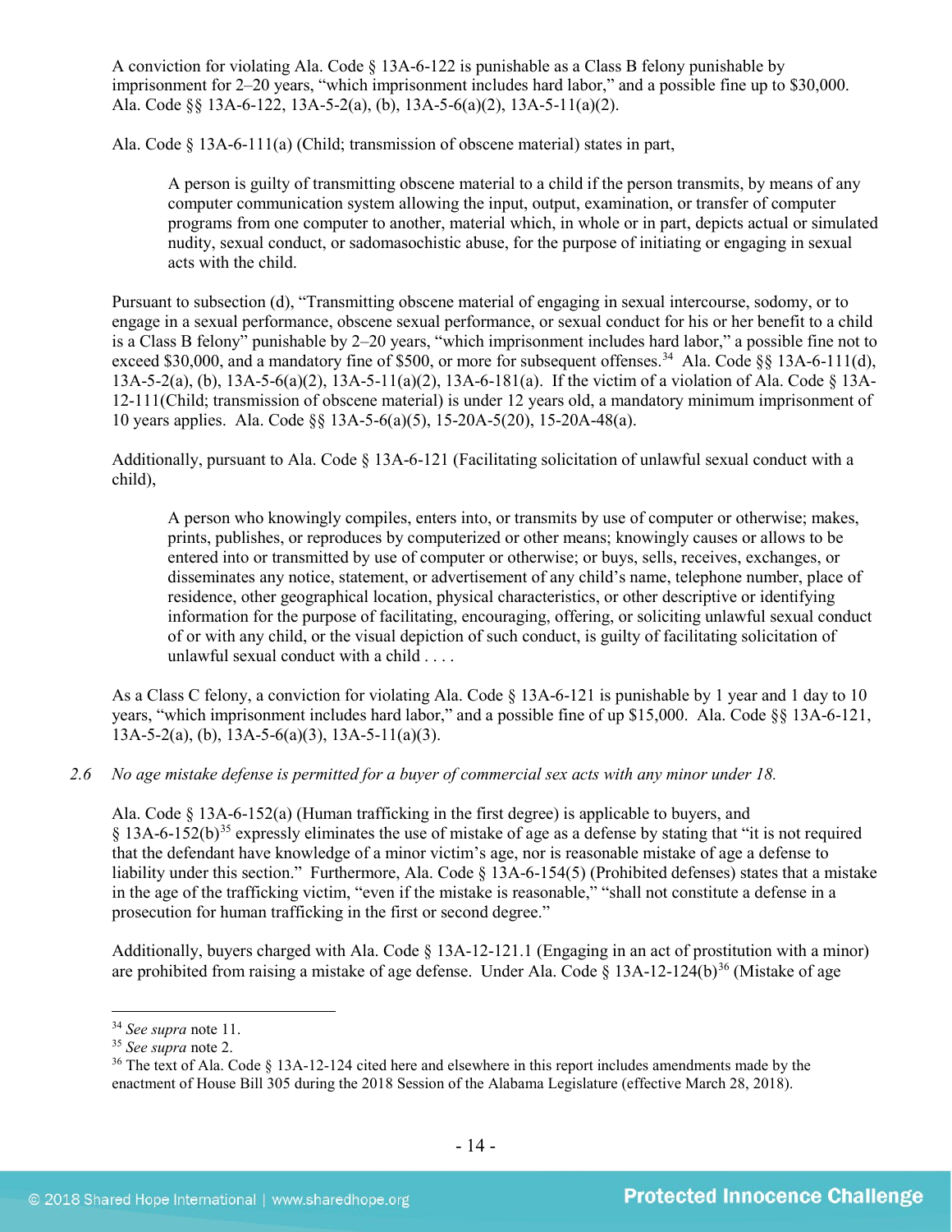A conviction for violating Ala. Code § 13A-6-122 is punishable as a Class B felony punishable by imprisonment for 2–20 years, "which imprisonment includes hard labor," and a possible fine up to $30,000. Ala. Code §§ 13A-6-122, 13A-5-2(a), (b), 13A-5-6(a)(2), 13A-5-11(a)(2).

Ala. Code § 13A-6-111(a) (Child; transmission of obscene material) states in part,

> A person is guilty of transmitting obscene material to a child if the person transmits, by means of any computer communication system allowing the input, output, examination, or transfer of computer programs from one computer to another, material which, in whole or in part, depicts actual or simulated nudity, sexual conduct, or sadomasochistic abuse, for the purpose of initiating or engaging in sexual acts with the child.

Pursuant to subsection (d), "Transmitting obscene material of engaging in sexual intercourse, sodomy, or to engage in a sexual performance, obscene sexual performance, or sexual conduct for his or her benefit to a child is a Class B felony" punishable by 2–20 years, "which imprisonment includes hard labor," a possible fine not to exceed $30,000, and a mandatory fine of $500, or more for subsequent offenses.[34] Ala. Code §§ 13A-6-111(d), 13A-5-2(a), (b), 13A-5-6(a)(2), 13A-5-11(a)(2), 13A-6-181(a). If the victim of a violation of Ala. Code § 13A-12-111(Child; transmission of obscene material) is under 12 years old, a mandatory minimum imprisonment of 10 years applies. Ala. Code §§ 13A-5-6(a)(5), 15-20A-5(20), 15-20A-48(a).

Additionally, pursuant to Ala. Code § 13A-6-121 (Facilitating solicitation of unlawful sexual conduct with a child),

> A person who knowingly compiles, enters into, or transmits by use of computer or otherwise; makes, prints, publishes, or reproduces by computerized or other means; knowingly causes or allows to be entered into or transmitted by use of computer or otherwise; or buys, sells, receives, exchanges, or disseminates any notice, statement, or advertisement of any child's name, telephone number, place of residence, other geographical location, physical characteristics, or other descriptive or identifying information for the purpose of facilitating, encouraging, offering, or soliciting unlawful sexual conduct of or with any child, or the visual depiction of such conduct, is guilty of facilitating solicitation of unlawful sexual conduct with a child . . . .

As a Class C felony, a conviction for violating Ala. Code § 13A-6-121 is punishable by 1 year and 1 day to 10 years, "which imprisonment includes hard labor," and a possible fine of up $15,000. Ala. Code §§ 13A-6-121, 13A-5-2(a), (b), 13A-5-6(a)(3), 13A-5-11(a)(3).

*2.6 No age mistake defense is permitted for a buyer of commercial sex acts with any minor under 18.*

Ala. Code § 13A-6-152(a) (Human trafficking in the first degree) is applicable to buyers, and § 13A-6-152(b)[35] expressly eliminates the use of mistake of age as a defense by stating that "it is not required that the defendant have knowledge of a minor victim's age, nor is reasonable mistake of age a defense to liability under this section." Furthermore, Ala. Code § 13A-6-154(5) (Prohibited defenses) states that a mistake in the age of the trafficking victim, "even if the mistake is reasonable," "shall not constitute a defense in a prosecution for human trafficking in the first or second degree."

Additionally, buyers charged with Ala. Code § 13A-12-121.1 (Engaging in an act of prostitution with a minor) are prohibited from raising a mistake of age defense. Under Ala. Code § 13A-12-124(b)[36] (Mistake of age

---

[34] *See supra* note 11.

[35] *See supra* note 2.

[36] The text of Ala. Code § 13A-12-124 cited here and elsewhere in this report includes amendments made by the enactment of House Bill 305 during the 2018 Session of the Alabama Legislature (effective March 28, 2018).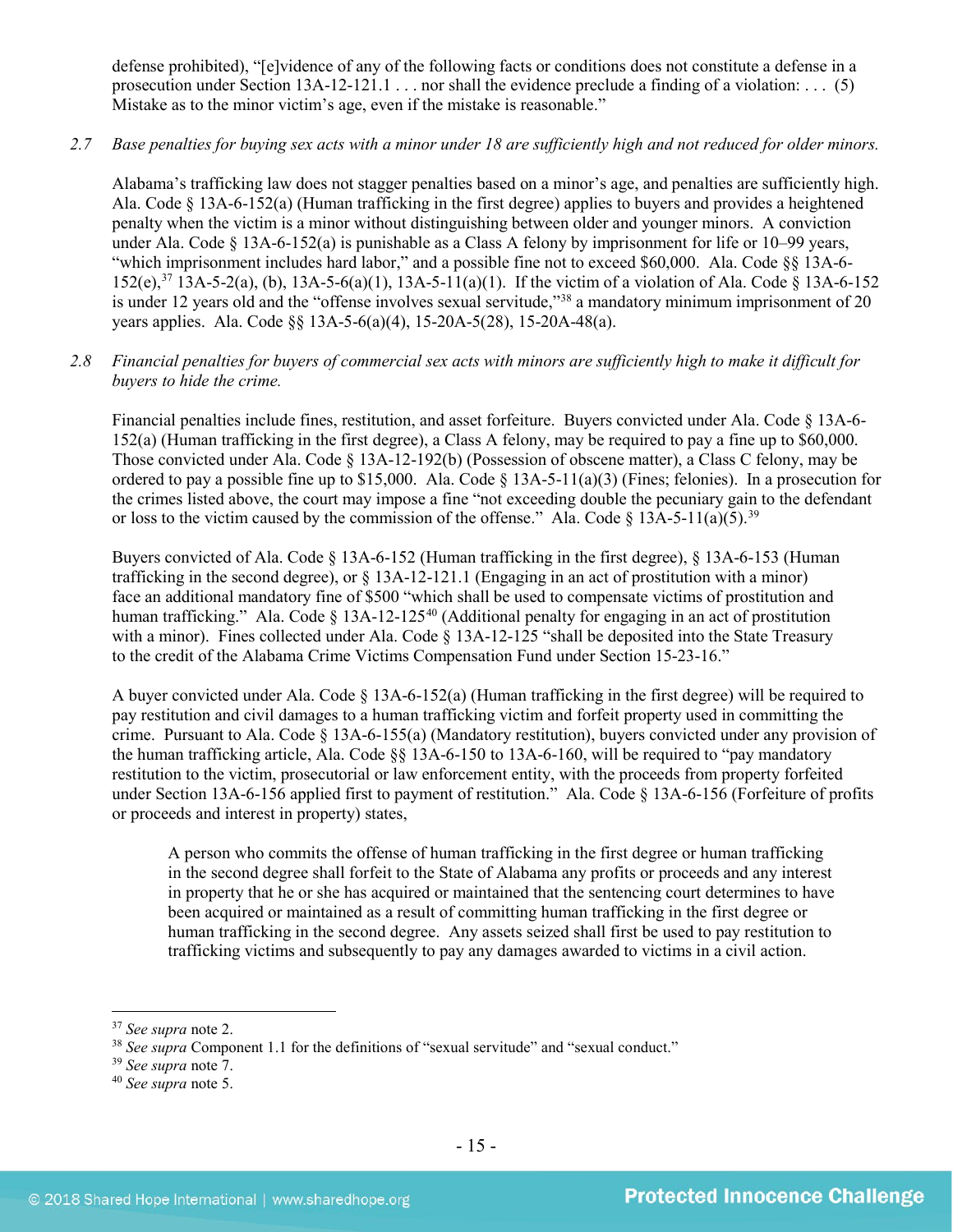defense prohibited), "[e]vidence of any of the following facts or conditions does not constitute a defense in a prosecution under Section 13A-12-121.1 . . . nor shall the evidence preclude a finding of a violation: . . . (5) Mistake as to the minor victim's age, even if the mistake is reasonable."

*2.7 Base penalties for buying sex acts with a minor under 18 are sufficiently high and not reduced for older minors.*

Alabama's trafficking law does not stagger penalties based on a minor's age, and penalties are sufficiently high. Ala. Code § 13A-6-152(a) (Human trafficking in the first degree) applies to buyers and provides a heightened penalty when the victim is a minor without distinguishing between older and younger minors. A conviction under Ala. Code § 13A-6-152(a) is punishable as a Class A felony by imprisonment for life or 10–99 years, "which imprisonment includes hard labor," and a possible fine not to exceed $60,000. Ala. Code §§ 13A-6-152(e),[37] 13A-5-2(a), (b), 13A-5-6(a)(1), 13A-5-11(a)(1). If the victim of a violation of Ala. Code § 13A-6-152 is under 12 years old and the "offense involves sexual servitude,"[38] a mandatory minimum imprisonment of 20 years applies. Ala. Code §§ 13A-5-6(a)(4), 15-20A-5(28), 15-20A-48(a).

*2.8 Financial penalties for buyers of commercial sex acts with minors are sufficiently high to make it difficult for buyers to hide the crime.*

Financial penalties include fines, restitution, and asset forfeiture. Buyers convicted under Ala. Code § 13A-6-152(a) (Human trafficking in the first degree), a Class A felony, may be required to pay a fine up to $60,000. Those convicted under Ala. Code § 13A-12-192(b) (Possession of obscene matter), a Class C felony, may be ordered to pay a possible fine up to $15,000. Ala. Code § 13A-5-11(a)(3) (Fines; felonies). In a prosecution for the crimes listed above, the court may impose a fine "not exceeding double the pecuniary gain to the defendant or loss to the victim caused by the commission of the offense." Ala. Code § 13A-5-11(a)(5).[39]

Buyers convicted of Ala. Code § 13A-6-152 (Human trafficking in the first degree), § 13A-6-153 (Human trafficking in the second degree), or § 13A-12-121.1 (Engaging in an act of prostitution with a minor) face an additional mandatory fine of $500 "which shall be used to compensate victims of prostitution and human trafficking." Ala. Code § 13A-12-125[40] (Additional penalty for engaging in an act of prostitution with a minor). Fines collected under Ala. Code § 13A-12-125 "shall be deposited into the State Treasury to the credit of the Alabama Crime Victims Compensation Fund under Section 15-23-16."

A buyer convicted under Ala. Code § 13A-6-152(a) (Human trafficking in the first degree) will be required to pay restitution and civil damages to a human trafficking victim and forfeit property used in committing the crime. Pursuant to Ala. Code § 13A-6-155(a) (Mandatory restitution), buyers convicted under any provision of the human trafficking article, Ala. Code §§ 13A-6-150 to 13A-6-160, will be required to "pay mandatory restitution to the victim, prosecutorial or law enforcement entity, with the proceeds from property forfeited under Section 13A-6-156 applied first to payment of restitution." Ala. Code § 13A-6-156 (Forfeiture of profits or proceeds and interest in property) states,

> A person who commits the offense of human trafficking in the first degree or human trafficking in the second degree shall forfeit to the State of Alabama any profits or proceeds and any interest in property that he or she has acquired or maintained that the sentencing court determines to have been acquired or maintained as a result of committing human trafficking in the first degree or human trafficking in the second degree. Any assets seized shall first be used to pay restitution to trafficking victims and subsequently to pay any damages awarded to victims in a civil action.

---

[37] *See supra* note 2.

[38] *See supra* Component 1.1 for the definitions of "sexual servitude" and "sexual conduct."

[39] *See supra* note 7.

[40] *See supra* note 5.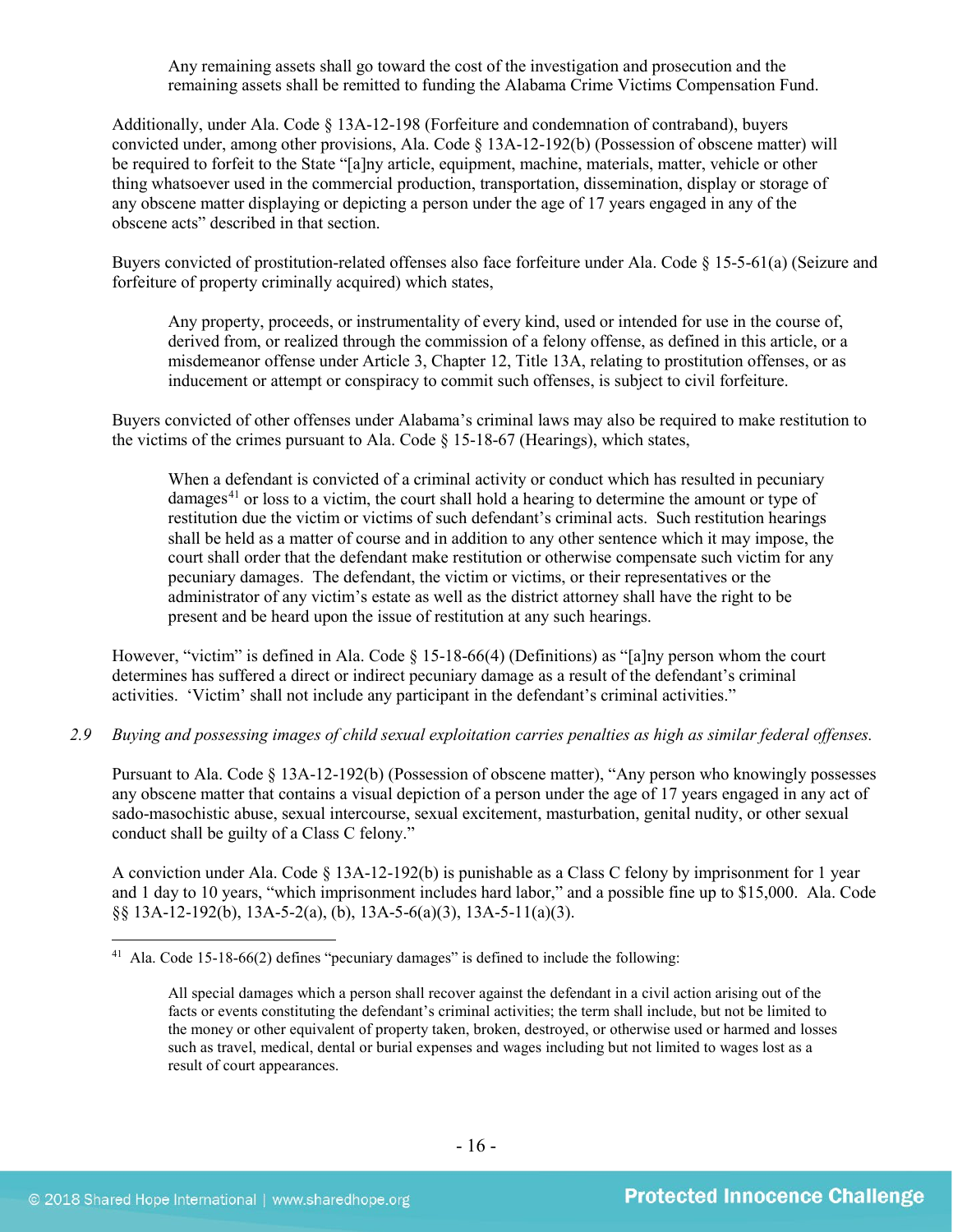> Any remaining assets shall go toward the cost of the investigation and prosecution and the remaining assets shall be remitted to funding the Alabama Crime Victims Compensation Fund.

Additionally, under Ala. Code § 13A-12-198 (Forfeiture and condemnation of contraband), buyers convicted under, among other provisions, Ala. Code § 13A-12-192(b) (Possession of obscene matter) will be required to forfeit to the State "[a]ny article, equipment, machine, materials, matter, vehicle or other thing whatsoever used in the commercial production, transportation, dissemination, display or storage of any obscene matter displaying or depicting a person under the age of 17 years engaged in any of the obscene acts" described in that section.

Buyers convicted of prostitution-related offenses also face forfeiture under Ala. Code § 15-5-61(a) (Seizure and forfeiture of property criminally acquired) which states,

> Any property, proceeds, or instrumentality of every kind, used or intended for use in the course of, derived from, or realized through the commission of a felony offense, as defined in this article, or a misdemeanor offense under Article 3, Chapter 12, Title 13A, relating to prostitution offenses, or as inducement or attempt or conspiracy to commit such offenses, is subject to civil forfeiture.

Buyers convicted of other offenses under Alabama's criminal laws may also be required to make restitution to the victims of the crimes pursuant to Ala. Code § 15-18-67 (Hearings), which states,

> When a defendant is convicted of a criminal activity or conduct which has resulted in pecuniary damages[41] or loss to a victim, the court shall hold a hearing to determine the amount or type of restitution due the victim or victims of such defendant's criminal acts. Such restitution hearings shall be held as a matter of course and in addition to any other sentence which it may impose, the court shall order that the defendant make restitution or otherwise compensate such victim for any pecuniary damages. The defendant, the victim or victims, or their representatives or the administrator of any victim's estate as well as the district attorney shall have the right to be present and be heard upon the issue of restitution at any such hearings.

However, "victim" is defined in Ala. Code § 15-18-66(4) (Definitions) as "[a]ny person whom the court determines has suffered a direct or indirect pecuniary damage as a result of the defendant's criminal activities. 'Victim' shall not include any participant in the defendant's criminal activities."

*2.9 Buying and possessing images of child sexual exploitation carries penalties as high as similar federal offenses.*

Pursuant to Ala. Code § 13A-12-192(b) (Possession of obscene matter), "Any person who knowingly possesses any obscene matter that contains a visual depiction of a person under the age of 17 years engaged in any act of sado-masochistic abuse, sexual intercourse, sexual excitement, masturbation, genital nudity, or other sexual conduct shall be guilty of a Class C felony."

A conviction under Ala. Code § 13A-12-192(b) is punishable as a Class C felony by imprisonment for 1 year and 1 day to 10 years, "which imprisonment includes hard labor," and a possible fine up to $15,000. Ala. Code §§ 13A-12-192(b), 13A-5-2(a), (b), 13A-5-6(a)(3), 13A-5-11(a)(3).

---

[41] Ala. Code 15-18-66(2) defines "pecuniary damages" is defined to include the following:

> All special damages which a person shall recover against the defendant in a civil action arising out of the facts or events constituting the defendant's criminal activities; the term shall include, but not be limited to the money or other equivalent of property taken, broken, destroyed, or otherwise used or harmed and losses such as travel, medical, dental or burial expenses and wages including but not limited to wages lost as a result of court appearances.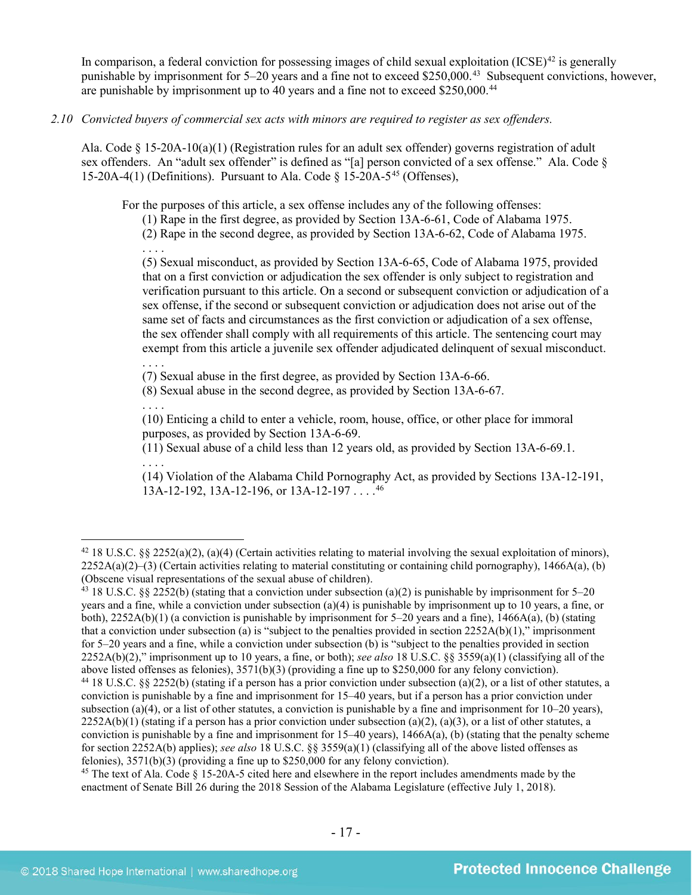In comparison, a federal conviction for possessing images of child sexual exploitation (ICSE)[42] is generally punishable by imprisonment for 5–20 years and a fine not to exceed $250,000.[43] Subsequent convictions, however, are punishable by imprisonment up to 40 years and a fine not to exceed $250,000.[44]

*2.10 Convicted buyers of commercial sex acts with minors are required to register as sex offenders.*

Ala. Code § 15-20A-10(a)(1) (Registration rules for an adult sex offender) governs registration of adult sex offenders. An "adult sex offender" is defined as "[a] person convicted of a sex offense." Ala. Code § 15-20A-4(1) (Definitions). Pursuant to Ala. Code § 15-20A-5[45] (Offenses),

> For the purposes of this article, a sex offense includes any of the following offenses:
>
> (1) Rape in the first degree, as provided by Section 13A-6-61, Code of Alabama 1975.
>
> (2) Rape in the second degree, as provided by Section 13A-6-62, Code of Alabama 1975.
>
> . . . .
>
> (5) Sexual misconduct, as provided by Section 13A-6-65, Code of Alabama 1975, provided that on a first conviction or adjudication the sex offender is only subject to registration and verification pursuant to this article. On a second or subsequent conviction or adjudication of a sex offense, if the second or subsequent conviction or adjudication does not arise out of the same set of facts and circumstances as the first conviction or adjudication of a sex offense, the sex offender shall comply with all requirements of this article. The sentencing court may exempt from this article a juvenile sex offender adjudicated delinquent of sexual misconduct.
>
> . . . .
>
> (7) Sexual abuse in the first degree, as provided by Section 13A-6-66.
>
> (8) Sexual abuse in the second degree, as provided by Section 13A-6-67.
>
> . . . .
>
> (10) Enticing a child to enter a vehicle, room, house, office, or other place for immoral purposes, as provided by Section 13A-6-69.
>
> (11) Sexual abuse of a child less than 12 years old, as provided by Section 13A-6-69.1.
>
> . . . .
>
> (14) Violation of the Alabama Child Pornography Act, as provided by Sections 13A-12-191, 13A-12-192, 13A-12-196, or 13A-12-197 . . . .[46]

---

[42] 18 U.S.C. §§ 2252(a)(2), (a)(4) (Certain activities relating to material involving the sexual exploitation of minors), 2252A(a)(2)–(3) (Certain activities relating to material constituting or containing child pornography), 1466A(a), (b) (Obscene visual representations of the sexual abuse of children).

[43] 18 U.S.C. §§ 2252(b) (stating that a conviction under subsection (a)(2) is punishable by imprisonment for 5–20 years and a fine, while a conviction under subsection (a)(4) is punishable by imprisonment up to 10 years, a fine, or both), 2252A(b)(1) (a conviction is punishable by imprisonment for 5–20 years and a fine), 1466A(a), (b) (stating that a conviction under subsection (a) is "subject to the penalties provided in section 2252A(b)(1)," imprisonment for 5–20 years and a fine, while a conviction under subsection (b) is "subject to the penalties provided in section 2252A(b)(2)," imprisonment up to 10 years, a fine, or both); *see also* 18 U.S.C. §§ 3559(a)(1) (classifying all of the above listed offenses as felonies), 3571(b)(3) (providing a fine up to $250,000 for any felony conviction).

[44] 18 U.S.C. §§ 2252(b) (stating if a person has a prior conviction under subsection (a)(2), or a list of other statutes, a conviction is punishable by a fine and imprisonment for 15–40 years, but if a person has a prior conviction under subsection (a)(4), or a list of other statutes, a conviction is punishable by a fine and imprisonment for 10–20 years), 2252A(b)(1) (stating if a person has a prior conviction under subsection (a)(2), (a)(3), or a list of other statutes, a conviction is punishable by a fine and imprisonment for 15–40 years), 1466A(a), (b) (stating that the penalty scheme for section 2252A(b) applies); *see also* 18 U.S.C. §§ 3559(a)(1) (classifying all of the above listed offenses as felonies), 3571(b)(3) (providing a fine up to $250,000 for any felony conviction).

[45] The text of Ala. Code § 15-20A-5 cited here and elsewhere in the report includes amendments made by the enactment of Senate Bill 26 during the 2018 Session of the Alabama Legislature (effective July 1, 2018).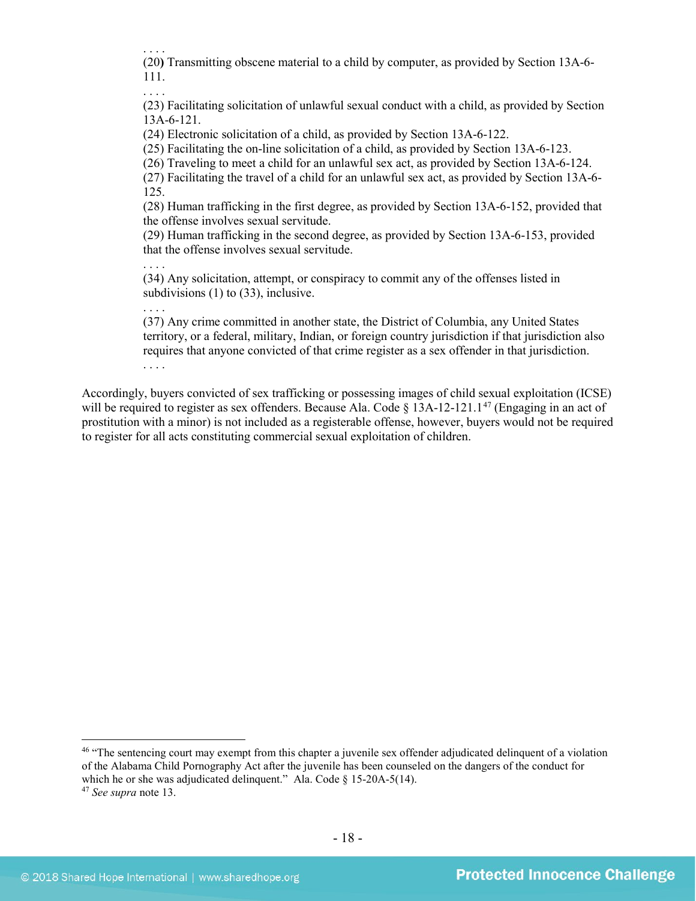. . . .

(20) Transmitting obscene material to a child by computer, as provided by Section 13A-6-111.

. . . .

(23) Facilitating solicitation of unlawful sexual conduct with a child, as provided by Section 13A-6-121.

(24) Electronic solicitation of a child, as provided by Section 13A-6-122.

(25) Facilitating the on-line solicitation of a child, as provided by Section 13A-6-123.

(26) Traveling to meet a child for an unlawful sex act, as provided by Section 13A-6-124.

(27) Facilitating the travel of a child for an unlawful sex act, as provided by Section 13A-6-125.

(28) Human trafficking in the first degree, as provided by Section 13A-6-152, provided that the offense involves sexual servitude.

(29) Human trafficking in the second degree, as provided by Section 13A-6-153, provided that the offense involves sexual servitude.

. . . .

(34) Any solicitation, attempt, or conspiracy to commit any of the offenses listed in subdivisions (1) to (33), inclusive.

. . . .

(37) Any crime committed in another state, the District of Columbia, any United States territory, or a federal, military, Indian, or foreign country jurisdiction if that jurisdiction also requires that anyone convicted of that crime register as a sex offender in that jurisdiction.

. . . .

Accordingly, buyers convicted of sex trafficking or possessing images of child sexual exploitation (ICSE) will be required to register as sex offenders. Because Ala. Code § 13A-12-121.1[47] (Engaging in an act of prostitution with a minor) is not included as a registerable offense, however, buyers would not be required to register for all acts constituting commercial sexual exploitation of children.

---

[46] "The sentencing court may exempt from this chapter a juvenile sex offender adjudicated delinquent of a violation of the Alabama Child Pornography Act after the juvenile has been counseled on the dangers of the conduct for which he or she was adjudicated delinquent." Ala. Code § 15-20A-5(14).

[47] *See supra* note 13.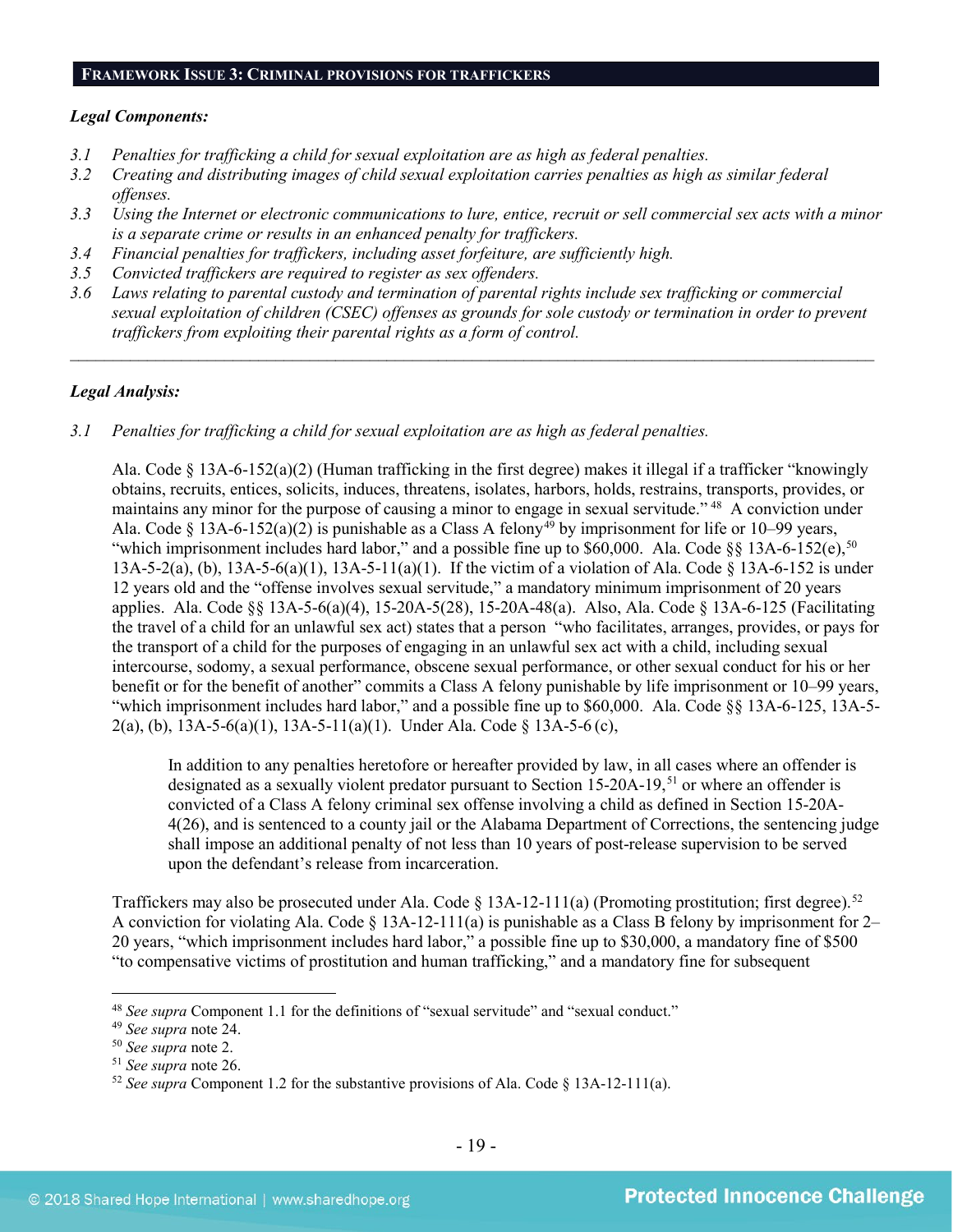## FRAMEWORK ISSUE 3: CRIMINAL PROVISIONS FOR TRAFFICKERS

***Legal Components:***

*3.1 Penalties for trafficking a child for sexual exploitation are as high as federal penalties.*
*3.2 Creating and distributing images of child sexual exploitation carries penalties as high as similar federal offenses.*
*3.3 Using the Internet or electronic communications to lure, entice, recruit or sell commercial sex acts with a minor is a separate crime or results in an enhanced penalty for traffickers.*
*3.4 Financial penalties for traffickers, including asset forfeiture, are sufficiently high.*
*3.5 Convicted traffickers are required to register as sex offenders.*
*3.6 Laws relating to parental custody and termination of parental rights include sex trafficking or commercial sexual exploitation of children (CSEC) offenses as grounds for sole custody or termination in order to prevent traffickers from exploiting their parental rights as a form of control.*

---

***Legal Analysis:***

*3.1 Penalties for trafficking a child for sexual exploitation are as high as federal penalties.*

Ala. Code § 13A-6-152(a)(2) (Human trafficking in the first degree) makes it illegal if a trafficker "knowingly obtains, recruits, entices, solicits, induces, threatens, isolates, harbors, holds, restrains, transports, provides, or maintains any minor for the purpose of causing a minor to engage in sexual servitude."[48] A conviction under Ala. Code § 13A-6-152(a)(2) is punishable as a Class A felony[49] by imprisonment for life or 10–99 years, "which imprisonment includes hard labor," and a possible fine up to $60,000. Ala. Code §§ 13A-6-152(e),[50] 13A-5-2(a), (b), 13A-5-6(a)(1), 13A-5-11(a)(1). If the victim of a violation of Ala. Code § 13A-6-152 is under 12 years old and the "offense involves sexual servitude," a mandatory minimum imprisonment of 20 years applies. Ala. Code §§ 13A-5-6(a)(4), 15-20A-5(28), 15-20A-48(a). Also, Ala. Code § 13A-6-125 (Facilitating the travel of a child for an unlawful sex act) states that a person "who facilitates, arranges, provides, or pays for the transport of a child for the purposes of engaging in an unlawful sex act with a child, including sexual intercourse, sodomy, a sexual performance, obscene sexual performance, or other sexual conduct for his or her benefit or for the benefit of another" commits a Class A felony punishable by life imprisonment or 10–99 years, "which imprisonment includes hard labor," and a possible fine up to $60,000. Ala. Code §§ 13A-6-125, 13A-5-2(a), (b), 13A-5-6(a)(1), 13A-5-11(a)(1). Under Ala. Code § 13A-5-6 (c),

> In addition to any penalties heretofore or hereafter provided by law, in all cases where an offender is designated as a sexually violent predator pursuant to Section 15-20A-19,[51] or where an offender is convicted of a Class A felony criminal sex offense involving a child as defined in Section 15-20A-4(26), and is sentenced to a county jail or the Alabama Department of Corrections, the sentencing judge shall impose an additional penalty of not less than 10 years of post-release supervision to be served upon the defendant's release from incarceration.

Traffickers may also be prosecuted under Ala. Code § 13A-12-111(a) (Promoting prostitution; first degree).[52] A conviction for violating Ala. Code § 13A-12-111(a) is punishable as a Class B felony by imprisonment for 2–20 years, "which imprisonment includes hard labor," a possible fine up to $30,000, a mandatory fine of $500 "to compensative victims of prostitution and human trafficking," and a mandatory fine for subsequent

---

[48] *See supra* Component 1.1 for the definitions of "sexual servitude" and "sexual conduct."
[49] *See supra* note 24.
[50] *See supra* note 2.
[51] *See supra* note 26.
[52] *See supra* Component 1.2 for the substantive provisions of Ala. Code § 13A-12-111(a).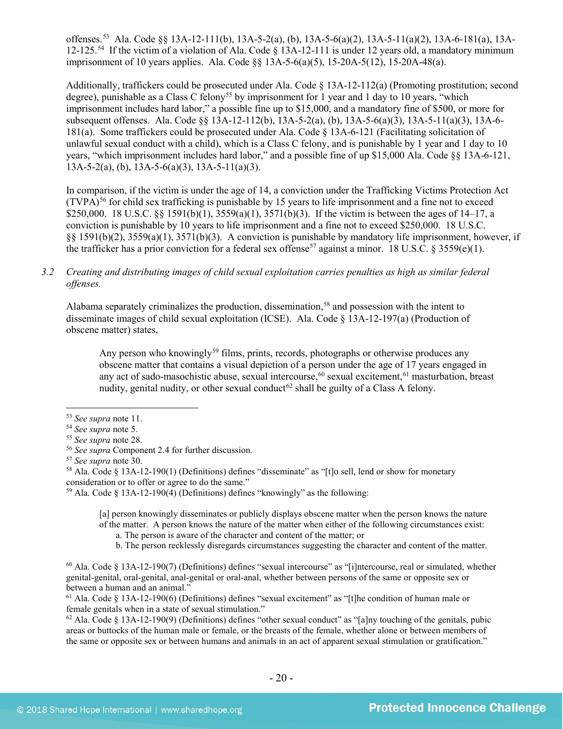offenses.[53] Ala. Code §§ 13A-12-111(b), 13A-5-2(a), (b), 13A-5-6(a)(2), 13A-5-11(a)(2), 13A-6-181(a), 13A-12-125.[54] If the victim of a violation of Ala. Code § 13A-12-111 is under 12 years old, a mandatory minimum imprisonment of 10 years applies. Ala. Code §§ 13A-5-6(a)(5), 15-20A-5(12), 15-20A-48(a).

Additionally, traffickers could be prosecuted under Ala. Code § 13A-12-112(a) (Promoting prostitution; second degree), punishable as a Class C felony[55] by imprisonment for 1 year and 1 day to 10 years, "which imprisonment includes hard labor," a possible fine up to $15,000, and a mandatory fine of $500, or more for subsequent offenses. Ala. Code §§ 13A-12-112(b), 13A-5-2(a), (b), 13A-5-6(a)(3), 13A-5-11(a)(3), 13A-6-181(a). Some traffickers could be prosecuted under Ala. Code § 13A-6-121 (Facilitating solicitation of unlawful sexual conduct with a child), which is a Class C felony, and is punishable by 1 year and 1 day to 10 years, "which imprisonment includes hard labor," and a possible fine of up $15,000 Ala. Code §§ 13A-6-121, 13A-5-2(a), (b), 13A-5-6(a)(3), 13A-5-11(a)(3).

In comparison, if the victim is under the age of 14, a conviction under the Trafficking Victims Protection Act (TVPA)[56] for child sex trafficking is punishable by 15 years to life imprisonment and a fine not to exceed $250,000. 18 U.S.C. §§ 1591(b)(1), 3559(a)(1), 3571(b)(3). If the victim is between the ages of 14–17, a conviction is punishable by 10 years to life imprisonment and a fine not to exceed $250,000. 18 U.S.C. §§ 1591(b)(2), 3559(a)(1), 3571(b)(3). A conviction is punishable by mandatory life imprisonment, however, if the trafficker has a prior conviction for a federal sex offense[57] against a minor. 18 U.S.C. § 3559(e)(1).

*3.2 Creating and distributing images of child sexual exploitation carries penalties as high as similar federal offenses.*

Alabama separately criminalizes the production, dissemination,[58] and possession with the intent to disseminate images of child sexual exploitation (ICSE). Ala. Code § 13A-12-197(a) (Production of obscene matter) states,

> Any person who knowingly[59] films, prints, records, photographs or otherwise produces any obscene matter that contains a visual depiction of a person under the age of 17 years engaged in any act of sado-masochistic abuse, sexual intercourse,[60] sexual excitement,[61] masturbation, breast nudity, genital nudity, or other sexual conduct[62] shall be guilty of a Class A felony.

---

[53] *See supra* note 11.

[54] *See supra* note 5.

[55] *See supra* note 28.

[56] *See supra* Component 2.4 for further discussion.

[57] *See supra* note 30.

[58] Ala. Code § 13A-12-190(1) (Definitions) defines "disseminate" as "[t]o sell, lend or show for monetary consideration or to offer or agree to do the same."

[59] Ala. Code § 13A-12-190(4) (Definitions) defines "knowingly" as the following:

> [a] person knowingly disseminates or publicly displays obscene matter when the person knows the nature of the matter. A person knows the nature of the matter when either of the following circumstances exist:
> a. The person is aware of the character and content of the matter; or
> b. The person recklessly disregards circumstances suggesting the character and content of the matter.

[60] Ala. Code § 13A-12-190(7) (Definitions) defines "sexual intercourse" as "[i]ntercourse, real or simulated, whether genital-genital, oral-genital, anal-genital or oral-anal, whether between persons of the same or opposite sex or between a human and an animal."

[61] Ala. Code § 13A-12-190(6) (Definitions) defines "sexual excitement" as "[t]he condition of human male or female genitals when in a state of sexual stimulation."

[62] Ala. Code § 13A-12-190(9) (Definitions) defines "other sexual conduct" as "[a]ny touching of the genitals, pubic areas or buttocks of the human male or female, or the breasts of the female, whether alone or between members of the same or opposite sex or between humans and animals in an act of apparent sexual stimulation or gratification."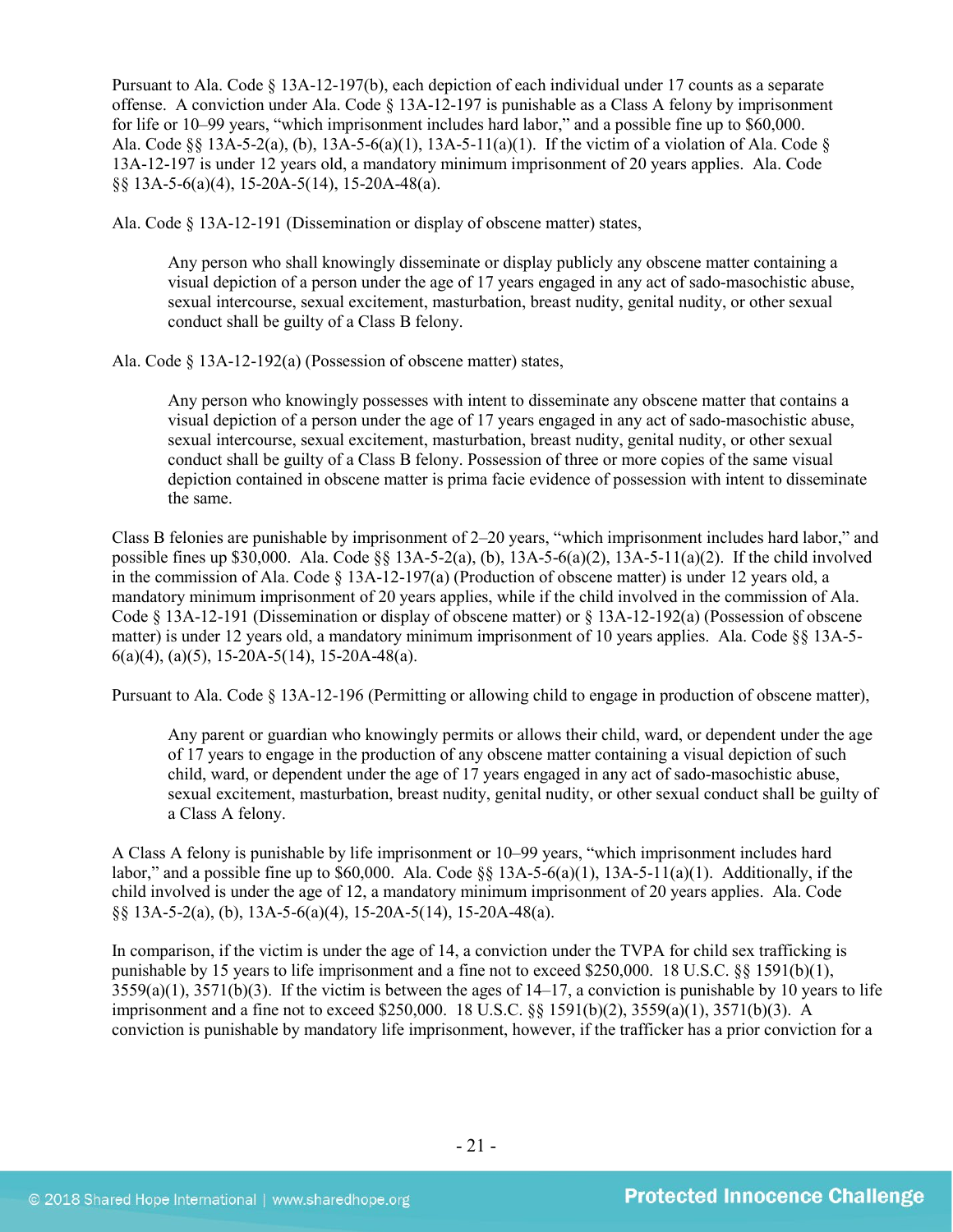Pursuant to Ala. Code § 13A-12-197(b), each depiction of each individual under 17 counts as a separate offense. A conviction under Ala. Code § 13A-12-197 is punishable as a Class A felony by imprisonment for life or 10–99 years, "which imprisonment includes hard labor," and a possible fine up to $60,000. Ala. Code §§ 13A-5-2(a), (b), 13A-5-6(a)(1), 13A-5-11(a)(1). If the victim of a violation of Ala. Code § 13A-12-197 is under 12 years old, a mandatory minimum imprisonment of 20 years applies. Ala. Code §§ 13A-5-6(a)(4), 15-20A-5(14), 15-20A-48(a).

Ala. Code § 13A-12-191 (Dissemination or display of obscene matter) states,

> Any person who shall knowingly disseminate or display publicly any obscene matter containing a visual depiction of a person under the age of 17 years engaged in any act of sado-masochistic abuse, sexual intercourse, sexual excitement, masturbation, breast nudity, genital nudity, or other sexual conduct shall be guilty of a Class B felony.

Ala. Code § 13A-12-192(a) (Possession of obscene matter) states,

> Any person who knowingly possesses with intent to disseminate any obscene matter that contains a visual depiction of a person under the age of 17 years engaged in any act of sado-masochistic abuse, sexual intercourse, sexual excitement, masturbation, breast nudity, genital nudity, or other sexual conduct shall be guilty of a Class B felony. Possession of three or more copies of the same visual depiction contained in obscene matter is prima facie evidence of possession with intent to disseminate the same.

Class B felonies are punishable by imprisonment of 2–20 years, "which imprisonment includes hard labor," and possible fines up $30,000. Ala. Code §§ 13A-5-2(a), (b), 13A-5-6(a)(2), 13A-5-11(a)(2). If the child involved in the commission of Ala. Code § 13A-12-197(a) (Production of obscene matter) is under 12 years old, a mandatory minimum imprisonment of 20 years applies, while if the child involved in the commission of Ala. Code § 13A-12-191 (Dissemination or display of obscene matter) or § 13A-12-192(a) (Possession of obscene matter) is under 12 years old, a mandatory minimum imprisonment of 10 years applies. Ala. Code §§ 13A-5-6(a)(4), (a)(5), 15-20A-5(14), 15-20A-48(a).

Pursuant to Ala. Code § 13A-12-196 (Permitting or allowing child to engage in production of obscene matter),

> Any parent or guardian who knowingly permits or allows their child, ward, or dependent under the age of 17 years to engage in the production of any obscene matter containing a visual depiction of such child, ward, or dependent under the age of 17 years engaged in any act of sado-masochistic abuse, sexual excitement, masturbation, breast nudity, genital nudity, or other sexual conduct shall be guilty of a Class A felony.

A Class A felony is punishable by life imprisonment or 10–99 years, "which imprisonment includes hard labor," and a possible fine up to $60,000. Ala. Code §§ 13A-5-6(a)(1), 13A-5-11(a)(1). Additionally, if the child involved is under the age of 12, a mandatory minimum imprisonment of 20 years applies. Ala. Code §§ 13A-5-2(a), (b), 13A-5-6(a)(4), 15-20A-5(14), 15-20A-48(a).

In comparison, if the victim is under the age of 14, a conviction under the TVPA for child sex trafficking is punishable by 15 years to life imprisonment and a fine not to exceed $250,000. 18 U.S.C. §§ 1591(b)(1), 3559(a)(1), 3571(b)(3). If the victim is between the ages of 14–17, a conviction is punishable by 10 years to life imprisonment and a fine not to exceed $250,000. 18 U.S.C. §§ 1591(b)(2), 3559(a)(1), 3571(b)(3). A conviction is punishable by mandatory life imprisonment, however, if the trafficker has a prior conviction for a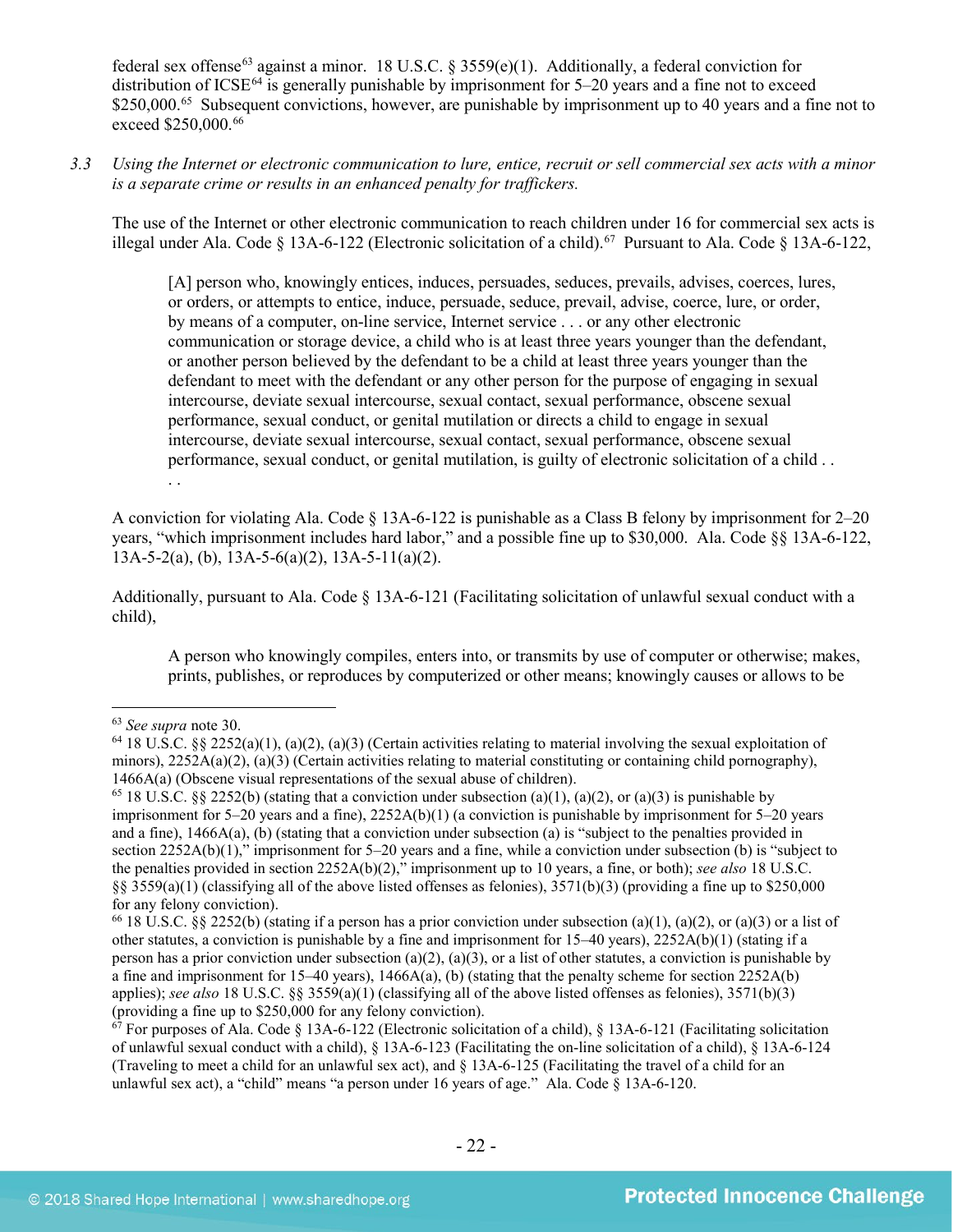federal sex offense[63] against a minor. 18 U.S.C. § 3559(e)(1). Additionally, a federal conviction for distribution of ICSE[64] is generally punishable by imprisonment for 5–20 years and a fine not to exceed $250,000.[65] Subsequent convictions, however, are punishable by imprisonment up to 40 years and a fine not to exceed $250,000.[66]

3.3 *Using the Internet or electronic communication to lure, entice, recruit or sell commercial sex acts with a minor is a separate crime or results in an enhanced penalty for traffickers.*

The use of the Internet or other electronic communication to reach children under 16 for commercial sex acts is illegal under Ala. Code § 13A-6-122 (Electronic solicitation of a child).[67] Pursuant to Ala. Code § 13A-6-122,

> [A] person who, knowingly entices, induces, persuades, seduces, prevails, advises, coerces, lures, or orders, or attempts to entice, induce, persuade, seduce, prevail, advise, coerce, lure, or order, by means of a computer, on-line service, Internet service . . . or any other electronic communication or storage device, a child who is at least three years younger than the defendant, or another person believed by the defendant to be a child at least three years younger than the defendant to meet with the defendant or any other person for the purpose of engaging in sexual intercourse, deviate sexual intercourse, sexual contact, sexual performance, obscene sexual performance, sexual conduct, or genital mutilation or directs a child to engage in sexual intercourse, deviate sexual intercourse, sexual contact, sexual performance, obscene sexual performance, sexual conduct, or genital mutilation, is guilty of electronic solicitation of a child . . . .

A conviction for violating Ala. Code § 13A-6-122 is punishable as a Class B felony by imprisonment for 2–20 years, "which imprisonment includes hard labor," and a possible fine up to $30,000. Ala. Code §§ 13A-6-122, 13A-5-2(a), (b), 13A-5-6(a)(2), 13A-5-11(a)(2).

Additionally, pursuant to Ala. Code § 13A-6-121 (Facilitating solicitation of unlawful sexual conduct with a child),

> A person who knowingly compiles, enters into, or transmits by use of computer or otherwise; makes, prints, publishes, or reproduces by computerized or other means; knowingly causes or allows to be

---

[63] *See supra* note 30.

[64] 18 U.S.C. §§ 2252(a)(1), (a)(2), (a)(3) (Certain activities relating to material involving the sexual exploitation of minors), 2252A(a)(2), (a)(3) (Certain activities relating to material constituting or containing child pornography), 1466A(a) (Obscene visual representations of the sexual abuse of children).

[65] 18 U.S.C. §§ 2252(b) (stating that a conviction under subsection (a)(1), (a)(2), or (a)(3) is punishable by imprisonment for 5–20 years and a fine), 2252A(b)(1) (a conviction is punishable by imprisonment for 5–20 years and a fine), 1466A(a), (b) (stating that a conviction under subsection (a) is "subject to the penalties provided in section 2252A(b)(1)," imprisonment for 5–20 years and a fine, while a conviction under subsection (b) is "subject to the penalties provided in section 2252A(b)(2)," imprisonment up to 10 years, a fine, or both); *see also* 18 U.S.C. §§ 3559(a)(1) (classifying all of the above listed offenses as felonies), 3571(b)(3) (providing a fine up to $250,000 for any felony conviction).

[66] 18 U.S.C. §§ 2252(b) (stating if a person has a prior conviction under subsection (a)(1), (a)(2), or (a)(3) or a list of other statutes, a conviction is punishable by a fine and imprisonment for 15–40 years), 2252A(b)(1) (stating if a person has a prior conviction under subsection (a)(2), (a)(3), or a list of other statutes, a conviction is punishable by a fine and imprisonment for 15–40 years), 1466A(a), (b) (stating that the penalty scheme for section 2252A(b) applies); *see also* 18 U.S.C. §§ 3559(a)(1) (classifying all of the above listed offenses as felonies), 3571(b)(3) (providing a fine up to $250,000 for any felony conviction).

[67] For purposes of Ala. Code § 13A-6-122 (Electronic solicitation of a child), § 13A-6-121 (Facilitating solicitation of unlawful sexual conduct with a child), § 13A-6-123 (Facilitating the on-line solicitation of a child), § 13A-6-124 (Traveling to meet a child for an unlawful sex act), and § 13A-6-125 (Facilitating the travel of a child for an unlawful sex act), a "child" means "a person under 16 years of age." Ala. Code § 13A-6-120.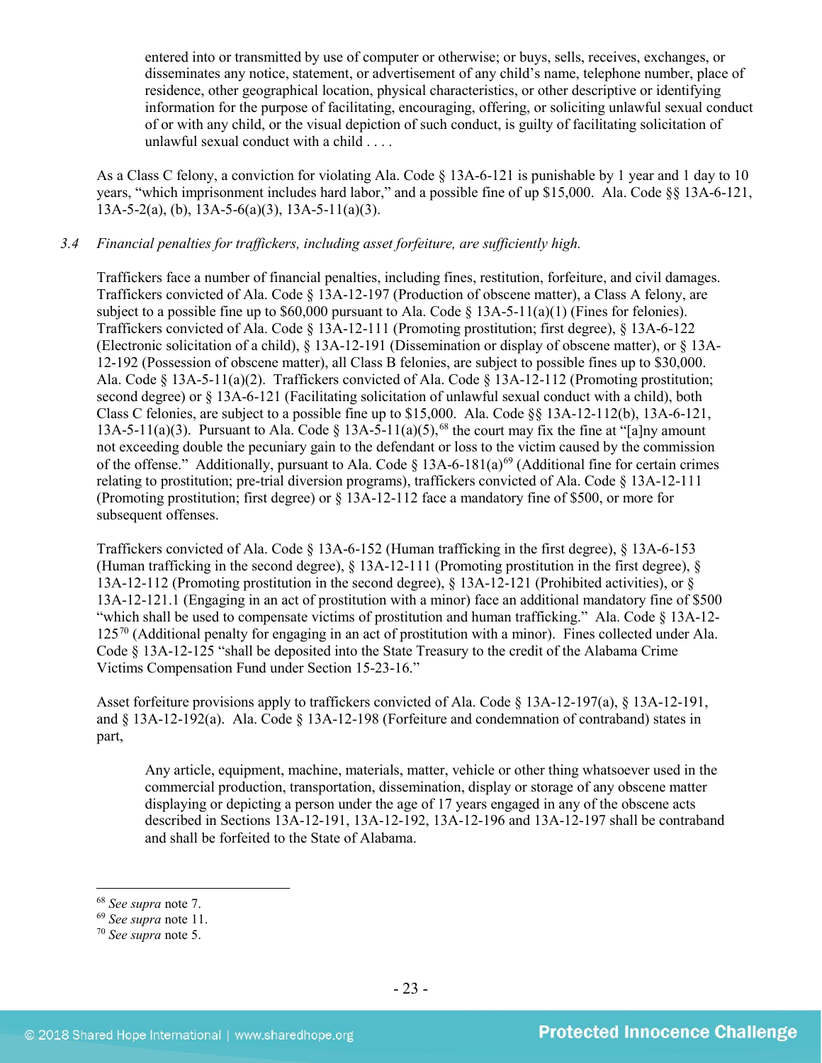> entered into or transmitted by use of computer or otherwise; or buys, sells, receives, exchanges, or disseminates any notice, statement, or advertisement of any child's name, telephone number, place of residence, other geographical location, physical characteristics, or other descriptive or identifying information for the purpose of facilitating, encouraging, offering, or soliciting unlawful sexual conduct of or with any child, or the visual depiction of such conduct, is guilty of facilitating solicitation of unlawful sexual conduct with a child . . . .

As a Class C felony, a conviction for violating Ala. Code § 13A-6-121 is punishable by 1 year and 1 day to 10 years, "which imprisonment includes hard labor," and a possible fine of up $15,000. Ala. Code §§ 13A-6-121, 13A-5-2(a), (b), 13A-5-6(a)(3), 13A-5-11(a)(3).

*3.4 Financial penalties for traffickers, including asset forfeiture, are sufficiently high.*

Traffickers face a number of financial penalties, including fines, restitution, forfeiture, and civil damages. Traffickers convicted of Ala. Code § 13A-12-197 (Production of obscene matter), a Class A felony, are subject to a possible fine up to $60,000 pursuant to Ala. Code § 13A-5-11(a)(1) (Fines for felonies). Traffickers convicted of Ala. Code § 13A-12-111 (Promoting prostitution; first degree), § 13A-6-122 (Electronic solicitation of a child), § 13A-12-191 (Dissemination or display of obscene matter), or § 13A-12-192 (Possession of obscene matter), all Class B felonies, are subject to possible fines up to $30,000. Ala. Code § 13A-5-11(a)(2). Traffickers convicted of Ala. Code § 13A-12-112 (Promoting prostitution; second degree) or § 13A-6-121 (Facilitating solicitation of unlawful sexual conduct with a child), both Class C felonies, are subject to a possible fine up to $15,000. Ala. Code §§ 13A-12-112(b), 13A-6-121, 13A-5-11(a)(3). Pursuant to Ala. Code § 13A-5-11(a)(5),[68] the court may fix the fine at "[a]ny amount not exceeding double the pecuniary gain to the defendant or loss to the victim caused by the commission of the offense." Additionally, pursuant to Ala. Code § 13A-6-181(a)[69] (Additional fine for certain crimes relating to prostitution; pre-trial diversion programs), traffickers convicted of Ala. Code § 13A-12-111 (Promoting prostitution; first degree) or § 13A-12-112 face a mandatory fine of $500, or more for subsequent offenses.

Traffickers convicted of Ala. Code § 13A-6-152 (Human trafficking in the first degree), § 13A-6-153 (Human trafficking in the second degree), § 13A-12-111 (Promoting prostitution in the first degree), § 13A-12-112 (Promoting prostitution in the second degree), § 13A-12-121 (Prohibited activities), or § 13A-12-121.1 (Engaging in an act of prostitution with a minor) face an additional mandatory fine of $500 "which shall be used to compensate victims of prostitution and human trafficking." Ala. Code § 13A-12-125[70] (Additional penalty for engaging in an act of prostitution with a minor). Fines collected under Ala. Code § 13A-12-125 "shall be deposited into the State Treasury to the credit of the Alabama Crime Victims Compensation Fund under Section 15-23-16."

Asset forfeiture provisions apply to traffickers convicted of Ala. Code § 13A-12-197(a), § 13A-12-191, and § 13A-12-192(a). Ala. Code § 13A-12-198 (Forfeiture and condemnation of contraband) states in part,

> Any article, equipment, machine, materials, matter, vehicle or other thing whatsoever used in the commercial production, transportation, dissemination, display or storage of any obscene matter displaying or depicting a person under the age of 17 years engaged in any of the obscene acts described in Sections 13A-12-191, 13A-12-192, 13A-12-196 and 13A-12-197 shall be contraband and shall be forfeited to the State of Alabama.

---

[68] *See supra* note 7.
[69] *See supra* note 11.
[70] *See supra* note 5.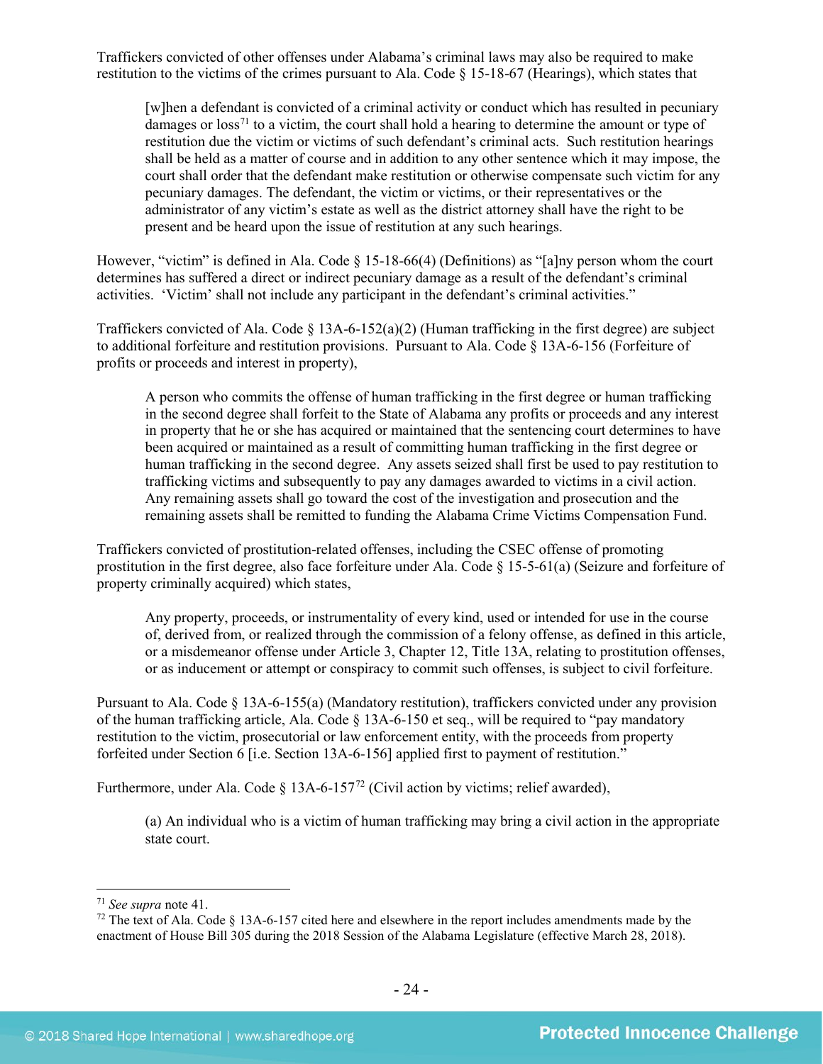Traffickers convicted of other offenses under Alabama's criminal laws may also be required to make restitution to the victims of the crimes pursuant to Ala. Code § 15-18-67 (Hearings), which states that

> [w]hen a defendant is convicted of a criminal activity or conduct which has resulted in pecuniary damages or loss[71] to a victim, the court shall hold a hearing to determine the amount or type of restitution due the victim or victims of such defendant's criminal acts. Such restitution hearings shall be held as a matter of course and in addition to any other sentence which it may impose, the court shall order that the defendant make restitution or otherwise compensate such victim for any pecuniary damages. The defendant, the victim or victims, or their representatives or the administrator of any victim's estate as well as the district attorney shall have the right to be present and be heard upon the issue of restitution at any such hearings.

However, "victim" is defined in Ala. Code § 15-18-66(4) (Definitions) as "[a]ny person whom the court determines has suffered a direct or indirect pecuniary damage as a result of the defendant's criminal activities. 'Victim' shall not include any participant in the defendant's criminal activities."

Traffickers convicted of Ala. Code § 13A-6-152(a)(2) (Human trafficking in the first degree) are subject to additional forfeiture and restitution provisions. Pursuant to Ala. Code § 13A-6-156 (Forfeiture of profits or proceeds and interest in property),

> A person who commits the offense of human trafficking in the first degree or human trafficking in the second degree shall forfeit to the State of Alabama any profits or proceeds and any interest in property that he or she has acquired or maintained that the sentencing court determines to have been acquired or maintained as a result of committing human trafficking in the first degree or human trafficking in the second degree. Any assets seized shall first be used to pay restitution to trafficking victims and subsequently to pay any damages awarded to victims in a civil action. Any remaining assets shall go toward the cost of the investigation and prosecution and the remaining assets shall be remitted to funding the Alabama Crime Victims Compensation Fund.

Traffickers convicted of prostitution-related offenses, including the CSEC offense of promoting prostitution in the first degree, also face forfeiture under Ala. Code § 15-5-61(a) (Seizure and forfeiture of property criminally acquired) which states,

> Any property, proceeds, or instrumentality of every kind, used or intended for use in the course of, derived from, or realized through the commission of a felony offense, as defined in this article, or a misdemeanor offense under Article 3, Chapter 12, Title 13A, relating to prostitution offenses, or as inducement or attempt or conspiracy to commit such offenses, is subject to civil forfeiture.

Pursuant to Ala. Code § 13A-6-155(a) (Mandatory restitution), traffickers convicted under any provision of the human trafficking article, Ala. Code § 13A-6-150 et seq., will be required to "pay mandatory restitution to the victim, prosecutorial or law enforcement entity, with the proceeds from property forfeited under Section 6 [i.e. Section 13A-6-156] applied first to payment of restitution."

Furthermore, under Ala. Code § 13A-6-157[72] (Civil action by victims; relief awarded),

> (a) An individual who is a victim of human trafficking may bring a civil action in the appropriate state court.

---

[71] *See supra* note 41.

[72] The text of Ala. Code § 13A-6-157 cited here and elsewhere in the report includes amendments made by the enactment of House Bill 305 during the 2018 Session of the Alabama Legislature (effective March 28, 2018).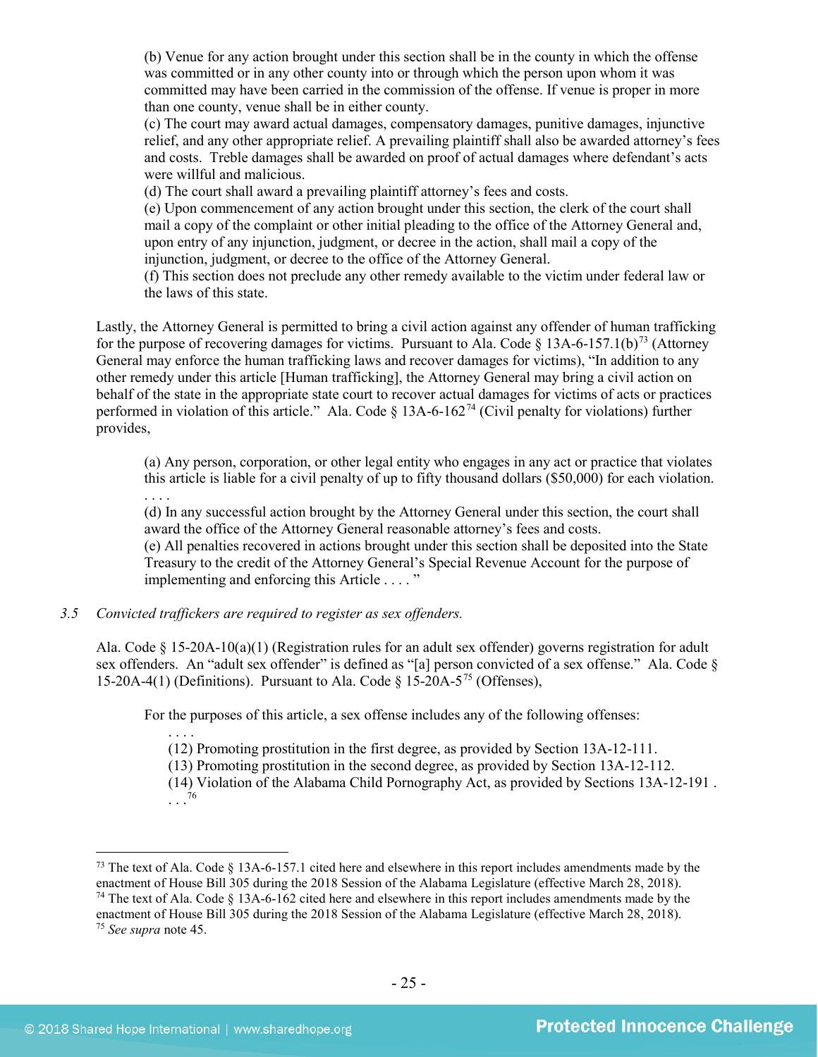(b) Venue for any action brought under this section shall be in the county in which the offense was committed or in any other county into or through which the person upon whom it was committed may have been carried in the commission of the offense. If venue is proper in more than one county, venue shall be in either county.
(c) The court may award actual damages, compensatory damages, punitive damages, injunctive relief, and any other appropriate relief. A prevailing plaintiff shall also be awarded attorney's fees and costs. Treble damages shall be awarded on proof of actual damages where defendant's acts were willful and malicious.
(d) The court shall award a prevailing plaintiff attorney's fees and costs.
(e) Upon commencement of any action brought under this section, the clerk of the court shall mail a copy of the complaint or other initial pleading to the office of the Attorney General and, upon entry of any injunction, judgment, or decree in the action, shall mail a copy of the injunction, judgment, or decree to the office of the Attorney General.
(f) This section does not preclude any other remedy available to the victim under federal law or the laws of this state.

Lastly, the Attorney General is permitted to bring a civil action against any offender of human trafficking for the purpose of recovering damages for victims. Pursuant to Ala. Code § 13A-6-157.1(b)[73] (Attorney General may enforce the human trafficking laws and recover damages for victims), "In addition to any other remedy under this article [Human trafficking], the Attorney General may bring a civil action on behalf of the state in the appropriate state court to recover actual damages for victims of acts or practices performed in violation of this article." Ala. Code § 13A-6-162[74] (Civil penalty for violations) further provides,

(a) Any person, corporation, or other legal entity who engages in any act or practice that violates this article is liable for a civil penalty of up to fifty thousand dollars ($50,000) for each violation.
. . . .
(d) In any successful action brought by the Attorney General under this section, the court shall award the office of the Attorney General reasonable attorney's fees and costs.
(e) All penalties recovered in actions brought under this section shall be deposited into the State Treasury to the credit of the Attorney General's Special Revenue Account for the purpose of implementing and enforcing this Article . . . . "

3.5 *Convicted traffickers are required to register as sex offenders.*

Ala. Code § 15-20A-10(a)(1) (Registration rules for an adult sex offender) governs registration for adult sex offenders. An "adult sex offender" is defined as "[a] person convicted of a sex offense." Ala. Code § 15-20A-4(1) (Definitions). Pursuant to Ala. Code § 15-20A-5[75] (Offenses),

For the purposes of this article, a sex offense includes any of the following offenses:
. . . .
(12) Promoting prostitution in the first degree, as provided by Section 13A-12-111.
(13) Promoting prostitution in the second degree, as provided by Section 13A-12-112.
(14) Violation of the Alabama Child Pornography Act, as provided by Sections 13A-12-191 .
. . .[76]

---

[73] The text of Ala. Code § 13A-6-157.1 cited here and elsewhere in this report includes amendments made by the enactment of House Bill 305 during the 2018 Session of the Alabama Legislature (effective March 28, 2018).
[74] The text of Ala. Code § 13A-6-162 cited here and elsewhere in this report includes amendments made by the enactment of House Bill 305 during the 2018 Session of the Alabama Legislature (effective March 28, 2018).
[75] *See supra* note 45.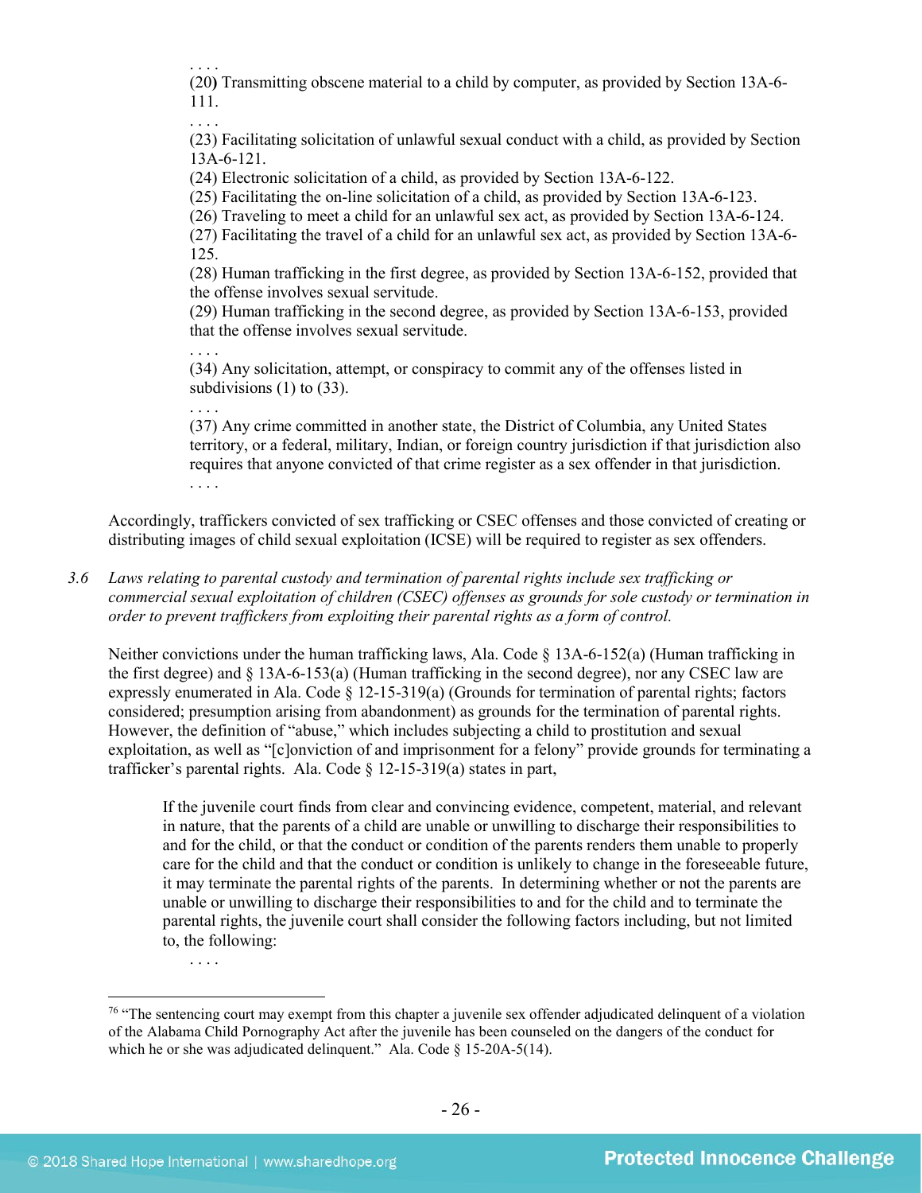. . . .
(20) Transmitting obscene material to a child by computer, as provided by Section 13A-6-111.
. . . .
(23) Facilitating solicitation of unlawful sexual conduct with a child, as provided by Section 13A-6-121.
(24) Electronic solicitation of a child, as provided by Section 13A-6-122.
(25) Facilitating the on-line solicitation of a child, as provided by Section 13A-6-123.
(26) Traveling to meet a child for an unlawful sex act, as provided by Section 13A-6-124.
(27) Facilitating the travel of a child for an unlawful sex act, as provided by Section 13A-6-125.
(28) Human trafficking in the first degree, as provided by Section 13A-6-152, provided that the offense involves sexual servitude.
(29) Human trafficking in the second degree, as provided by Section 13A-6-153, provided that the offense involves sexual servitude.
. . . .
(34) Any solicitation, attempt, or conspiracy to commit any of the offenses listed in subdivisions (1) to (33).
. . . .
(37) Any crime committed in another state, the District of Columbia, any United States territory, or a federal, military, Indian, or foreign country jurisdiction if that jurisdiction also requires that anyone convicted of that crime register as a sex offender in that jurisdiction.
. . . .

Accordingly, traffickers convicted of sex trafficking or CSEC offenses and those convicted of creating or distributing images of child sexual exploitation (ICSE) will be required to register as sex offenders.

3.6 *Laws relating to parental custody and termination of parental rights include sex trafficking or commercial sexual exploitation of children (CSEC) offenses as grounds for sole custody or termination in order to prevent traffickers from exploiting their parental rights as a form of control.*

Neither convictions under the human trafficking laws, Ala. Code § 13A-6-152(a) (Human trafficking in the first degree) and § 13A-6-153(a) (Human trafficking in the second degree), nor any CSEC law are expressly enumerated in Ala. Code § 12-15-319(a) (Grounds for termination of parental rights; factors considered; presumption arising from abandonment) as grounds for the termination of parental rights. However, the definition of "abuse," which includes subjecting a child to prostitution and sexual exploitation, as well as "[c]onviction of and imprisonment for a felony" provide grounds for terminating a trafficker's parental rights. Ala. Code § 12-15-319(a) states in part,

> If the juvenile court finds from clear and convincing evidence, competent, material, and relevant in nature, that the parents of a child are unable or unwilling to discharge their responsibilities to and for the child, or that the conduct or condition of the parents renders them unable to properly care for the child and that the conduct or condition is unlikely to change in the foreseeable future, it may terminate the parental rights of the parents. In determining whether or not the parents are unable or unwilling to discharge their responsibilities to and for the child and to terminate the parental rights, the juvenile court shall consider the following factors including, but not limited to, the following:
> . . . .

[76] "The sentencing court may exempt from this chapter a juvenile sex offender adjudicated delinquent of a violation of the Alabama Child Pornography Act after the juvenile has been counseled on the dangers of the conduct for which he or she was adjudicated delinquent." Ala. Code § 15-20A-5(14).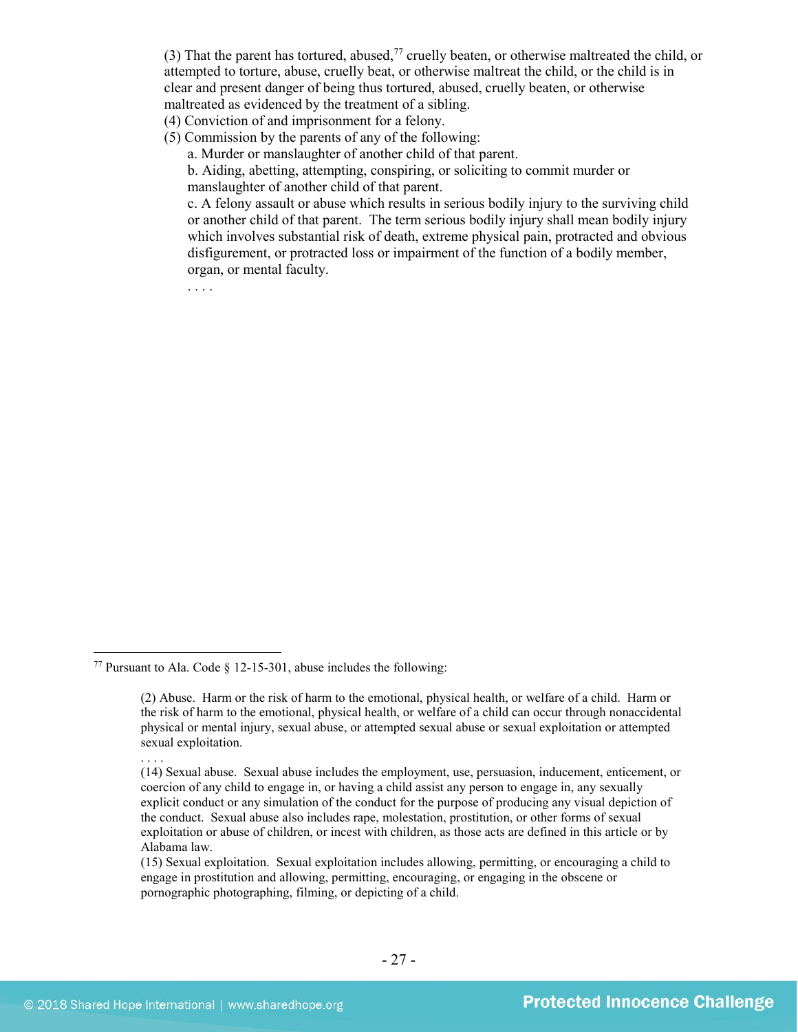(3) That the parent has tortured, abused,[77] cruelly beaten, or otherwise maltreated the child, or attempted to torture, abuse, cruelly beat, or otherwise maltreat the child, or the child is in clear and present danger of being thus tortured, abused, cruelly beaten, or otherwise maltreated as evidenced by the treatment of a sibling.

(4) Conviction of and imprisonment for a felony.

(5) Commission by the parents of any of the following:

a. Murder or manslaughter of another child of that parent.

b. Aiding, abetting, attempting, conspiring, or soliciting to commit murder or manslaughter of another child of that parent.

c. A felony assault or abuse which results in serious bodily injury to the surviving child or another child of that parent. The term serious bodily injury shall mean bodily injury which involves substantial risk of death, extreme physical pain, protracted and obvious disfigurement, or protracted loss or impairment of the function of a bodily member, organ, or mental faculty.

. . . .

---

[77] Pursuant to Ala. Code § 12-15-301, abuse includes the following:

> (2) Abuse. Harm or the risk of harm to the emotional, physical health, or welfare of a child. Harm or the risk of harm to the emotional, physical health, or welfare of a child can occur through nonaccidental physical or mental injury, sexual abuse, or attempted sexual abuse or sexual exploitation or attempted sexual exploitation.
>
> . . . .
>
> (14) Sexual abuse. Sexual abuse includes the employment, use, persuasion, inducement, enticement, or coercion of any child to engage in, or having a child assist any person to engage in, any sexually explicit conduct or any simulation of the conduct for the purpose of producing any visual depiction of the conduct. Sexual abuse also includes rape, molestation, prostitution, or other forms of sexual exploitation or abuse of children, or incest with children, as those acts are defined in this article or by Alabama law.
>
> (15) Sexual exploitation. Sexual exploitation includes allowing, permitting, or encouraging a child to engage in prostitution and allowing, permitting, encouraging, or engaging in the obscene or pornographic photographing, filming, or depicting of a child.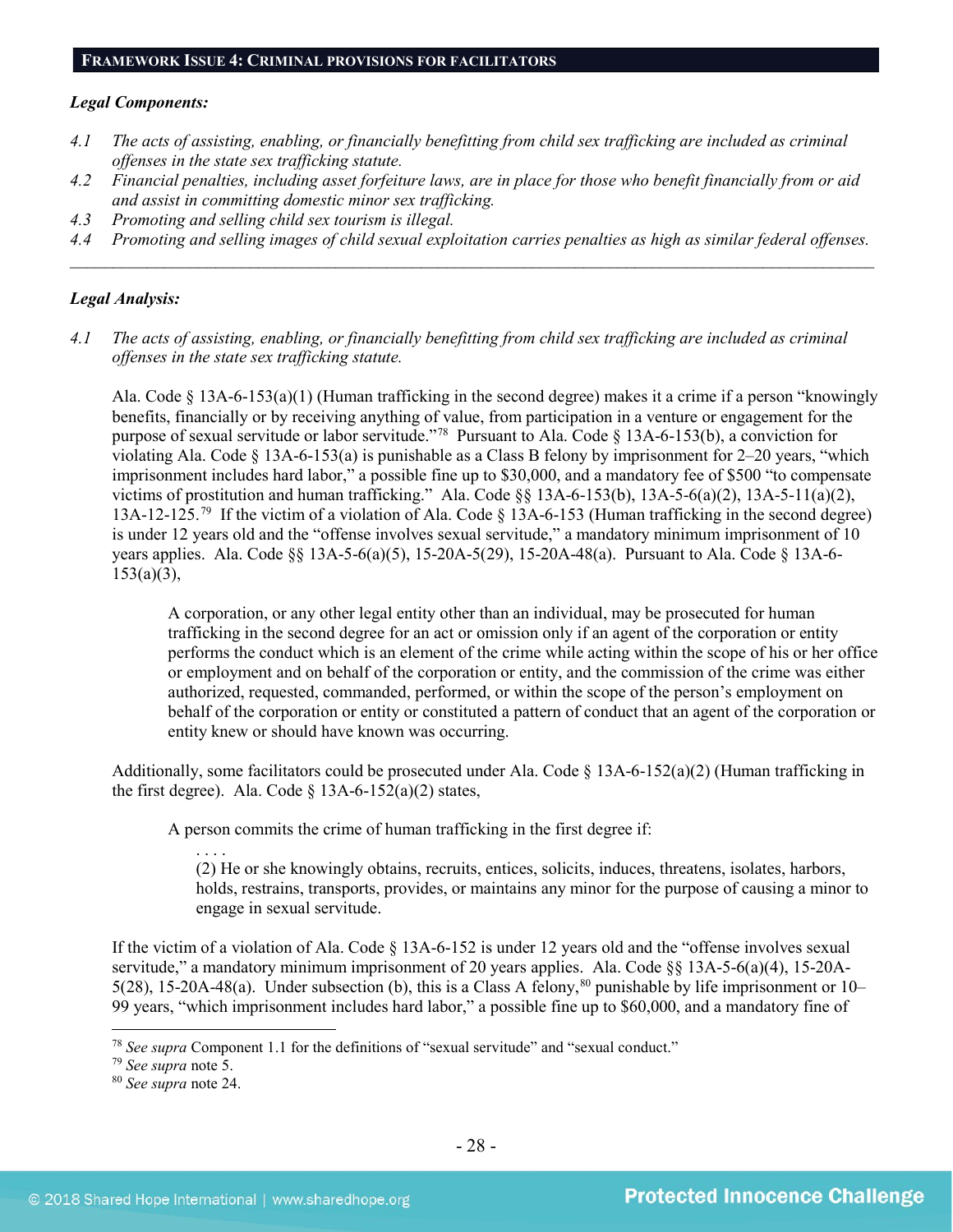## FRAMEWORK ISSUE 4: CRIMINAL PROVISIONS FOR FACILITATORS

***Legal Components:***

*4.1 The acts of assisting, enabling, or financially benefitting from child sex trafficking are included as criminal offenses in the state sex trafficking statute.*

*4.2 Financial penalties, including asset forfeiture laws, are in place for those who benefit financially from or aid and assist in committing domestic minor sex trafficking.*

*4.3 Promoting and selling child sex tourism is illegal.*

*4.4 Promoting and selling images of child sexual exploitation carries penalties as high as similar federal offenses.*

---

***Legal Analysis:***

*4.1 The acts of assisting, enabling, or financially benefitting from child sex trafficking are included as criminal offenses in the state sex trafficking statute.*

Ala. Code § 13A-6-153(a)(1) (Human trafficking in the second degree) makes it a crime if a person "knowingly benefits, financially or by receiving anything of value, from participation in a venture or engagement for the purpose of sexual servitude or labor servitude."[78] Pursuant to Ala. Code § 13A-6-153(b), a conviction for violating Ala. Code § 13A-6-153(a) is punishable as a Class B felony by imprisonment for 2–20 years, "which imprisonment includes hard labor," a possible fine up to $30,000, and a mandatory fee of $500 "to compensate victims of prostitution and human trafficking." Ala. Code §§ 13A-6-153(b), 13A-5-6(a)(2), 13A-5-11(a)(2), 13A-12-125.[79] If the victim of a violation of Ala. Code § 13A-6-153 (Human trafficking in the second degree) is under 12 years old and the "offense involves sexual servitude," a mandatory minimum imprisonment of 10 years applies. Ala. Code §§ 13A-5-6(a)(5), 15-20A-5(29), 15-20A-48(a). Pursuant to Ala. Code § 13A-6-153(a)(3),

> A corporation, or any other legal entity other than an individual, may be prosecuted for human trafficking in the second degree for an act or omission only if an agent of the corporation or entity performs the conduct which is an element of the crime while acting within the scope of his or her office or employment and on behalf of the corporation or entity, and the commission of the crime was either authorized, requested, commanded, performed, or within the scope of the person's employment on behalf of the corporation or entity or constituted a pattern of conduct that an agent of the corporation or entity knew or should have known was occurring.

Additionally, some facilitators could be prosecuted under Ala. Code § 13A-6-152(a)(2) (Human trafficking in the first degree). Ala. Code § 13A-6-152(a)(2) states,

> A person commits the crime of human trafficking in the first degree if:
>
> . . . .
>
> (2) He or she knowingly obtains, recruits, entices, solicits, induces, threatens, isolates, harbors, holds, restrains, transports, provides, or maintains any minor for the purpose of causing a minor to engage in sexual servitude.

If the victim of a violation of Ala. Code § 13A-6-152 is under 12 years old and the "offense involves sexual servitude," a mandatory minimum imprisonment of 20 years applies. Ala. Code §§ 13A-5-6(a)(4), 15-20A-5(28), 15-20A-48(a). Under subsection (b), this is a Class A felony,[80] punishable by life imprisonment or 10–99 years, "which imprisonment includes hard labor," a possible fine up to $60,000, and a mandatory fine of

---

[78] *See supra* Component 1.1 for the definitions of "sexual servitude" and "sexual conduct."

[79] *See supra* note 5.

[80] *See supra* note 24.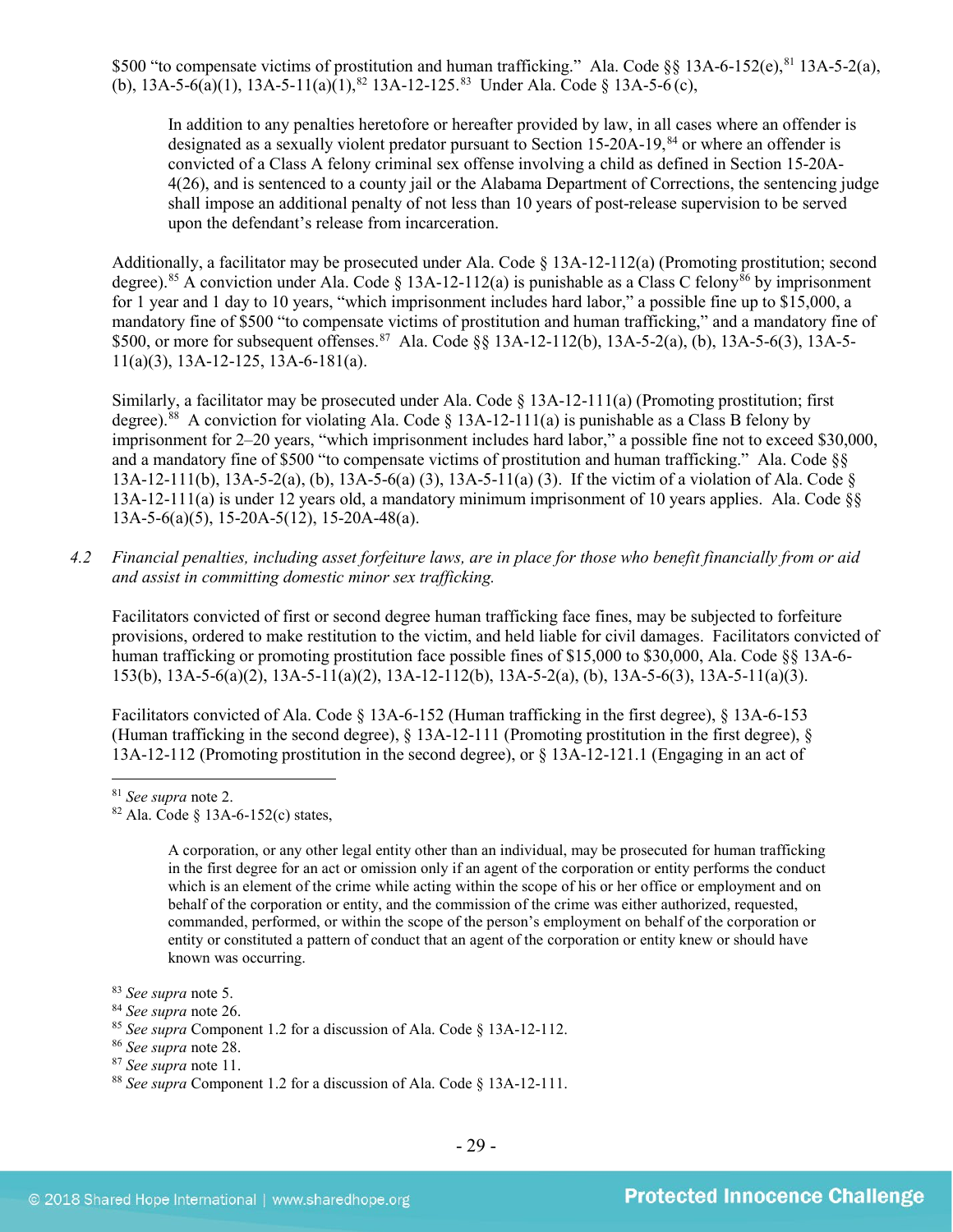$500 "to compensate victims of prostitution and human trafficking." Ala. Code §§ 13A-6-152(e),[81] 13A-5-2(a), (b), 13A-5-6(a)(1), 13A-5-11(a)(1),[82] 13A-12-125.[83] Under Ala. Code § 13A-5-6 (c),

> In addition to any penalties heretofore or hereafter provided by law, in all cases where an offender is designated as a sexually violent predator pursuant to Section 15-20A-19,[84] or where an offender is convicted of a Class A felony criminal sex offense involving a child as defined in Section 15-20A-4(26), and is sentenced to a county jail or the Alabama Department of Corrections, the sentencing judge shall impose an additional penalty of not less than 10 years of post-release supervision to be served upon the defendant's release from incarceration.

Additionally, a facilitator may be prosecuted under Ala. Code § 13A-12-112(a) (Promoting prostitution; second degree).[85] A conviction under Ala. Code § 13A-12-112(a) is punishable as a Class C felony[86] by imprisonment for 1 year and 1 day to 10 years, "which imprisonment includes hard labor," a possible fine up to $15,000, a mandatory fine of $500 "to compensate victims of prostitution and human trafficking," and a mandatory fine of $500, or more for subsequent offenses.[87] Ala. Code §§ 13A-12-112(b), 13A-5-2(a), (b), 13A-5-6(3), 13A-5-11(a)(3), 13A-12-125, 13A-6-181(a).

Similarly, a facilitator may be prosecuted under Ala. Code § 13A-12-111(a) (Promoting prostitution; first degree).[88] A conviction for violating Ala. Code § 13A-12-111(a) is punishable as a Class B felony by imprisonment for 2–20 years, "which imprisonment includes hard labor," a possible fine not to exceed $30,000, and a mandatory fine of $500 "to compensate victims of prostitution and human trafficking." Ala. Code §§ 13A-12-111(b), 13A-5-2(a), (b), 13A-5-6(a) (3), 13A-5-11(a) (3). If the victim of a violation of Ala. Code § 13A-12-111(a) is under 12 years old, a mandatory minimum imprisonment of 10 years applies. Ala. Code §§ 13A-5-6(a)(5), 15-20A-5(12), 15-20A-48(a).

*4.2 Financial penalties, including asset forfeiture laws, are in place for those who benefit financially from or aid and assist in committing domestic minor sex trafficking.*

Facilitators convicted of first or second degree human trafficking face fines, may be subjected to forfeiture provisions, ordered to make restitution to the victim, and held liable for civil damages. Facilitators convicted of human trafficking or promoting prostitution face possible fines of $15,000 to $30,000, Ala. Code §§ 13A-6-153(b), 13A-5-6(a)(2), 13A-5-11(a)(2), 13A-12-112(b), 13A-5-2(a), (b), 13A-5-6(3), 13A-5-11(a)(3).

Facilitators convicted of Ala. Code § 13A-6-152 (Human trafficking in the first degree), § 13A-6-153 (Human trafficking in the second degree), § 13A-12-111 (Promoting prostitution in the first degree), § 13A-12-112 (Promoting prostitution in the second degree), or § 13A-12-121.1 (Engaging in an act of

---

[81] *See supra* note 2.

[82] Ala. Code § 13A-6-152(c) states,

> A corporation, or any other legal entity other than an individual, may be prosecuted for human trafficking in the first degree for an act or omission only if an agent of the corporation or entity performs the conduct which is an element of the crime while acting within the scope of his or her office or employment and on behalf of the corporation or entity, and the commission of the crime was either authorized, requested, commanded, performed, or within the scope of the person's employment on behalf of the corporation or entity or constituted a pattern of conduct that an agent of the corporation or entity knew or should have known was occurring.

[83] *See supra* note 5.

[84] *See supra* note 26.

[85] *See supra* Component 1.2 for a discussion of Ala. Code § 13A-12-112.

[86] *See supra* note 28.

[87] *See supra* note 11.

[88] *See supra* Component 1.2 for a discussion of Ala. Code § 13A-12-111.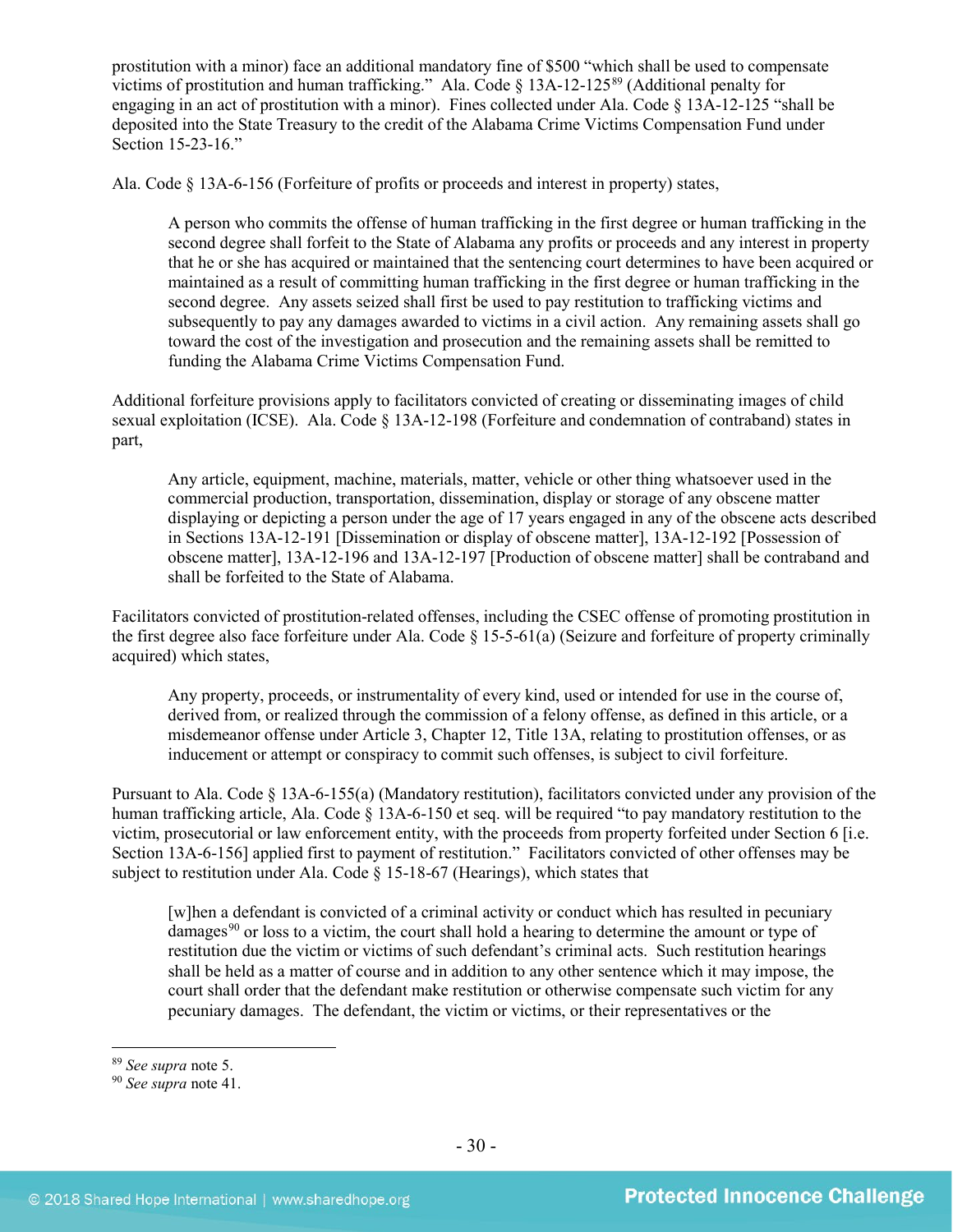prostitution with a minor) face an additional mandatory fine of $500 "which shall be used to compensate victims of prostitution and human trafficking." Ala. Code § 13A-12-125[89] (Additional penalty for engaging in an act of prostitution with a minor). Fines collected under Ala. Code § 13A-12-125 "shall be deposited into the State Treasury to the credit of the Alabama Crime Victims Compensation Fund under Section 15-23-16."

Ala. Code § 13A-6-156 (Forfeiture of profits or proceeds and interest in property) states,

> A person who commits the offense of human trafficking in the first degree or human trafficking in the second degree shall forfeit to the State of Alabama any profits or proceeds and any interest in property that he or she has acquired or maintained that the sentencing court determines to have been acquired or maintained as a result of committing human trafficking in the first degree or human trafficking in the second degree. Any assets seized shall first be used to pay restitution to trafficking victims and subsequently to pay any damages awarded to victims in a civil action. Any remaining assets shall go toward the cost of the investigation and prosecution and the remaining assets shall be remitted to funding the Alabama Crime Victims Compensation Fund.

Additional forfeiture provisions apply to facilitators convicted of creating or disseminating images of child sexual exploitation (ICSE). Ala. Code § 13A-12-198 (Forfeiture and condemnation of contraband) states in part,

> Any article, equipment, machine, materials, matter, vehicle or other thing whatsoever used in the commercial production, transportation, dissemination, display or storage of any obscene matter displaying or depicting a person under the age of 17 years engaged in any of the obscene acts described in Sections 13A-12-191 [Dissemination or display of obscene matter], 13A-12-192 [Possession of obscene matter], 13A-12-196 and 13A-12-197 [Production of obscene matter] shall be contraband and shall be forfeited to the State of Alabama.

Facilitators convicted of prostitution-related offenses, including the CSEC offense of promoting prostitution in the first degree also face forfeiture under Ala. Code § 15-5-61(a) (Seizure and forfeiture of property criminally acquired) which states,

> Any property, proceeds, or instrumentality of every kind, used or intended for use in the course of, derived from, or realized through the commission of a felony offense, as defined in this article, or a misdemeanor offense under Article 3, Chapter 12, Title 13A, relating to prostitution offenses, or as inducement or attempt or conspiracy to commit such offenses, is subject to civil forfeiture.

Pursuant to Ala. Code § 13A-6-155(a) (Mandatory restitution), facilitators convicted under any provision of the human trafficking article, Ala. Code § 13A-6-150 et seq. will be required "to pay mandatory restitution to the victim, prosecutorial or law enforcement entity, with the proceeds from property forfeited under Section 6 [i.e. Section 13A-6-156] applied first to payment of restitution." Facilitators convicted of other offenses may be subject to restitution under Ala. Code § 15-18-67 (Hearings), which states that

> [w]hen a defendant is convicted of a criminal activity or conduct which has resulted in pecuniary damages[90] or loss to a victim, the court shall hold a hearing to determine the amount or type of restitution due the victim or victims of such defendant's criminal acts. Such restitution hearings shall be held as a matter of course and in addition to any other sentence which it may impose, the court shall order that the defendant make restitution or otherwise compensate such victim for any pecuniary damages. The defendant, the victim or victims, or their representatives or the

[89] *See supra* note 5.

[90] *See supra* note 41.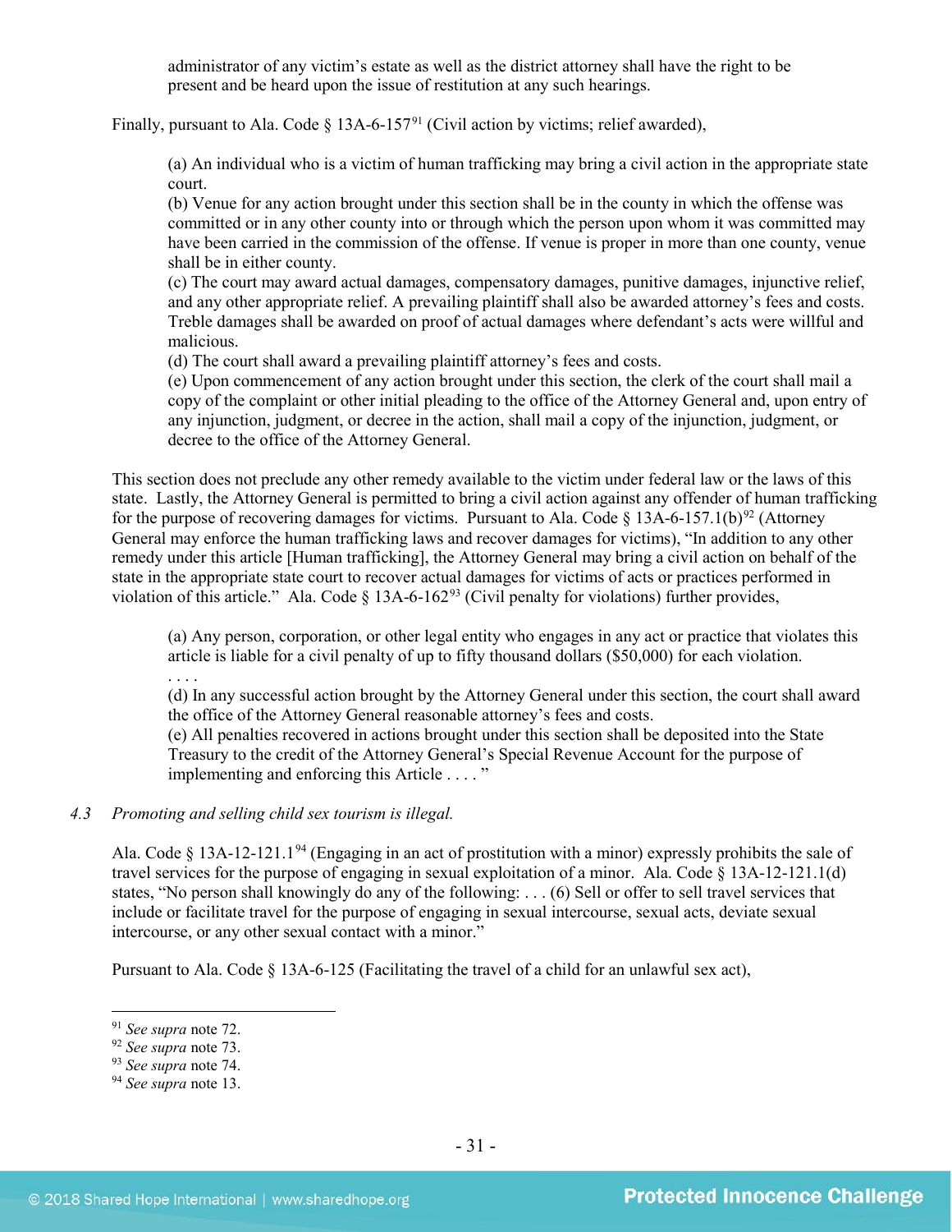> administrator of any victim's estate as well as the district attorney shall have the right to be present and be heard upon the issue of restitution at any such hearings.

Finally, pursuant to Ala. Code § 13A-6-157[91] (Civil action by victims; relief awarded),

> (a) An individual who is a victim of human trafficking may bring a civil action in the appropriate state court.
> (b) Venue for any action brought under this section shall be in the county in which the offense was committed or in any other county into or through which the person upon whom it was committed may have been carried in the commission of the offense. If venue is proper in more than one county, venue shall be in either county.
> (c) The court may award actual damages, compensatory damages, punitive damages, injunctive relief, and any other appropriate relief. A prevailing plaintiff shall also be awarded attorney's fees and costs. Treble damages shall be awarded on proof of actual damages where defendant's acts were willful and malicious.
> (d) The court shall award a prevailing plaintiff attorney's fees and costs.
> (e) Upon commencement of any action brought under this section, the clerk of the court shall mail a copy of the complaint or other initial pleading to the office of the Attorney General and, upon entry of any injunction, judgment, or decree in the action, shall mail a copy of the injunction, judgment, or decree to the office of the Attorney General.

This section does not preclude any other remedy available to the victim under federal law or the laws of this state. Lastly, the Attorney General is permitted to bring a civil action against any offender of human trafficking for the purpose of recovering damages for victims. Pursuant to Ala. Code § 13A-6-157.1(b)[92] (Attorney General may enforce the human trafficking laws and recover damages for victims), "In addition to any other remedy under this article [Human trafficking], the Attorney General may bring a civil action on behalf of the state in the appropriate state court to recover actual damages for victims of acts or practices performed in violation of this article." Ala. Code § 13A-6-162[93] (Civil penalty for violations) further provides,

> (a) Any person, corporation, or other legal entity who engages in any act or practice that violates this article is liable for a civil penalty of up to fifty thousand dollars ($50,000) for each violation.
> . . . .
> (d) In any successful action brought by the Attorney General under this section, the court shall award the office of the Attorney General reasonable attorney's fees and costs.
> (e) All penalties recovered in actions brought under this section shall be deposited into the State Treasury to the credit of the Attorney General's Special Revenue Account for the purpose of implementing and enforcing this Article . . . . "

*4.3 Promoting and selling child sex tourism is illegal.*

Ala. Code § 13A-12-121.1[94] (Engaging in an act of prostitution with a minor) expressly prohibits the sale of travel services for the purpose of engaging in sexual exploitation of a minor. Ala. Code § 13A-12-121.1(d) states, "No person shall knowingly do any of the following: . . . (6) Sell or offer to sell travel services that include or facilitate travel for the purpose of engaging in sexual intercourse, sexual acts, deviate sexual intercourse, or any other sexual contact with a minor."

Pursuant to Ala. Code § 13A-6-125 (Facilitating the travel of a child for an unlawful sex act),

---

[91] *See supra* note 72.
[92] *See supra* note 73.
[93] *See supra* note 74.
[94] *See supra* note 13.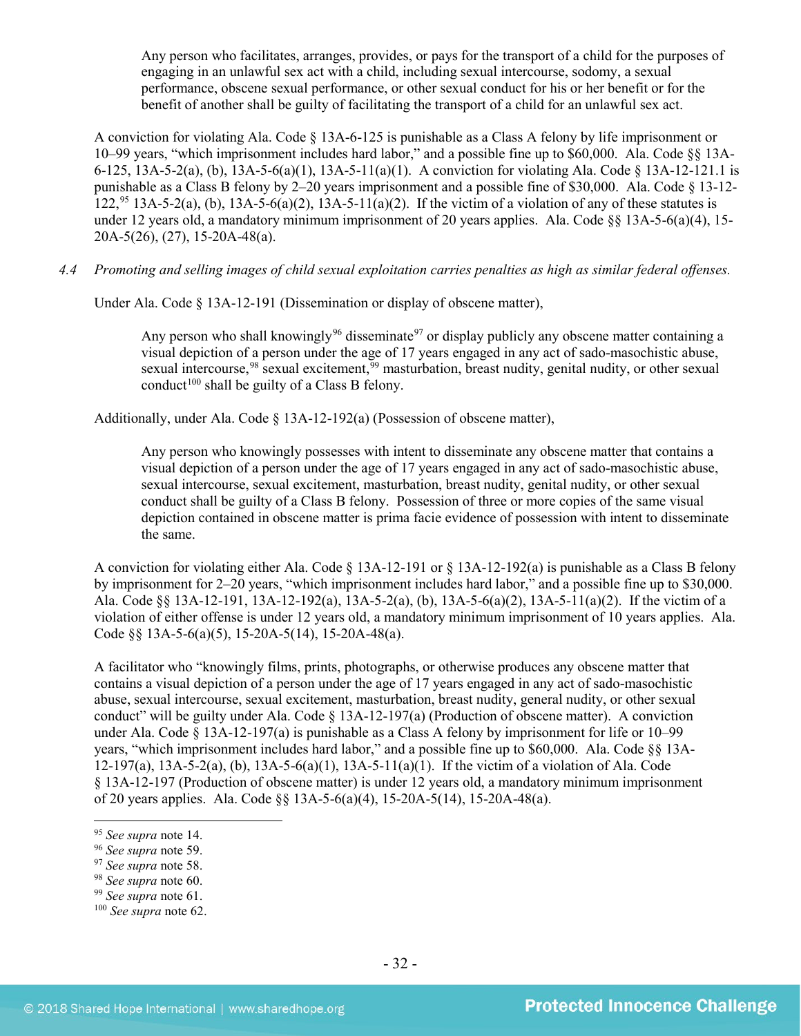> Any person who facilitates, arranges, provides, or pays for the transport of a child for the purposes of engaging in an unlawful sex act with a child, including sexual intercourse, sodomy, a sexual performance, obscene sexual performance, or other sexual conduct for his or her benefit or for the benefit of another shall be guilty of facilitating the transport of a child for an unlawful sex act.

A conviction for violating Ala. Code § 13A-6-125 is punishable as a Class A felony by life imprisonment or 10–99 years, "which imprisonment includes hard labor," and a possible fine up to $60,000. Ala. Code §§ 13A-6-125, 13A-5-2(a), (b), 13A-5-6(a)(1), 13A-5-11(a)(1). A conviction for violating Ala. Code § 13A-12-121.1 is punishable as a Class B felony by 2–20 years imprisonment and a possible fine of $30,000. Ala. Code § 13-12-122,[95] 13A-5-2(a), (b), 13A-5-6(a)(2), 13A-5-11(a)(2). If the victim of a violation of any of these statutes is under 12 years old, a mandatory minimum imprisonment of 20 years applies. Ala. Code §§ 13A-5-6(a)(4), 15-20A-5(26), (27), 15-20A-48(a).

*4.4 Promoting and selling images of child sexual exploitation carries penalties as high as similar federal offenses.*

Under Ala. Code § 13A-12-191 (Dissemination or display of obscene matter),

> Any person who shall knowingly[96] disseminate[97] or display publicly any obscene matter containing a visual depiction of a person under the age of 17 years engaged in any act of sado-masochistic abuse, sexual intercourse,[98] sexual excitement,[99] masturbation, breast nudity, genital nudity, or other sexual conduct[100] shall be guilty of a Class B felony.

Additionally, under Ala. Code § 13A-12-192(a) (Possession of obscene matter),

> Any person who knowingly possesses with intent to disseminate any obscene matter that contains a visual depiction of a person under the age of 17 years engaged in any act of sado-masochistic abuse, sexual intercourse, sexual excitement, masturbation, breast nudity, genital nudity, or other sexual conduct shall be guilty of a Class B felony. Possession of three or more copies of the same visual depiction contained in obscene matter is prima facie evidence of possession with intent to disseminate the same.

A conviction for violating either Ala. Code § 13A-12-191 or § 13A-12-192(a) is punishable as a Class B felony by imprisonment for 2–20 years, "which imprisonment includes hard labor," and a possible fine up to $30,000. Ala. Code §§ 13A-12-191, 13A-12-192(a), 13A-5-2(a), (b), 13A-5-6(a)(2), 13A-5-11(a)(2). If the victim of a violation of either offense is under 12 years old, a mandatory minimum imprisonment of 10 years applies. Ala. Code §§ 13A-5-6(a)(5), 15-20A-5(14), 15-20A-48(a).

A facilitator who "knowingly films, prints, photographs, or otherwise produces any obscene matter that contains a visual depiction of a person under the age of 17 years engaged in any act of sado-masochistic abuse, sexual intercourse, sexual excitement, masturbation, breast nudity, general nudity, or other sexual conduct" will be guilty under Ala. Code § 13A-12-197(a) (Production of obscene matter). A conviction under Ala. Code § 13A-12-197(a) is punishable as a Class A felony by imprisonment for life or 10–99 years, "which imprisonment includes hard labor," and a possible fine up to $60,000. Ala. Code §§ 13A-12-197(a), 13A-5-2(a), (b), 13A-5-6(a)(1), 13A-5-11(a)(1). If the victim of a violation of Ala. Code § 13A-12-197 (Production of obscene matter) is under 12 years old, a mandatory minimum imprisonment of 20 years applies. Ala. Code §§ 13A-5-6(a)(4), 15-20A-5(14), 15-20A-48(a).

---

[95] *See supra* note 14.
[96] *See supra* note 59.
[97] *See supra* note 58.
[98] *See supra* note 60.
[99] *See supra* note 61.
[100] *See supra* note 62.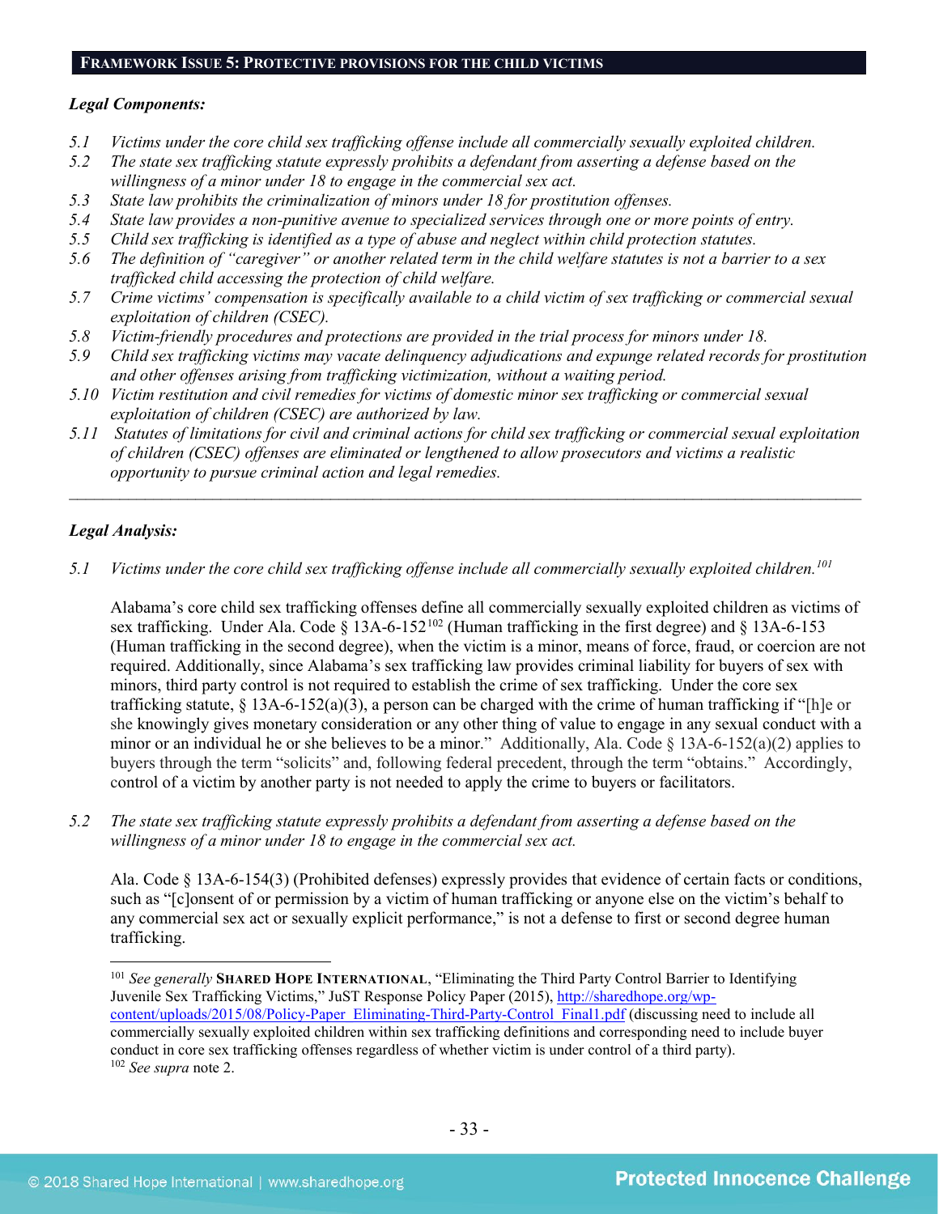## FRAMEWORK ISSUE 5: PROTECTIVE PROVISIONS FOR THE CHILD VICTIMS

***Legal Components:***

*5.1 Victims under the core child sex trafficking offense include all commercially sexually exploited children.*
*5.2 The state sex trafficking statute expressly prohibits a defendant from asserting a defense based on the willingness of a minor under 18 to engage in the commercial sex act.*
*5.3 State law prohibits the criminalization of minors under 18 for prostitution offenses.*
*5.4 State law provides a non-punitive avenue to specialized services through one or more points of entry.*
*5.5 Child sex trafficking is identified as a type of abuse and neglect within child protection statutes.*
*5.6 The definition of "caregiver" or another related term in the child welfare statutes is not a barrier to a sex trafficked child accessing the protection of child welfare.*
*5.7 Crime victims' compensation is specifically available to a child victim of sex trafficking or commercial sexual exploitation of children (CSEC).*
*5.8 Victim-friendly procedures and protections are provided in the trial process for minors under 18.*
*5.9 Child sex trafficking victims may vacate delinquency adjudications and expunge related records for prostitution and other offenses arising from trafficking victimization, without a waiting period.*
*5.10 Victim restitution and civil remedies for victims of domestic minor sex trafficking or commercial sexual exploitation of children (CSEC) are authorized by law.*
*5.11 Statutes of limitations for civil and criminal actions for child sex trafficking or commercial sexual exploitation of children (CSEC) offenses are eliminated or lengthened to allow prosecutors and victims a realistic opportunity to pursue criminal action and legal remedies.*

---

***Legal Analysis:***

*5.1 Victims under the core child sex trafficking offense include all commercially sexually exploited children.*[101]

Alabama's core child sex trafficking offenses define all commercially sexually exploited children as victims of sex trafficking. Under Ala. Code § 13A-6-152[102] (Human trafficking in the first degree) and § 13A-6-153 (Human trafficking in the second degree), when the victim is a minor, means of force, fraud, or coercion are not required. Additionally, since Alabama's sex trafficking law provides criminal liability for buyers of sex with minors, third party control is not required to establish the crime of sex trafficking. Under the core sex trafficking statute, § 13A-6-152(a)(3), a person can be charged with the crime of human trafficking if "[h]e or she knowingly gives monetary consideration or any other thing of value to engage in any sexual conduct with a minor or an individual he or she believes to be a minor." Additionally, Ala. Code § 13A-6-152(a)(2) applies to buyers through the term "solicits" and, following federal precedent, through the term "obtains." Accordingly, control of a victim by another party is not needed to apply the crime to buyers or facilitators.

*5.2 The state sex trafficking statute expressly prohibits a defendant from asserting a defense based on the willingness of a minor under 18 to engage in the commercial sex act.*

Ala. Code § 13A-6-154(3) (Prohibited defenses) expressly provides that evidence of certain facts or conditions, such as "[c]onsent of or permission by a victim of human trafficking or anyone else on the victim's behalf to any commercial sex act or sexually explicit performance," is not a defense to first or second degree human trafficking.

---

[101] *See generally* **SHARED HOPE INTERNATIONAL**, "Eliminating the Third Party Control Barrier to Identifying Juvenile Sex Trafficking Victims," JuST Response Policy Paper (2015), http://sharedhope.org/wp-content/uploads/2015/08/Policy-Paper_Eliminating-Third-Party-Control_Final1.pdf (discussing need to include all commercially sexually exploited children within sex trafficking definitions and corresponding need to include buyer conduct in core sex trafficking offenses regardless of whether victim is under control of a third party).
[102] *See supra* note 2.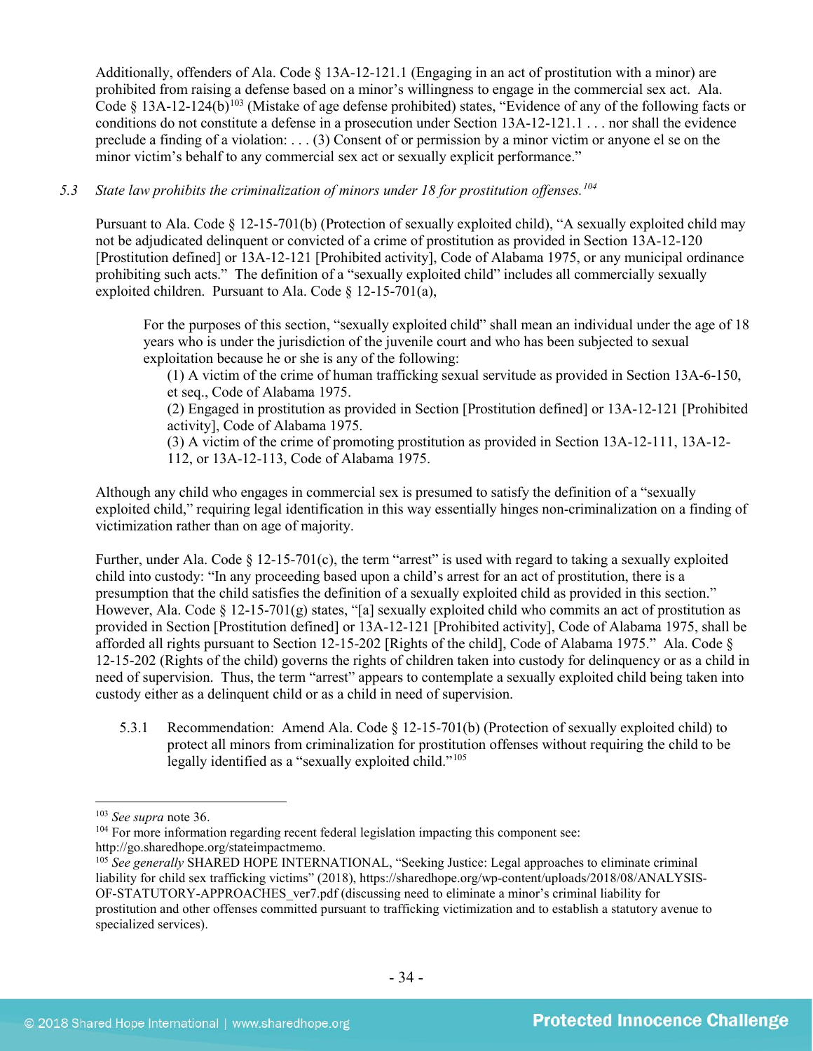Additionally, offenders of Ala. Code § 13A-12-121.1 (Engaging in an act of prostitution with a minor) are prohibited from raising a defense based on a minor's willingness to engage in the commercial sex act. Ala. Code § 13A-12-124(b)[103] (Mistake of age defense prohibited) states, "Evidence of any of the following facts or conditions do not constitute a defense in a prosecution under Section 13A-12-121.1 . . . nor shall the evidence preclude a finding of a violation: . . . (3) Consent of or permission by a minor victim or anyone el se on the minor victim's behalf to any commercial sex act or sexually explicit performance."

*5.3 State law prohibits the criminalization of minors under 18 for prostitution offenses.*[104]

Pursuant to Ala. Code § 12-15-701(b) (Protection of sexually exploited child), "A sexually exploited child may not be adjudicated delinquent or convicted of a crime of prostitution as provided in Section 13A-12-120 [Prostitution defined] or 13A-12-121 [Prohibited activity], Code of Alabama 1975, or any municipal ordinance prohibiting such acts." The definition of a "sexually exploited child" includes all commercially sexually exploited children. Pursuant to Ala. Code § 12-15-701(a),

> For the purposes of this section, "sexually exploited child" shall mean an individual under the age of 18 years who is under the jurisdiction of the juvenile court and who has been subjected to sexual exploitation because he or she is any of the following:
>
> (1) A victim of the crime of human trafficking sexual servitude as provided in Section 13A-6-150, et seq., Code of Alabama 1975.
>
> (2) Engaged in prostitution as provided in Section [Prostitution defined] or 13A-12-121 [Prohibited activity], Code of Alabama 1975.
>
> (3) A victim of the crime of promoting prostitution as provided in Section 13A-12-111, 13A-12-112, or 13A-12-113, Code of Alabama 1975.

Although any child who engages in commercial sex is presumed to satisfy the definition of a "sexually exploited child," requiring legal identification in this way essentially hinges non-criminalization on a finding of victimization rather than on age of majority.

Further, under Ala. Code § 12-15-701(c), the term "arrest" is used with regard to taking a sexually exploited child into custody: "In any proceeding based upon a child's arrest for an act of prostitution, there is a presumption that the child satisfies the definition of a sexually exploited child as provided in this section." However, Ala. Code § 12-15-701(g) states, "[a] sexually exploited child who commits an act of prostitution as provided in Section [Prostitution defined] or 13A-12-121 [Prohibited activity], Code of Alabama 1975, shall be afforded all rights pursuant to Section 12-15-202 [Rights of the child], Code of Alabama 1975." Ala. Code § 12-15-202 (Rights of the child) governs the rights of children taken into custody for delinquency or as a child in need of supervision. Thus, the term "arrest" appears to contemplate a sexually exploited child being taken into custody either as a delinquent child or as a child in need of supervision.

5.3.1 Recommendation: Amend Ala. Code § 12-15-701(b) (Protection of sexually exploited child) to protect all minors from criminalization for prostitution offenses without requiring the child to be legally identified as a "sexually exploited child."[105]

---

[103] *See supra* note 36.

[104] For more information regarding recent federal legislation impacting this component see: http://go.sharedhope.org/stateimpactmemo.

[105] *See generally* SHARED HOPE INTERNATIONAL, "Seeking Justice: Legal approaches to eliminate criminal liability for child sex trafficking victims" (2018), https://sharedhope.org/wp-content/uploads/2018/08/ANALYSIS-OF-STATUTORY-APPROACHES_ver7.pdf (discussing need to eliminate a minor's criminal liability for prostitution and other offenses committed pursuant to trafficking victimization and to establish a statutory avenue to specialized services).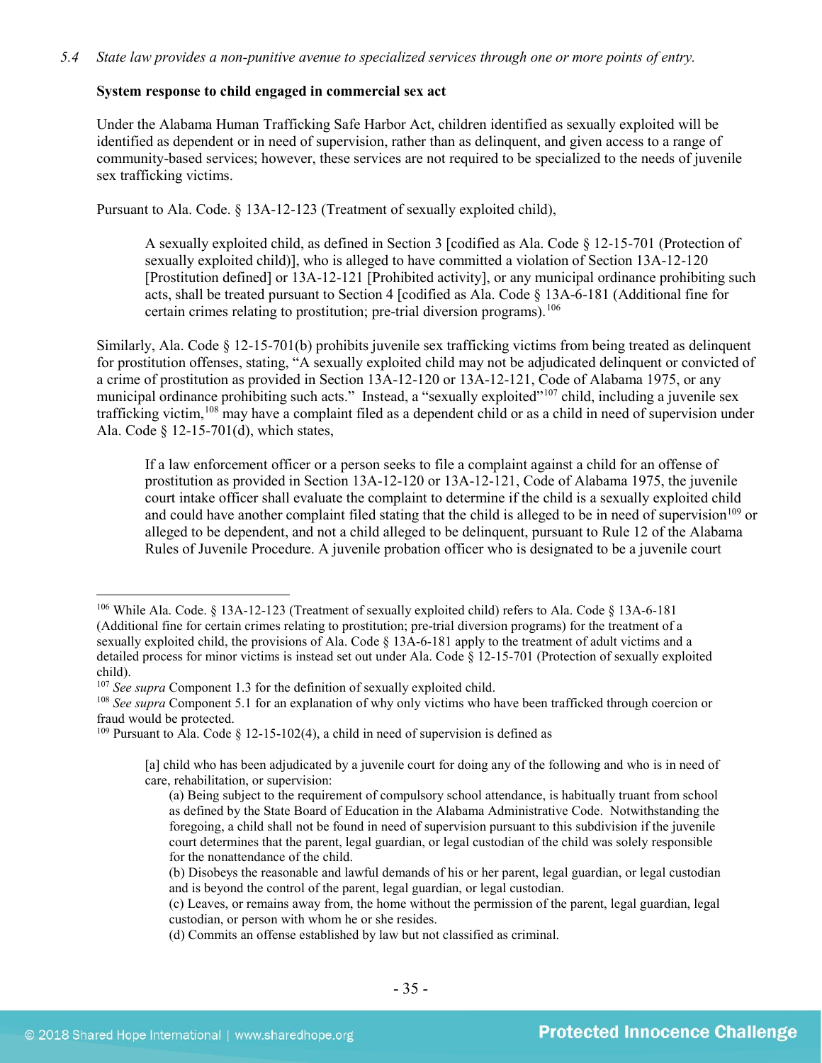*5.4 State law provides a non-punitive avenue to specialized services through one or more points of entry.*

**System response to child engaged in commercial sex act**

Under the Alabama Human Trafficking Safe Harbor Act, children identified as sexually exploited will be identified as dependent or in need of supervision, rather than as delinquent, and given access to a range of community-based services; however, these services are not required to be specialized to the needs of juvenile sex trafficking victims.

Pursuant to Ala. Code. § 13A-12-123 (Treatment of sexually exploited child),

> A sexually exploited child, as defined in Section 3 [codified as Ala. Code § 12-15-701 (Protection of sexually exploited child)], who is alleged to have committed a violation of Section 13A-12-120 [Prostitution defined] or 13A-12-121 [Prohibited activity], or any municipal ordinance prohibiting such acts, shall be treated pursuant to Section 4 [codified as Ala. Code § 13A-6-181 (Additional fine for certain crimes relating to prostitution; pre-trial diversion programs).[106]

Similarly, Ala. Code § 12-15-701(b) prohibits juvenile sex trafficking victims from being treated as delinquent for prostitution offenses, stating, "A sexually exploited child may not be adjudicated delinquent or convicted of a crime of prostitution as provided in Section 13A-12-120 or 13A-12-121, Code of Alabama 1975, or any municipal ordinance prohibiting such acts." Instead, a "sexually exploited"[107] child, including a juvenile sex trafficking victim,[108] may have a complaint filed as a dependent child or as a child in need of supervision under Ala. Code § 12-15-701(d), which states,

> If a law enforcement officer or a person seeks to file a complaint against a child for an offense of prostitution as provided in Section 13A-12-120 or 13A-12-121, Code of Alabama 1975, the juvenile court intake officer shall evaluate the complaint to determine if the child is a sexually exploited child and could have another complaint filed stating that the child is alleged to be in need of supervision[109] or alleged to be dependent, and not a child alleged to be delinquent, pursuant to Rule 12 of the Alabama Rules of Juvenile Procedure. A juvenile probation officer who is designated to be a juvenile court

---

[106] While Ala. Code. § 13A-12-123 (Treatment of sexually exploited child) refers to Ala. Code § 13A-6-181 (Additional fine for certain crimes relating to prostitution; pre-trial diversion programs) for the treatment of a sexually exploited child, the provisions of Ala. Code § 13A-6-181 apply to the treatment of adult victims and a detailed process for minor victims is instead set out under Ala. Code § 12-15-701 (Protection of sexually exploited child).

[107] *See supra* Component 1.3 for the definition of sexually exploited child.

[108] *See supra* Component 5.1 for an explanation of why only victims who have been trafficked through coercion or fraud would be protected.

[109] Pursuant to Ala. Code § 12-15-102(4), a child in need of supervision is defined as

> [a] child who has been adjudicated by a juvenile court for doing any of the following and who is in need of care, rehabilitation, or supervision:
>
> (a) Being subject to the requirement of compulsory school attendance, is habitually truant from school as defined by the State Board of Education in the Alabama Administrative Code. Notwithstanding the foregoing, a child shall not be found in need of supervision pursuant to this subdivision if the juvenile court determines that the parent, legal guardian, or legal custodian of the child was solely responsible for the nonattendance of the child.
>
> (b) Disobeys the reasonable and lawful demands of his or her parent, legal guardian, or legal custodian and is beyond the control of the parent, legal guardian, or legal custodian.
>
> (c) Leaves, or remains away from, the home without the permission of the parent, legal guardian, legal custodian, or person with whom he or she resides.
>
> (d) Commits an offense established by law but not classified as criminal.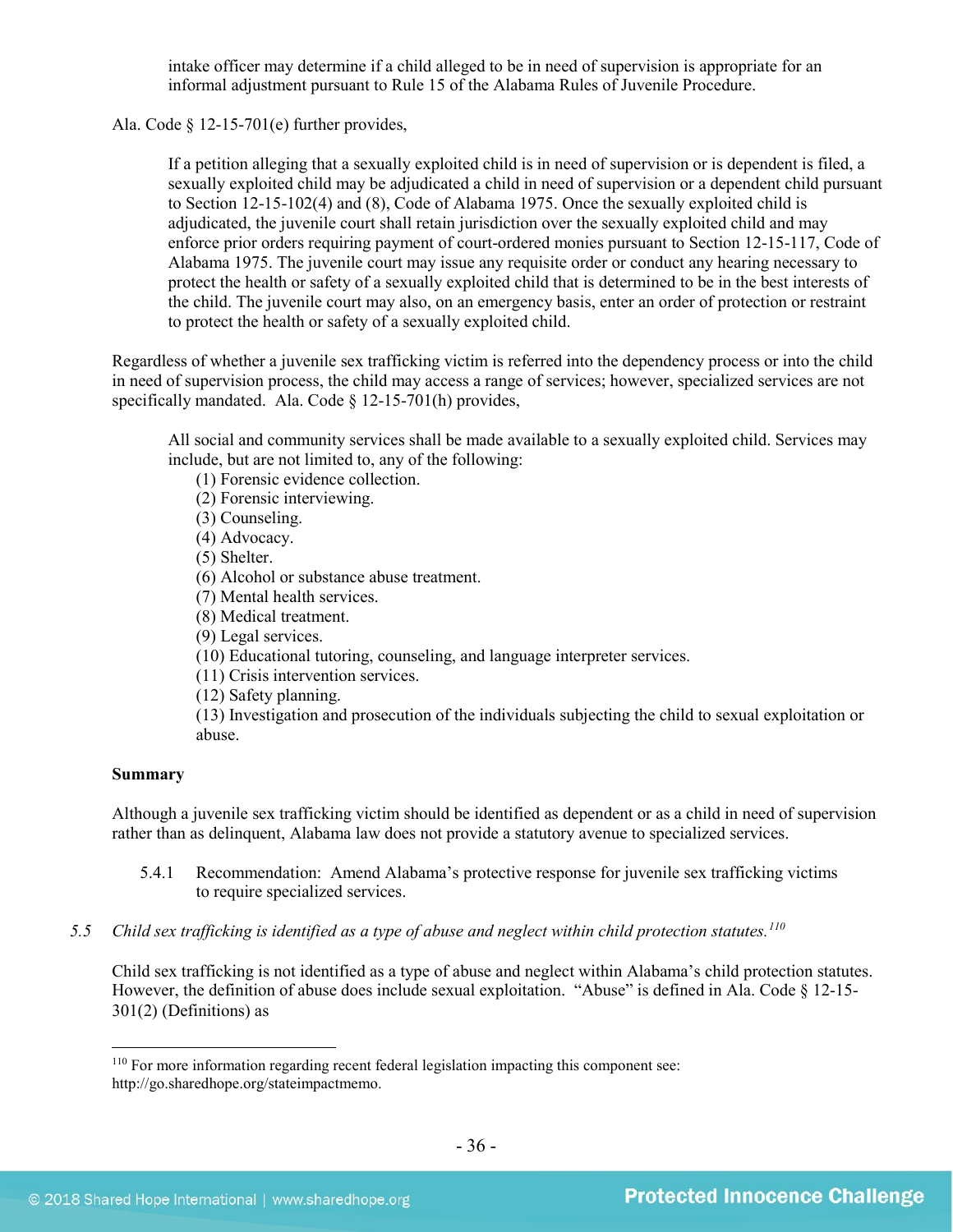> intake officer may determine if a child alleged to be in need of supervision is appropriate for an informal adjustment pursuant to Rule 15 of the Alabama Rules of Juvenile Procedure.

Ala. Code § 12-15-701(e) further provides,

> If a petition alleging that a sexually exploited child is in need of supervision or is dependent is filed, a sexually exploited child may be adjudicated a child in need of supervision or a dependent child pursuant to Section 12-15-102(4) and (8), Code of Alabama 1975. Once the sexually exploited child is adjudicated, the juvenile court shall retain jurisdiction over the sexually exploited child and may enforce prior orders requiring payment of court-ordered monies pursuant to Section 12-15-117, Code of Alabama 1975. The juvenile court may issue any requisite order or conduct any hearing necessary to protect the health or safety of a sexually exploited child that is determined to be in the best interests of the child. The juvenile court may also, on an emergency basis, enter an order of protection or restraint to protect the health or safety of a sexually exploited child.

Regardless of whether a juvenile sex trafficking victim is referred into the dependency process or into the child in need of supervision process, the child may access a range of services; however, specialized services are not specifically mandated. Ala. Code § 12-15-701(h) provides,

> All social and community services shall be made available to a sexually exploited child. Services may include, but are not limited to, any of the following:
> (1) Forensic evidence collection.
> (2) Forensic interviewing.
> (3) Counseling.
> (4) Advocacy.
> (5) Shelter.
> (6) Alcohol or substance abuse treatment.
> (7) Mental health services.
> (8) Medical treatment.
> (9) Legal services.
> (10) Educational tutoring, counseling, and language interpreter services.
> (11) Crisis intervention services.
> (12) Safety planning.
> (13) Investigation and prosecution of the individuals subjecting the child to sexual exploitation or abuse.

**Summary**

Although a juvenile sex trafficking victim should be identified as dependent or as a child in need of supervision rather than as delinquent, Alabama law does not provide a statutory avenue to specialized services.

5.4.1 Recommendation: Amend Alabama's protective response for juvenile sex trafficking victims to require specialized services.

*5.5 Child sex trafficking is identified as a type of abuse and neglect within child protection statutes.*[110]

Child sex trafficking is not identified as a type of abuse and neglect within Alabama's child protection statutes. However, the definition of abuse does include sexual exploitation. "Abuse" is defined in Ala. Code § 12-15-301(2) (Definitions) as

---

[110] For more information regarding recent federal legislation impacting this component see: http://go.sharedhope.org/stateimpactmemo.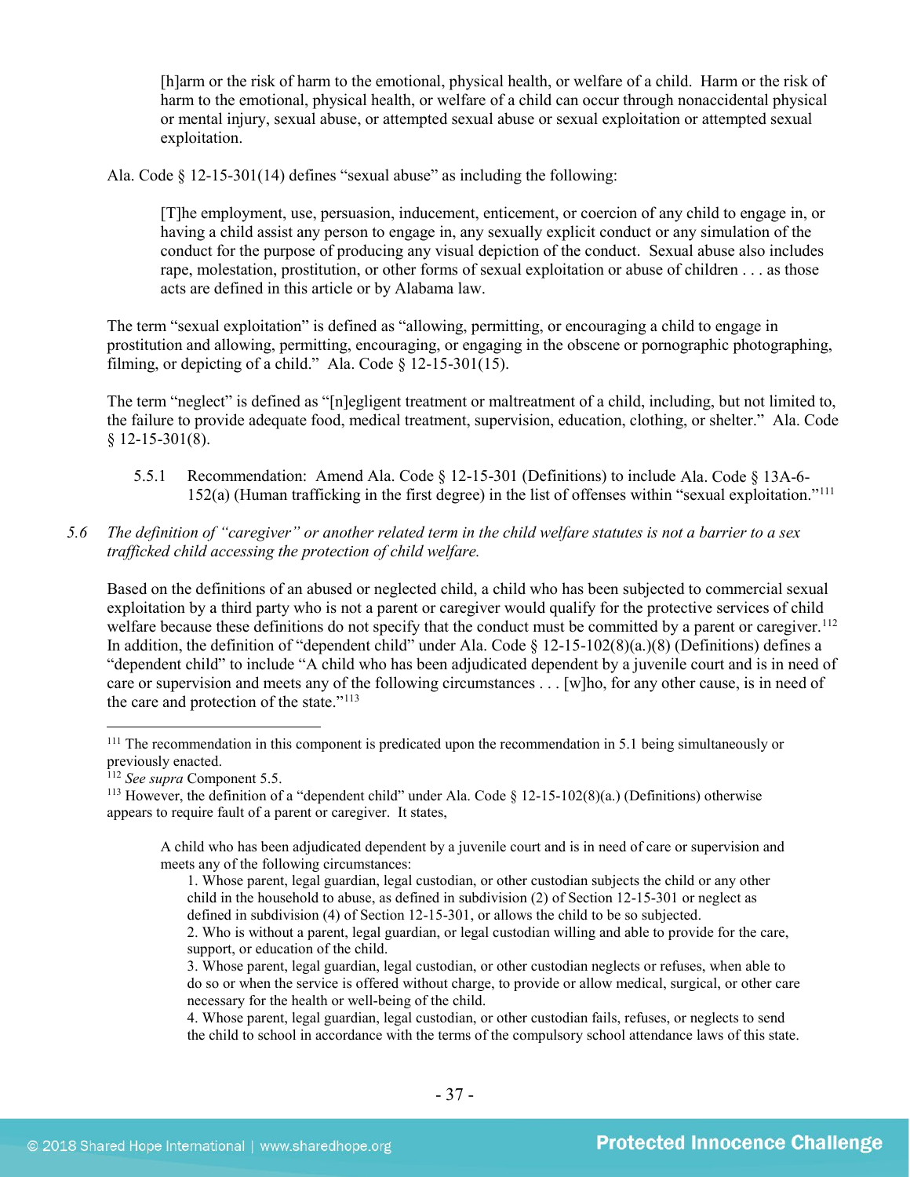> [h]arm or the risk of harm to the emotional, physical health, or welfare of a child. Harm or the risk of harm to the emotional, physical health, or welfare of a child can occur through nonaccidental physical or mental injury, sexual abuse, or attempted sexual abuse or sexual exploitation or attempted sexual exploitation.

Ala. Code § 12-15-301(14) defines "sexual abuse" as including the following:

> [T]he employment, use, persuasion, inducement, enticement, or coercion of any child to engage in, or having a child assist any person to engage in, any sexually explicit conduct or any simulation of the conduct for the purpose of producing any visual depiction of the conduct. Sexual abuse also includes rape, molestation, prostitution, or other forms of sexual exploitation or abuse of children . . . as those acts are defined in this article or by Alabama law.

The term "sexual exploitation" is defined as "allowing, permitting, or encouraging a child to engage in prostitution and allowing, permitting, encouraging, or engaging in the obscene or pornographic photographing, filming, or depicting of a child." Ala. Code § 12-15-301(15).

The term "neglect" is defined as "[n]egligent treatment or maltreatment of a child, including, but not limited to, the failure to provide adequate food, medical treatment, supervision, education, clothing, or shelter." Ala. Code § 12-15-301(8).

5.5.1 Recommendation: Amend Ala. Code § 12-15-301 (Definitions) to include Ala. Code § 13A-6-152(a) (Human trafficking in the first degree) in the list of offenses within "sexual exploitation."[111]

*5.6 The definition of "caregiver" or another related term in the child welfare statutes is not a barrier to a sex trafficked child accessing the protection of child welfare.*

Based on the definitions of an abused or neglected child, a child who has been subjected to commercial sexual exploitation by a third party who is not a parent or caregiver would qualify for the protective services of child welfare because these definitions do not specify that the conduct must be committed by a parent or caregiver.[112] In addition, the definition of "dependent child" under Ala. Code § 12-15-102(8)(a.)(8) (Definitions) defines a "dependent child" to include "A child who has been adjudicated dependent by a juvenile court and is in need of care or supervision and meets any of the following circumstances . . . [w]ho, for any other cause, is in need of the care and protection of the state."[113]

---

[111] The recommendation in this component is predicated upon the recommendation in 5.1 being simultaneously or previously enacted.

[112] *See supra* Component 5.5.

[113] However, the definition of a "dependent child" under Ala. Code § 12-15-102(8)(a.) (Definitions) otherwise appears to require fault of a parent or caregiver. It states,

> A child who has been adjudicated dependent by a juvenile court and is in need of care or supervision and meets any of the following circumstances:
>
> 1. Whose parent, legal guardian, legal custodian, or other custodian subjects the child or any other child in the household to abuse, as defined in subdivision (2) of Section 12-15-301 or neglect as defined in subdivision (4) of Section 12-15-301, or allows the child to be so subjected.
> 2. Who is without a parent, legal guardian, or legal custodian willing and able to provide for the care, support, or education of the child.
> 3. Whose parent, legal guardian, legal custodian, or other custodian neglects or refuses, when able to do so or when the service is offered without charge, to provide or allow medical, surgical, or other care necessary for the health or well-being of the child.
> 4. Whose parent, legal guardian, legal custodian, or other custodian fails, refuses, or neglects to send the child to school in accordance with the terms of the compulsory school attendance laws of this state.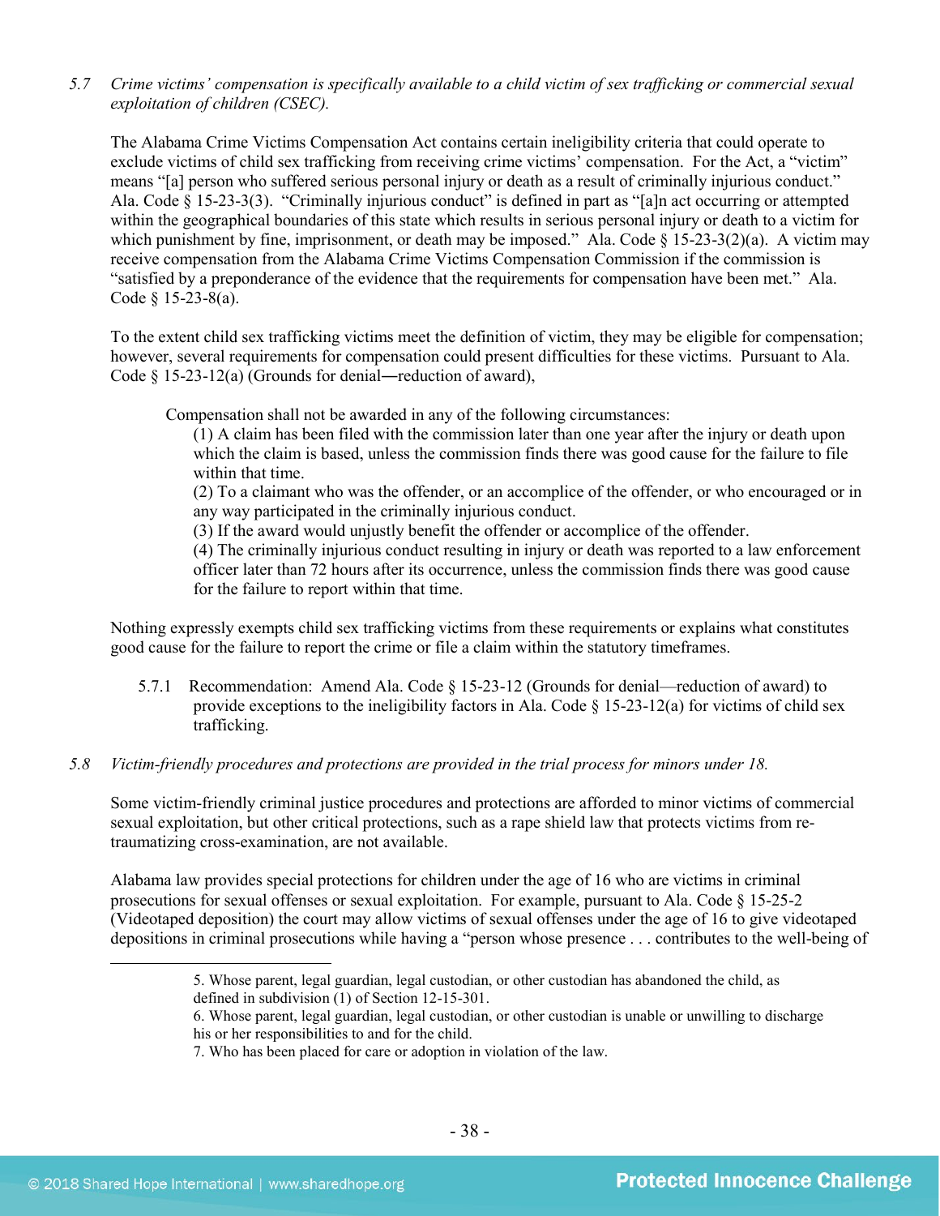*5.7 Crime victims' compensation is specifically available to a child victim of sex trafficking or commercial sexual exploitation of children (CSEC).*

The Alabama Crime Victims Compensation Act contains certain ineligibility criteria that could operate to exclude victims of child sex trafficking from receiving crime victims' compensation. For the Act, a "victim" means "[a] person who suffered serious personal injury or death as a result of criminally injurious conduct." Ala. Code § 15-23-3(3). "Criminally injurious conduct" is defined in part as "[a]n act occurring or attempted within the geographical boundaries of this state which results in serious personal injury or death to a victim for which punishment by fine, imprisonment, or death may be imposed." Ala. Code § 15-23-3(2)(a). A victim may receive compensation from the Alabama Crime Victims Compensation Commission if the commission is "satisfied by a preponderance of the evidence that the requirements for compensation have been met." Ala. Code § 15-23-8(a).

To the extent child sex trafficking victims meet the definition of victim, they may be eligible for compensation; however, several requirements for compensation could present difficulties for these victims. Pursuant to Ala. Code § 15-23-12(a) (Grounds for denial—reduction of award),

> Compensation shall not be awarded in any of the following circumstances:
> (1) A claim has been filed with the commission later than one year after the injury or death upon which the claim is based, unless the commission finds there was good cause for the failure to file within that time.
> (2) To a claimant who was the offender, or an accomplice of the offender, or who encouraged or in any way participated in the criminally injurious conduct.
> (3) If the award would unjustly benefit the offender or accomplice of the offender.
> (4) The criminally injurious conduct resulting in injury or death was reported to a law enforcement officer later than 72 hours after its occurrence, unless the commission finds there was good cause for the failure to report within that time.

Nothing expressly exempts child sex trafficking victims from these requirements or explains what constitutes good cause for the failure to report the crime or file a claim within the statutory timeframes.

5.7.1 Recommendation: Amend Ala. Code § 15-23-12 (Grounds for denial—reduction of award) to provide exceptions to the ineligibility factors in Ala. Code § 15-23-12(a) for victims of child sex trafficking.

*5.8 Victim-friendly procedures and protections are provided in the trial process for minors under 18.*

Some victim-friendly criminal justice procedures and protections are afforded to minor victims of commercial sexual exploitation, but other critical protections, such as a rape shield law that protects victims from re-traumatizing cross-examination, are not available.

Alabama law provides special protections for children under the age of 16 who are victims in criminal prosecutions for sexual offenses or sexual exploitation. For example, pursuant to Ala. Code § 15-25-2 (Videotaped deposition) the court may allow victims of sexual offenses under the age of 16 to give videotaped depositions in criminal prosecutions while having a "person whose presence . . . contributes to the well-being of

5. Whose parent, legal guardian, legal custodian, or other custodian has abandoned the child, as defined in subdivision (1) of Section 12-15-301.
6. Whose parent, legal guardian, legal custodian, or other custodian is unable or unwilling to discharge his or her responsibilities to and for the child.
7. Who has been placed for care or adoption in violation of the law.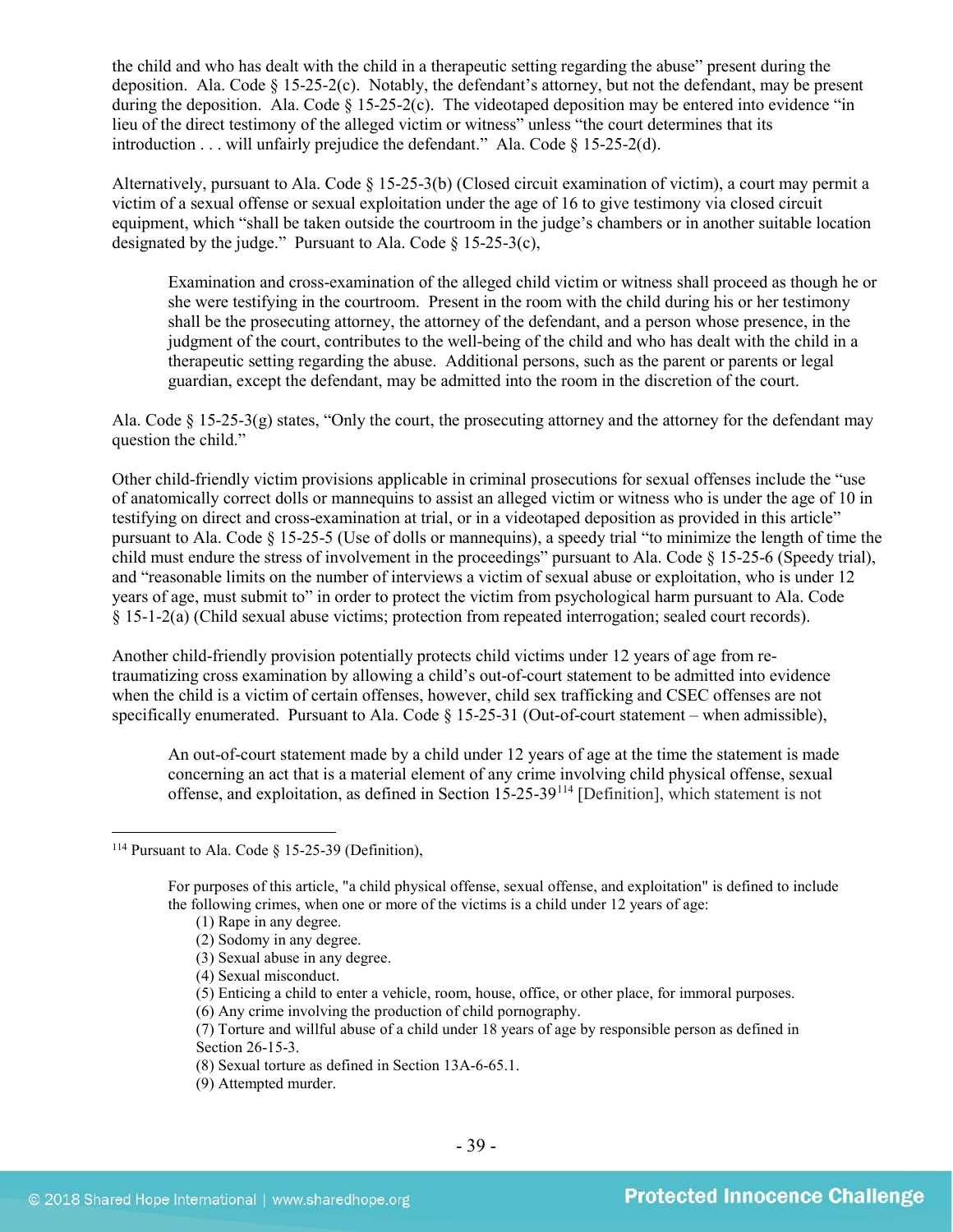the child and who has dealt with the child in a therapeutic setting regarding the abuse" present during the deposition. Ala. Code § 15-25-2(c). Notably, the defendant's attorney, but not the defendant, may be present during the deposition. Ala. Code § 15-25-2(c). The videotaped deposition may be entered into evidence "in lieu of the direct testimony of the alleged victim or witness" unless "the court determines that its introduction . . . will unfairly prejudice the defendant." Ala. Code § 15-25-2(d).

Alternatively, pursuant to Ala. Code § 15-25-3(b) (Closed circuit examination of victim), a court may permit a victim of a sexual offense or sexual exploitation under the age of 16 to give testimony via closed circuit equipment, which "shall be taken outside the courtroom in the judge's chambers or in another suitable location designated by the judge." Pursuant to Ala. Code § 15-25-3(c),

> Examination and cross-examination of the alleged child victim or witness shall proceed as though he or she were testifying in the courtroom. Present in the room with the child during his or her testimony shall be the prosecuting attorney, the attorney of the defendant, and a person whose presence, in the judgment of the court, contributes to the well-being of the child and who has dealt with the child in a therapeutic setting regarding the abuse. Additional persons, such as the parent or parents or legal guardian, except the defendant, may be admitted into the room in the discretion of the court.

Ala. Code § 15-25-3(g) states, "Only the court, the prosecuting attorney and the attorney for the defendant may question the child."

Other child-friendly victim provisions applicable in criminal prosecutions for sexual offenses include the "use of anatomically correct dolls or mannequins to assist an alleged victim or witness who is under the age of 10 in testifying on direct and cross-examination at trial, or in a videotaped deposition as provided in this article" pursuant to Ala. Code § 15-25-5 (Use of dolls or mannequins), a speedy trial "to minimize the length of time the child must endure the stress of involvement in the proceedings" pursuant to Ala. Code § 15-25-6 (Speedy trial), and "reasonable limits on the number of interviews a victim of sexual abuse or exploitation, who is under 12 years of age, must submit to" in order to protect the victim from psychological harm pursuant to Ala. Code § 15-1-2(a) (Child sexual abuse victims; protection from repeated interrogation; sealed court records).

Another child-friendly provision potentially protects child victims under 12 years of age from re-traumatizing cross examination by allowing a child's out-of-court statement to be admitted into evidence when the child is a victim of certain offenses, however, child sex trafficking and CSEC offenses are not specifically enumerated. Pursuant to Ala. Code § 15-25-31 (Out-of-court statement – when admissible),

> An out-of-court statement made by a child under 12 years of age at the time the statement is made concerning an act that is a material element of any crime involving child physical offense, sexual offense, and exploitation, as defined in Section 15-25-39[114] [Definition], which statement is not

---

[114] Pursuant to Ala. Code § 15-25-39 (Definition),

> For purposes of this article, "a child physical offense, sexual offense, and exploitation" is defined to include the following crimes, when one or more of the victims is a child under 12 years of age:
>
> (1) Rape in any degree.
> (2) Sodomy in any degree.
> (3) Sexual abuse in any degree.
> (4) Sexual misconduct.
> (5) Enticing a child to enter a vehicle, room, house, office, or other place, for immoral purposes.
> (6) Any crime involving the production of child pornography.
> (7) Torture and willful abuse of a child under 18 years of age by responsible person as defined in Section 26-15-3.
> (8) Sexual torture as defined in Section 13A-6-65.1.
> (9) Attempted murder.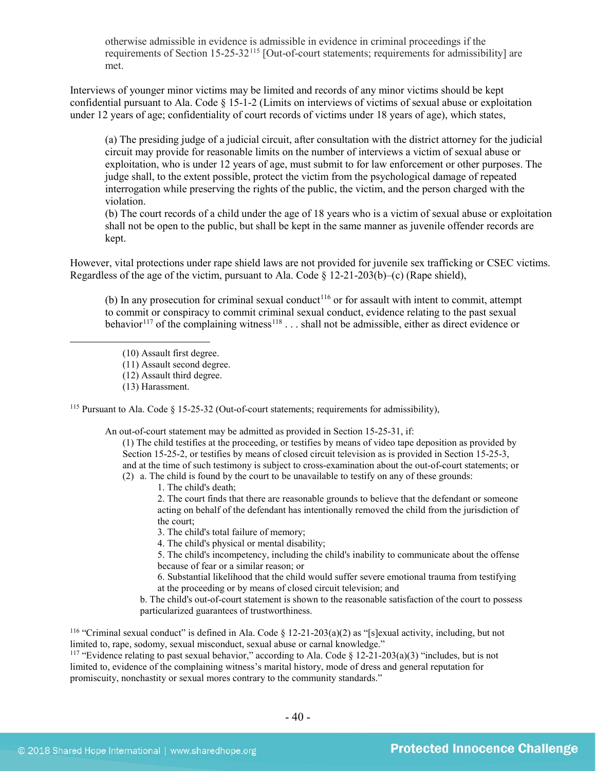otherwise admissible in evidence is admissible in evidence in criminal proceedings if the requirements of Section 15-25-32[115] [Out-of-court statements; requirements for admissibility] are met.

Interviews of younger minor victims may be limited and records of any minor victims should be kept confidential pursuant to Ala. Code § 15-1-2 (Limits on interviews of victims of sexual abuse or exploitation under 12 years of age; confidentiality of court records of victims under 18 years of age), which states,

> (a) The presiding judge of a judicial circuit, after consultation with the district attorney for the judicial circuit may provide for reasonable limits on the number of interviews a victim of sexual abuse or exploitation, who is under 12 years of age, must submit to for law enforcement or other purposes. The judge shall, to the extent possible, protect the victim from the psychological damage of repeated interrogation while preserving the rights of the public, the victim, and the person charged with the violation.
> (b) The court records of a child under the age of 18 years who is a victim of sexual abuse or exploitation shall not be open to the public, but shall be kept in the same manner as juvenile offender records are kept.

However, vital protections under rape shield laws are not provided for juvenile sex trafficking or CSEC victims. Regardless of the age of the victim, pursuant to Ala. Code § 12-21-203(b)–(c) (Rape shield),

> (b) In any prosecution for criminal sexual conduct[116] or for assault with intent to commit, attempt to commit or conspiracy to commit criminal sexual conduct, evidence relating to the past sexual behavior[117] of the complaining witness[118] . . . shall not be admissible, either as direct evidence or

---

(10) Assault first degree.
(11) Assault second degree.
(12) Assault third degree.
(13) Harassment.

[115] Pursuant to Ala. Code § 15-25-32 (Out-of-court statements; requirements for admissibility),

> An out-of-court statement may be admitted as provided in Section 15-25-31, if:
> (1) The child testifies at the proceeding, or testifies by means of video tape deposition as provided by Section 15-25-2, or testifies by means of closed circuit television as is provided in Section 15-25-3, and at the time of such testimony is subject to cross-examination about the out-of-court statements; or
> (2) a. The child is found by the court to be unavailable to testify on any of these grounds:
> 1. The child's death;
> 2. The court finds that there are reasonable grounds to believe that the defendant or someone acting on behalf of the defendant has intentionally removed the child from the jurisdiction of the court;
> 3. The child's total failure of memory;
> 4. The child's physical or mental disability;
> 5. The child's incompetency, including the child's inability to communicate about the offense because of fear or a similar reason; or
> 6. Substantial likelihood that the child would suffer severe emotional trauma from testifying at the proceeding or by means of closed circuit television; and
> b. The child's out-of-court statement is shown to the reasonable satisfaction of the court to possess particularized guarantees of trustworthiness.

[116] "Criminal sexual conduct" is defined in Ala. Code § 12-21-203(a)(2) as "[s]exual activity, including, but not limited to, rape, sodomy, sexual misconduct, sexual abuse or carnal knowledge."

[117] "Evidence relating to past sexual behavior," according to Ala. Code § 12-21-203(a)(3) "includes, but is not limited to, evidence of the complaining witness's marital history, mode of dress and general reputation for promiscuity, nonchastity or sexual mores contrary to the community standards."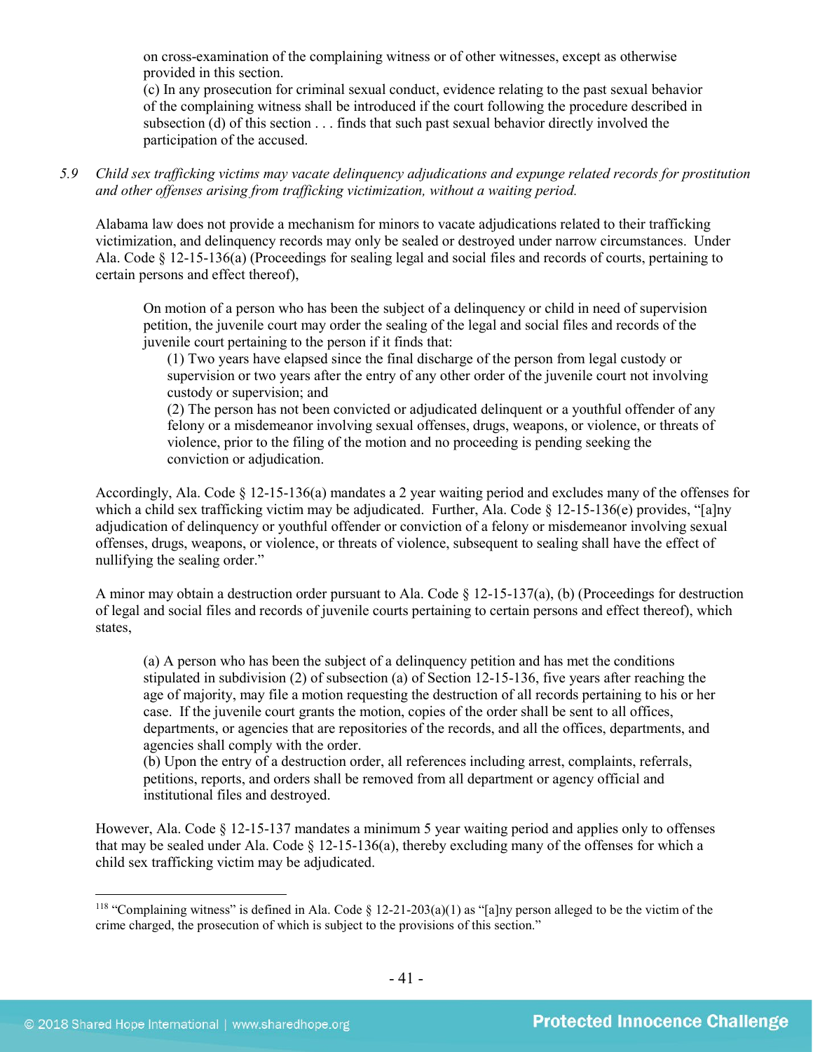on cross-examination of the complaining witness or of other witnesses, except as otherwise provided in this section.
(c) In any prosecution for criminal sexual conduct, evidence relating to the past sexual behavior of the complaining witness shall be introduced if the court following the procedure described in subsection (d) of this section . . . finds that such past sexual behavior directly involved the participation of the accused.

*5.9 Child sex trafficking victims may vacate delinquency adjudications and expunge related records for prostitution and other offenses arising from trafficking victimization, without a waiting period.*

Alabama law does not provide a mechanism for minors to vacate adjudications related to their trafficking victimization, and delinquency records may only be sealed or destroyed under narrow circumstances. Under Ala. Code § 12-15-136(a) (Proceedings for sealing legal and social files and records of courts, pertaining to certain persons and effect thereof),

> On motion of a person who has been the subject of a delinquency or child in need of supervision petition, the juvenile court may order the sealing of the legal and social files and records of the juvenile court pertaining to the person if it finds that:
>
> (1) Two years have elapsed since the final discharge of the person from legal custody or supervision or two years after the entry of any other order of the juvenile court not involving custody or supervision; and
>
> (2) The person has not been convicted or adjudicated delinquent or a youthful offender of any felony or a misdemeanor involving sexual offenses, drugs, weapons, or violence, or threats of violence, prior to the filing of the motion and no proceeding is pending seeking the conviction or adjudication.

Accordingly, Ala. Code § 12-15-136(a) mandates a 2 year waiting period and excludes many of the offenses for which a child sex trafficking victim may be adjudicated. Further, Ala. Code § 12-15-136(e) provides, "[a]ny adjudication of delinquency or youthful offender or conviction of a felony or misdemeanor involving sexual offenses, drugs, weapons, or violence, or threats of violence, subsequent to sealing shall have the effect of nullifying the sealing order."

A minor may obtain a destruction order pursuant to Ala. Code § 12-15-137(a), (b) (Proceedings for destruction of legal and social files and records of juvenile courts pertaining to certain persons and effect thereof), which states,

> (a) A person who has been the subject of a delinquency petition and has met the conditions stipulated in subdivision (2) of subsection (a) of Section 12-15-136, five years after reaching the age of majority, may file a motion requesting the destruction of all records pertaining to his or her case. If the juvenile court grants the motion, copies of the order shall be sent to all offices, departments, or agencies that are repositories of the records, and all the offices, departments, and agencies shall comply with the order.
>
> (b) Upon the entry of a destruction order, all references including arrest, complaints, referrals, petitions, reports, and orders shall be removed from all department or agency official and institutional files and destroyed.

However, Ala. Code § 12-15-137 mandates a minimum 5 year waiting period and applies only to offenses that may be sealed under Ala. Code § 12-15-136(a), thereby excluding many of the offenses for which a child sex trafficking victim may be adjudicated.

---

[118] "Complaining witness" is defined in Ala. Code § 12-21-203(a)(1) as "[a]ny person alleged to be the victim of the crime charged, the prosecution of which is subject to the provisions of this section."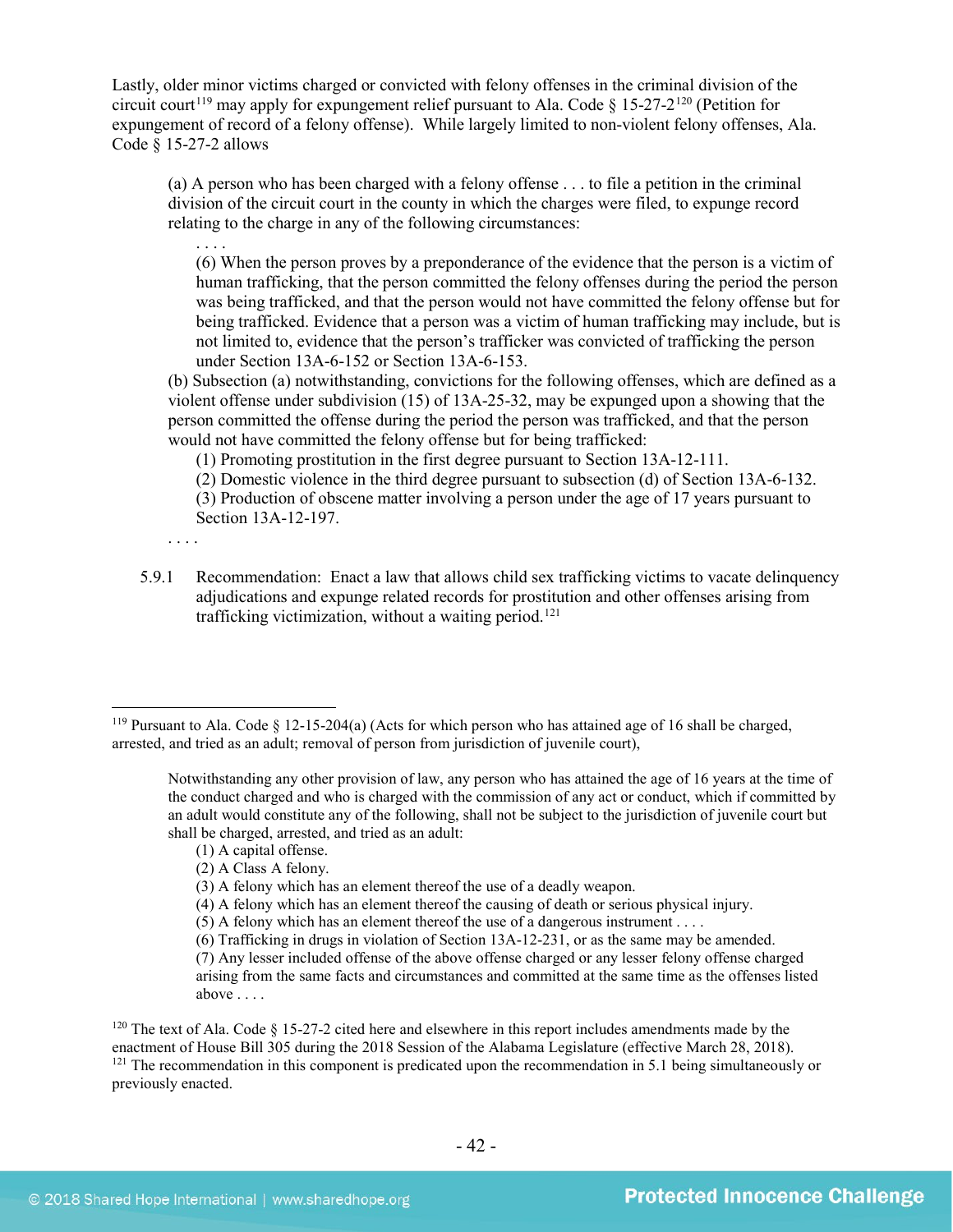Lastly, older minor victims charged or convicted with felony offenses in the criminal division of the circuit court[119] may apply for expungement relief pursuant to Ala. Code § 15-27-2[120] (Petition for expungement of record of a felony offense). While largely limited to non-violent felony offenses, Ala. Code § 15-27-2 allows

> (a) A person who has been charged with a felony offense . . . to file a petition in the criminal division of the circuit court in the county in which the charges were filed, to expunge record relating to the charge in any of the following circumstances:
>
> > . . . .
> >
> > (6) When the person proves by a preponderance of the evidence that the person is a victim of human trafficking, that the person committed the felony offenses during the period the person was being trafficked, and that the person would not have committed the felony offense but for being trafficked. Evidence that a person was a victim of human trafficking may include, but is not limited to, evidence that the person's trafficker was convicted of trafficking the person under Section 13A-6-152 or Section 13A-6-153.
>
> (b) Subsection (a) notwithstanding, convictions for the following offenses, which are defined as a violent offense under subdivision (15) of 13A-25-32, may be expunged upon a showing that the person committed the offense during the period the person was trafficked, and that the person would not have committed the felony offense but for being trafficked:
>
> > (1) Promoting prostitution in the first degree pursuant to Section 13A-12-111.
> >
> > (2) Domestic violence in the third degree pursuant to subsection (d) of Section 13A-6-132.
> >
> > (3) Production of obscene matter involving a person under the age of 17 years pursuant to Section 13A-12-197.
>
> . . . .

5.9.1 Recommendation: Enact a law that allows child sex trafficking victims to vacate delinquency adjudications and expunge related records for prostitution and other offenses arising from trafficking victimization, without a waiting period.[121]

---

[119] Pursuant to Ala. Code § 12-15-204(a) (Acts for which person who has attained age of 16 shall be charged, arrested, and tried as an adult; removal of person from jurisdiction of juvenile court),

> Notwithstanding any other provision of law, any person who has attained the age of 16 years at the time of the conduct charged and who is charged with the commission of any act or conduct, which if committed by an adult would constitute any of the following, shall not be subject to the jurisdiction of juvenile court but shall be charged, arrested, and tried as an adult:
>
> (1) A capital offense.
> (2) A Class A felony.
> (3) A felony which has an element thereof the use of a deadly weapon.
> (4) A felony which has an element thereof the causing of death or serious physical injury.
> (5) A felony which has an element thereof the use of a dangerous instrument . . . .
> (6) Trafficking in drugs in violation of Section 13A-12-231, or as the same may be amended.
> (7) Any lesser included offense of the above offense charged or any lesser felony offense charged arising from the same facts and circumstances and committed at the same time as the offenses listed above . . . .

[120] The text of Ala. Code § 15-27-2 cited here and elsewhere in this report includes amendments made by the enactment of House Bill 305 during the 2018 Session of the Alabama Legislature (effective March 28, 2018).

[121] The recommendation in this component is predicated upon the recommendation in 5.1 being simultaneously or previously enacted.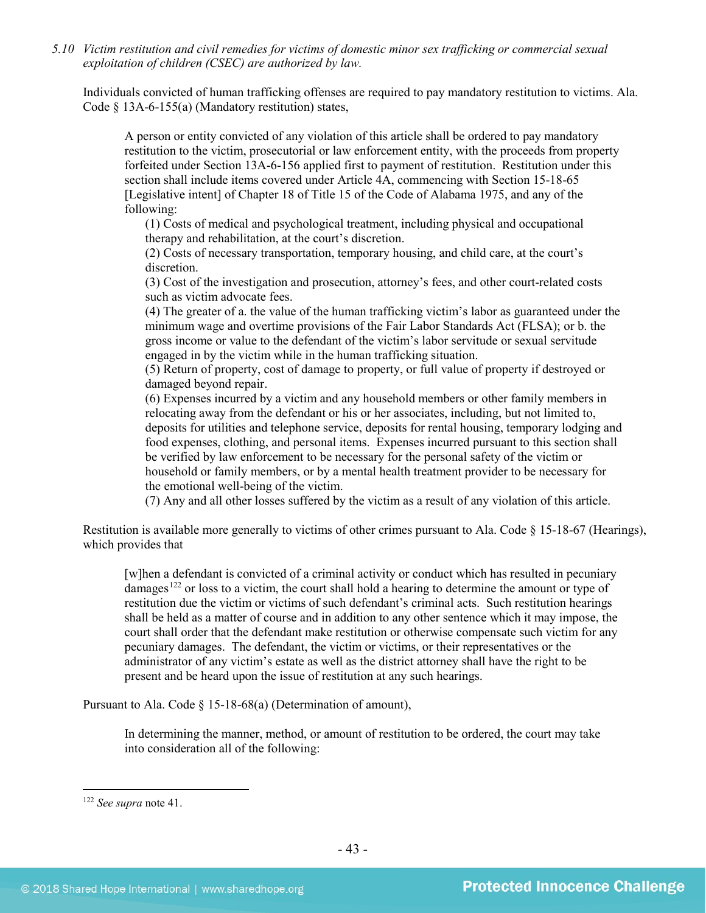*5.10 Victim restitution and civil remedies for victims of domestic minor sex trafficking or commercial sexual exploitation of children (CSEC) are authorized by law.*

Individuals convicted of human trafficking offenses are required to pay mandatory restitution to victims. Ala. Code § 13A-6-155(a) (Mandatory restitution) states,

> A person or entity convicted of any violation of this article shall be ordered to pay mandatory restitution to the victim, prosecutorial or law enforcement entity, with the proceeds from property forfeited under Section 13A-6-156 applied first to payment of restitution. Restitution under this section shall include items covered under Article 4A, commencing with Section 15-18-65 [Legislative intent] of Chapter 18 of Title 15 of the Code of Alabama 1975, and any of the following:
>
> (1) Costs of medical and psychological treatment, including physical and occupational therapy and rehabilitation, at the court's discretion.
>
> (2) Costs of necessary transportation, temporary housing, and child care, at the court's discretion.
>
> (3) Cost of the investigation and prosecution, attorney's fees, and other court-related costs such as victim advocate fees.
>
> (4) The greater of a. the value of the human trafficking victim's labor as guaranteed under the minimum wage and overtime provisions of the Fair Labor Standards Act (FLSA); or b. the gross income or value to the defendant of the victim's labor servitude or sexual servitude engaged in by the victim while in the human trafficking situation.
>
> (5) Return of property, cost of damage to property, or full value of property if destroyed or damaged beyond repair.
>
> (6) Expenses incurred by a victim and any household members or other family members in relocating away from the defendant or his or her associates, including, but not limited to, deposits for utilities and telephone service, deposits for rental housing, temporary lodging and food expenses, clothing, and personal items. Expenses incurred pursuant to this section shall be verified by law enforcement to be necessary for the personal safety of the victim or household or family members, or by a mental health treatment provider to be necessary for the emotional well-being of the victim.
>
> (7) Any and all other losses suffered by the victim as a result of any violation of this article.

Restitution is available more generally to victims of other crimes pursuant to Ala. Code § 15-18-67 (Hearings), which provides that

> [w]hen a defendant is convicted of a criminal activity or conduct which has resulted in pecuniary damages[122] or loss to a victim, the court shall hold a hearing to determine the amount or type of restitution due the victim or victims of such defendant's criminal acts. Such restitution hearings shall be held as a matter of course and in addition to any other sentence which it may impose, the court shall order that the defendant make restitution or otherwise compensate such victim for any pecuniary damages. The defendant, the victim or victims, or their representatives or the administrator of any victim's estate as well as the district attorney shall have the right to be present and be heard upon the issue of restitution at any such hearings.

Pursuant to Ala. Code § 15-18-68(a) (Determination of amount),

> In determining the manner, method, or amount of restitution to be ordered, the court may take into consideration all of the following:

---

[122] *See supra* note 41.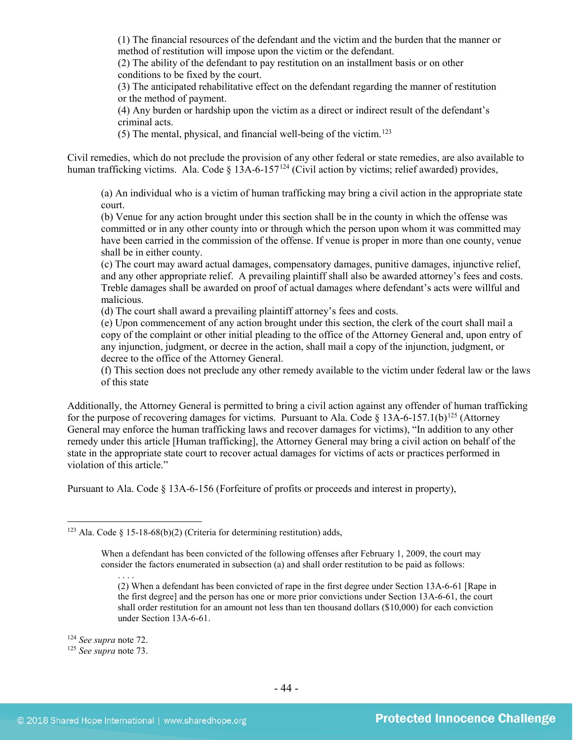(1) The financial resources of the defendant and the victim and the burden that the manner or method of restitution will impose upon the victim or the defendant.
(2) The ability of the defendant to pay restitution on an installment basis or on other conditions to be fixed by the court.
(3) The anticipated rehabilitative effect on the defendant regarding the manner of restitution or the method of payment.
(4) Any burden or hardship upon the victim as a direct or indirect result of the defendant's criminal acts.
(5) The mental, physical, and financial well-being of the victim.[123]

Civil remedies, which do not preclude the provision of any other federal or state remedies, are also available to human trafficking victims. Ala. Code § 13A-6-157[124] (Civil action by victims; relief awarded) provides,

> (a) An individual who is a victim of human trafficking may bring a civil action in the appropriate state court.
> (b) Venue for any action brought under this section shall be in the county in which the offense was committed or in any other county into or through which the person upon whom it was committed may have been carried in the commission of the offense. If venue is proper in more than one county, venue shall be in either county.
> (c) The court may award actual damages, compensatory damages, punitive damages, injunctive relief, and any other appropriate relief. A prevailing plaintiff shall also be awarded attorney's fees and costs. Treble damages shall be awarded on proof of actual damages where defendant's acts were willful and malicious.
> (d) The court shall award a prevailing plaintiff attorney's fees and costs.
> (e) Upon commencement of any action brought under this section, the clerk of the court shall mail a copy of the complaint or other initial pleading to the office of the Attorney General and, upon entry of any injunction, judgment, or decree in the action, shall mail a copy of the injunction, judgment, or decree to the office of the Attorney General.
> (f) This section does not preclude any other remedy available to the victim under federal law or the laws of this state

Additionally, the Attorney General is permitted to bring a civil action against any offender of human trafficking for the purpose of recovering damages for victims. Pursuant to Ala. Code § 13A-6-157.1(b)[125] (Attorney General may enforce the human trafficking laws and recover damages for victims), "In addition to any other remedy under this article [Human trafficking], the Attorney General may bring a civil action on behalf of the state in the appropriate state court to recover actual damages for victims of acts or practices performed in violation of this article."

Pursuant to Ala. Code § 13A-6-156 (Forfeiture of profits or proceeds and interest in property),

---

[123] Ala. Code § 15-18-68(b)(2) (Criteria for determining restitution) adds,

> When a defendant has been convicted of the following offenses after February 1, 2009, the court may consider the factors enumerated in subsection (a) and shall order restitution to be paid as follows:
> . . . .
> (2) When a defendant has been convicted of rape in the first degree under Section 13A-6-61 [Rape in the first degree] and the person has one or more prior convictions under Section 13A-6-61, the court shall order restitution for an amount not less than ten thousand dollars ($10,000) for each conviction under Section 13A-6-61.

[124] *See supra* note 72.
[125] *See supra* note 73.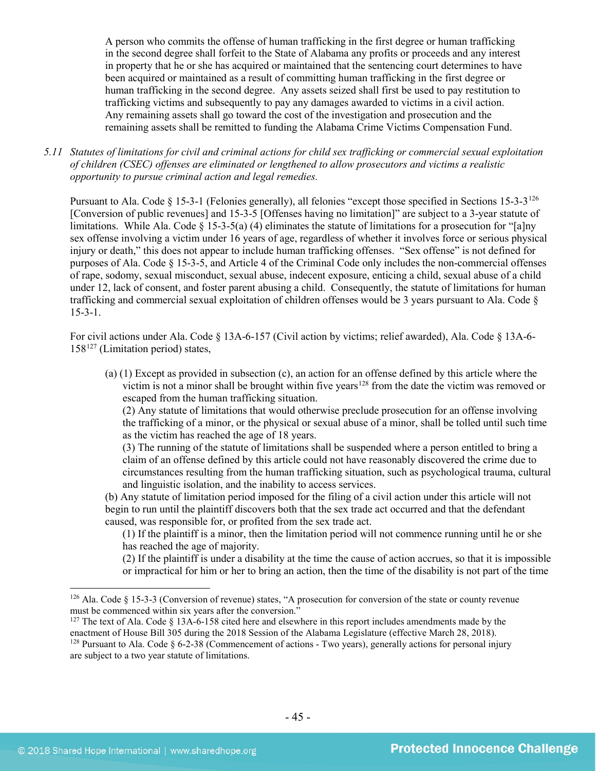A person who commits the offense of human trafficking in the first degree or human trafficking in the second degree shall forfeit to the State of Alabama any profits or proceeds and any interest in property that he or she has acquired or maintained that the sentencing court determines to have been acquired or maintained as a result of committing human trafficking in the first degree or human trafficking in the second degree. Any assets seized shall first be used to pay restitution to trafficking victims and subsequently to pay any damages awarded to victims in a civil action. Any remaining assets shall go toward the cost of the investigation and prosecution and the remaining assets shall be remitted to funding the Alabama Crime Victims Compensation Fund.

*5.11 Statutes of limitations for civil and criminal actions for child sex trafficking or commercial sexual exploitation of children (CSEC) offenses are eliminated or lengthened to allow prosecutors and victims a realistic opportunity to pursue criminal action and legal remedies.*

Pursuant to Ala. Code § 15-3-1 (Felonies generally), all felonies "except those specified in Sections 15-3-3[126] [Conversion of public revenues] and 15-3-5 [Offenses having no limitation]" are subject to a 3-year statute of limitations. While Ala. Code § 15-3-5(a) (4) eliminates the statute of limitations for a prosecution for "[a]ny sex offense involving a victim under 16 years of age, regardless of whether it involves force or serious physical injury or death," this does not appear to include human trafficking offenses. "Sex offense" is not defined for purposes of Ala. Code § 15-3-5, and Article 4 of the Criminal Code only includes the non-commercial offenses of rape, sodomy, sexual misconduct, sexual abuse, indecent exposure, enticing a child, sexual abuse of a child under 12, lack of consent, and foster parent abusing a child. Consequently, the statute of limitations for human trafficking and commercial sexual exploitation of children offenses would be 3 years pursuant to Ala. Code § 15-3-1.

For civil actions under Ala. Code § 13A-6-157 (Civil action by victims; relief awarded), Ala. Code § 13A-6-158[127] (Limitation period) states,

> (a) (1) Except as provided in subsection (c), an action for an offense defined by this article where the victim is not a minor shall be brought within five years[128] from the date the victim was removed or escaped from the human trafficking situation.
>
> (2) Any statute of limitations that would otherwise preclude prosecution for an offense involving the trafficking of a minor, or the physical or sexual abuse of a minor, shall be tolled until such time as the victim has reached the age of 18 years.
>
> (3) The running of the statute of limitations shall be suspended where a person entitled to bring a claim of an offense defined by this article could not have reasonably discovered the crime due to circumstances resulting from the human trafficking situation, such as psychological trauma, cultural and linguistic isolation, and the inability to access services.
>
> (b) Any statute of limitation period imposed for the filing of a civil action under this article will not begin to run until the plaintiff discovers both that the sex trade act occurred and that the defendant caused, was responsible for, or profited from the sex trade act.
>
> (1) If the plaintiff is a minor, then the limitation period will not commence running until he or she has reached the age of majority.
>
> (2) If the plaintiff is under a disability at the time the cause of action accrues, so that it is impossible or impractical for him or her to bring an action, then the time of the disability is not part of the time

---

[126] Ala. Code § 15-3-3 (Conversion of revenue) states, "A prosecution for conversion of the state or county revenue must be commenced within six years after the conversion."

[127] The text of Ala. Code § 13A-6-158 cited here and elsewhere in this report includes amendments made by the enactment of House Bill 305 during the 2018 Session of the Alabama Legislature (effective March 28, 2018).

[128] Pursuant to Ala. Code § 6-2-38 (Commencement of actions - Two years), generally actions for personal injury are subject to a two year statute of limitations.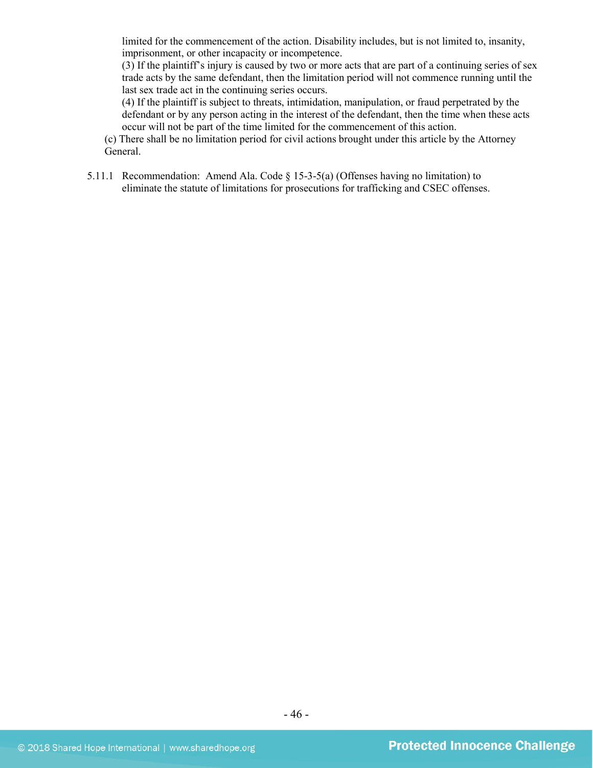limited for the commencement of the action. Disability includes, but is not limited to, insanity, imprisonment, or other incapacity or incompetence.

(3) If the plaintiff's injury is caused by two or more acts that are part of a continuing series of sex trade acts by the same defendant, then the limitation period will not commence running until the last sex trade act in the continuing series occurs.

(4) If the plaintiff is subject to threats, intimidation, manipulation, or fraud perpetrated by the defendant or by any person acting in the interest of the defendant, then the time when these acts occur will not be part of the time limited for the commencement of this action.

(c) There shall be no limitation period for civil actions brought under this article by the Attorney General.

5.11.1 Recommendation: Amend Ala. Code § 15-3-5(a) (Offenses having no limitation) to eliminate the statute of limitations for prosecutions for trafficking and CSEC offenses.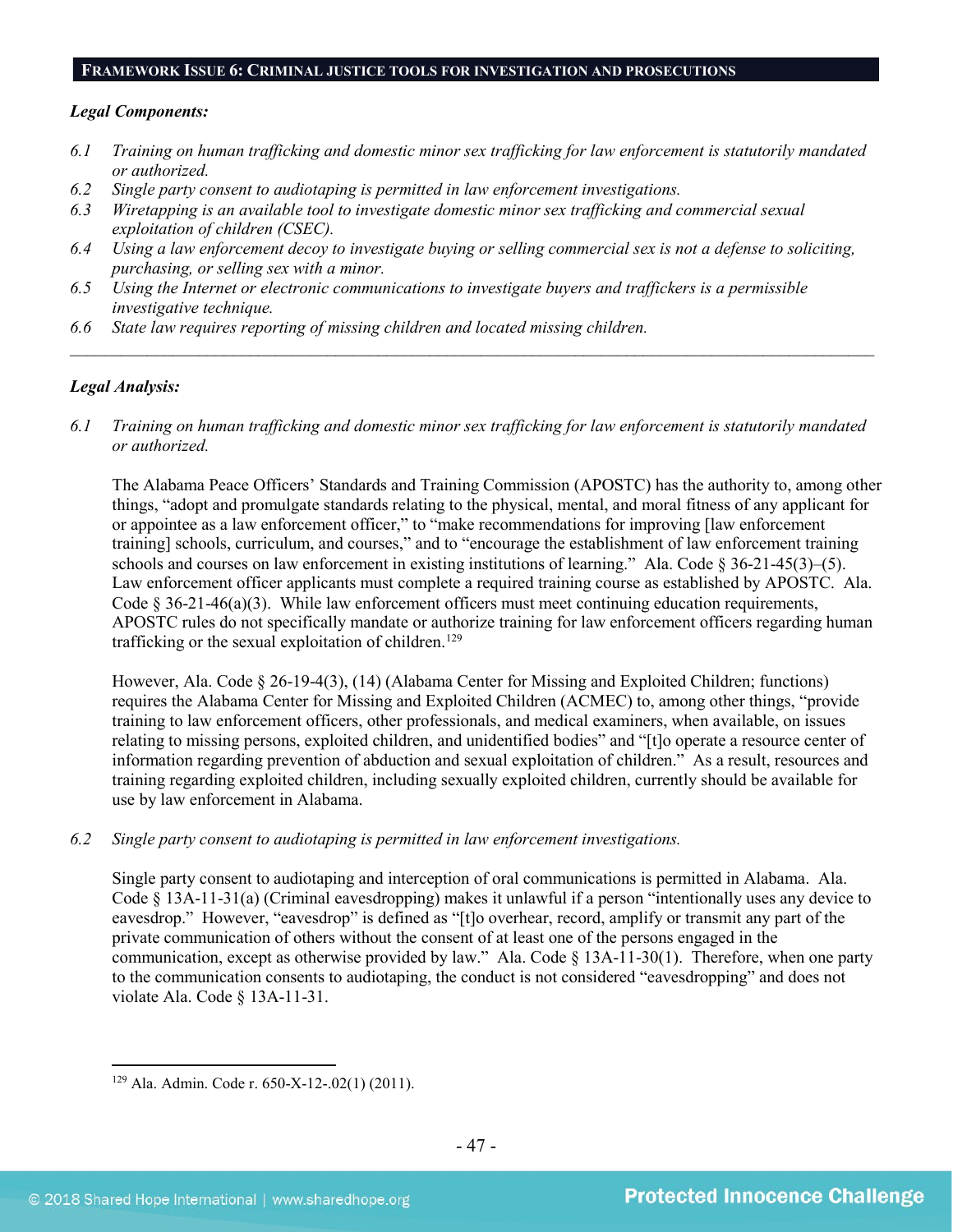## FRAMEWORK ISSUE 6: CRIMINAL JUSTICE TOOLS FOR INVESTIGATION AND PROSECUTIONS

***Legal Components:***

*6.1 Training on human trafficking and domestic minor sex trafficking for law enforcement is statutorily mandated or authorized.*

*6.2 Single party consent to audiotaping is permitted in law enforcement investigations.*

*6.3 Wiretapping is an available tool to investigate domestic minor sex trafficking and commercial sexual exploitation of children (CSEC).*

*6.4 Using a law enforcement decoy to investigate buying or selling commercial sex is not a defense to soliciting, purchasing, or selling sex with a minor.*

*6.5 Using the Internet or electronic communications to investigate buyers and traffickers is a permissible investigative technique.*

*6.6 State law requires reporting of missing children and located missing children.*

---

***Legal Analysis:***

*6.1 Training on human trafficking and domestic minor sex trafficking for law enforcement is statutorily mandated or authorized.*

The Alabama Peace Officers' Standards and Training Commission (APOSTC) has the authority to, among other things, "adopt and promulgate standards relating to the physical, mental, and moral fitness of any applicant for or appointee as a law enforcement officer," to "make recommendations for improving [law enforcement training] schools, curriculum, and courses," and to "encourage the establishment of law enforcement training schools and courses on law enforcement in existing institutions of learning." Ala. Code § 36-21-45(3)–(5). Law enforcement officer applicants must complete a required training course as established by APOSTC. Ala. Code § 36-21-46(a)(3). While law enforcement officers must meet continuing education requirements, APOSTC rules do not specifically mandate or authorize training for law enforcement officers regarding human trafficking or the sexual exploitation of children.[129]

However, Ala. Code § 26-19-4(3), (14) (Alabama Center for Missing and Exploited Children; functions) requires the Alabama Center for Missing and Exploited Children (ACMEC) to, among other things, "provide training to law enforcement officers, other professionals, and medical examiners, when available, on issues relating to missing persons, exploited children, and unidentified bodies" and "[t]o operate a resource center of information regarding prevention of abduction and sexual exploitation of children." As a result, resources and training regarding exploited children, including sexually exploited children, currently should be available for use by law enforcement in Alabama.

*6.2 Single party consent to audiotaping is permitted in law enforcement investigations.*

Single party consent to audiotaping and interception of oral communications is permitted in Alabama. Ala. Code § 13A-11-31(a) (Criminal eavesdropping) makes it unlawful if a person "intentionally uses any device to eavesdrop." However, "eavesdrop" is defined as "[t]o overhear, record, amplify or transmit any part of the private communication of others without the consent of at least one of the persons engaged in the communication, except as otherwise provided by law." Ala. Code § 13A-11-30(1). Therefore, when one party to the communication consents to audiotaping, the conduct is not considered "eavesdropping" and does not violate Ala. Code § 13A-11-31.

---

[129] Ala. Admin. Code r. 650-X-12-.02(1) (2011).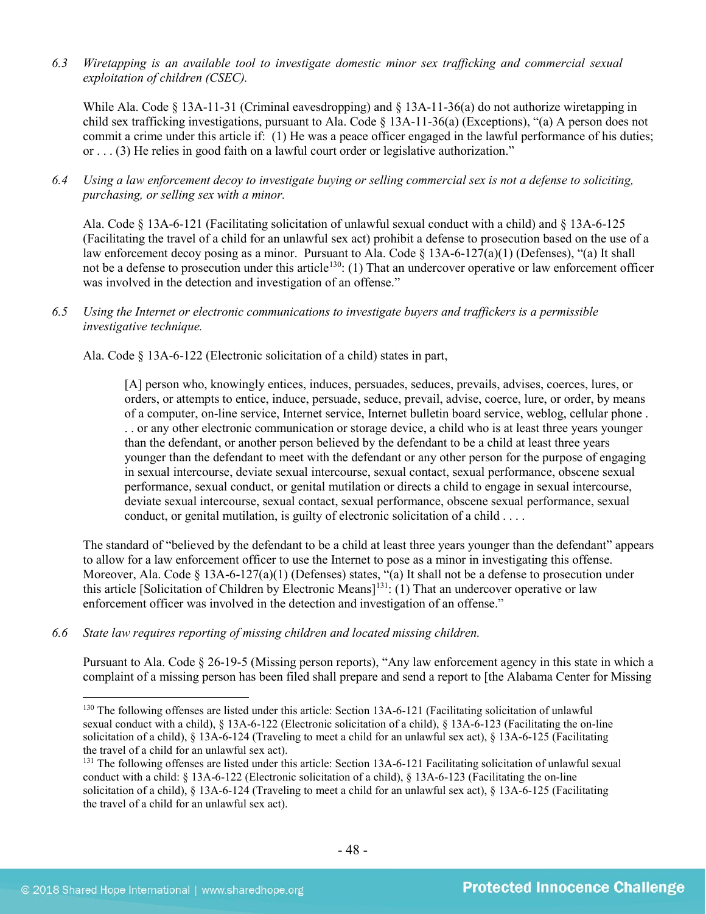*6.3 Wiretapping is an available tool to investigate domestic minor sex trafficking and commercial sexual exploitation of children (CSEC).*

While Ala. Code § 13A-11-31 (Criminal eavesdropping) and § 13A-11-36(a) do not authorize wiretapping in child sex trafficking investigations, pursuant to Ala. Code § 13A-11-36(a) (Exceptions), "(a) A person does not commit a crime under this article if: (1) He was a peace officer engaged in the lawful performance of his duties; or . . . (3) He relies in good faith on a lawful court order or legislative authorization."

*6.4 Using a law enforcement decoy to investigate buying or selling commercial sex is not a defense to soliciting, purchasing, or selling sex with a minor.*

Ala. Code § 13A-6-121 (Facilitating solicitation of unlawful sexual conduct with a child) and § 13A-6-125 (Facilitating the travel of a child for an unlawful sex act) prohibit a defense to prosecution based on the use of a law enforcement decoy posing as a minor. Pursuant to Ala. Code § 13A-6-127(a)(1) (Defenses), "(a) It shall not be a defense to prosecution under this article[130]: (1) That an undercover operative or law enforcement officer was involved in the detection and investigation of an offense."

*6.5 Using the Internet or electronic communications to investigate buyers and traffickers is a permissible investigative technique.*

Ala. Code § 13A-6-122 (Electronic solicitation of a child) states in part,

> [A] person who, knowingly entices, induces, persuades, seduces, prevails, advises, coerces, lures, or orders, or attempts to entice, induce, persuade, seduce, prevail, advise, coerce, lure, or order, by means of a computer, on-line service, Internet service, Internet bulletin board service, weblog, cellular phone . . . or any other electronic communication or storage device, a child who is at least three years younger than the defendant, or another person believed by the defendant to be a child at least three years younger than the defendant to meet with the defendant or any other person for the purpose of engaging in sexual intercourse, deviate sexual intercourse, sexual contact, sexual performance, obscene sexual performance, sexual conduct, or genital mutilation or directs a child to engage in sexual intercourse, deviate sexual intercourse, sexual contact, sexual performance, obscene sexual performance, sexual conduct, or genital mutilation, is guilty of electronic solicitation of a child . . . .

The standard of "believed by the defendant to be a child at least three years younger than the defendant" appears to allow for a law enforcement officer to use the Internet to pose as a minor in investigating this offense. Moreover, Ala. Code § 13A-6-127(a)(1) (Defenses) states, "(a) It shall not be a defense to prosecution under this article [Solicitation of Children by Electronic Means][131]: (1) That an undercover operative or law enforcement officer was involved in the detection and investigation of an offense."

*6.6 State law requires reporting of missing children and located missing children.*

Pursuant to Ala. Code § 26-19-5 (Missing person reports), "Any law enforcement agency in this state in which a complaint of a missing person has been filed shall prepare and send a report to [the Alabama Center for Missing

---

[130] The following offenses are listed under this article: Section 13A-6-121 (Facilitating solicitation of unlawful sexual conduct with a child), § 13A-6-122 (Electronic solicitation of a child), § 13A-6-123 (Facilitating the on-line solicitation of a child), § 13A-6-124 (Traveling to meet a child for an unlawful sex act), § 13A-6-125 (Facilitating the travel of a child for an unlawful sex act).

[131] The following offenses are listed under this article: Section 13A-6-121 Facilitating solicitation of unlawful sexual conduct with a child: § 13A-6-122 (Electronic solicitation of a child), § 13A-6-123 (Facilitating the on-line solicitation of a child), § 13A-6-124 (Traveling to meet a child for an unlawful sex act), § 13A-6-125 (Facilitating the travel of a child for an unlawful sex act).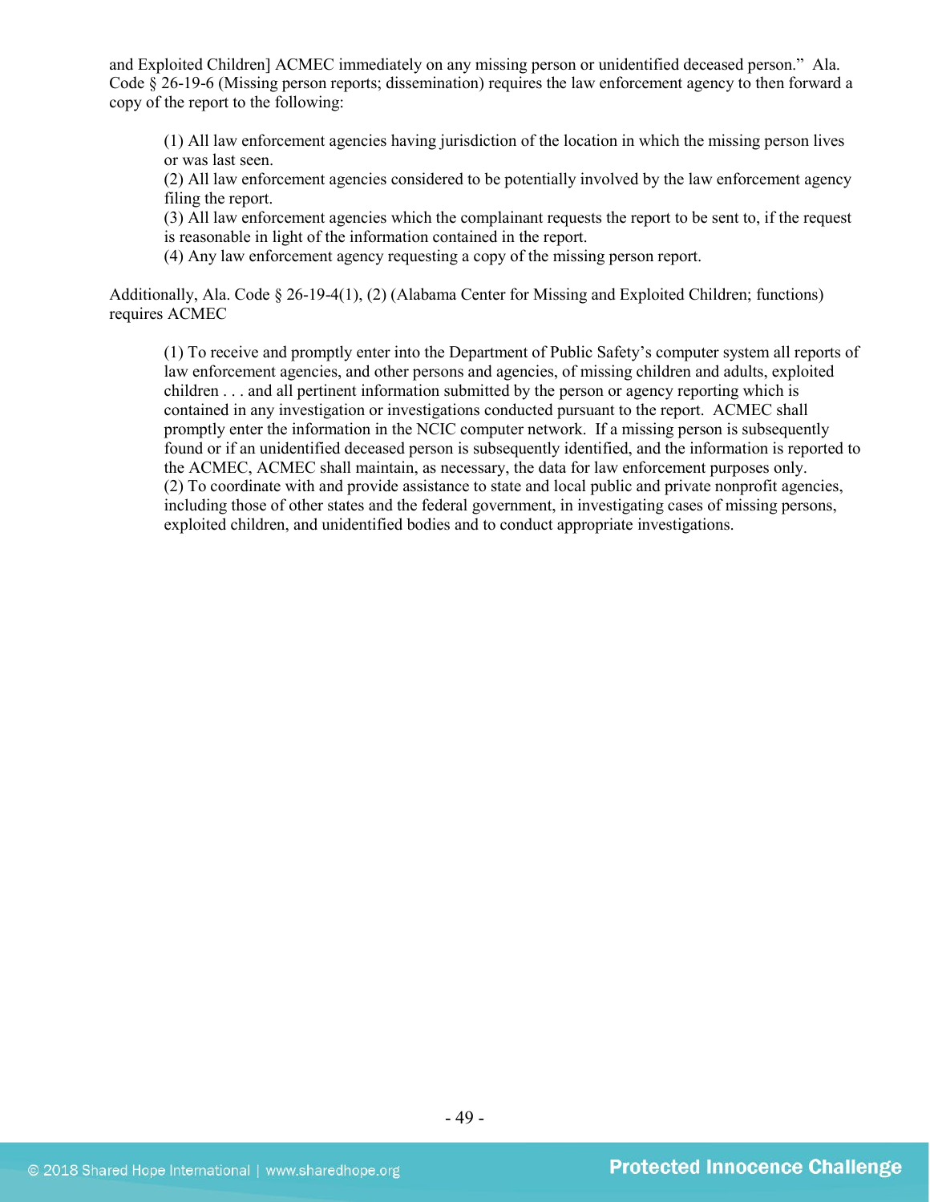and Exploited Children] ACMEC immediately on any missing person or unidentified deceased person." Ala. Code § 26-19-6 (Missing person reports; dissemination) requires the law enforcement agency to then forward a copy of the report to the following:

> (1) All law enforcement agencies having jurisdiction of the location in which the missing person lives or was last seen.
> (2) All law enforcement agencies considered to be potentially involved by the law enforcement agency filing the report.
> (3) All law enforcement agencies which the complainant requests the report to be sent to, if the request is reasonable in light of the information contained in the report.
> (4) Any law enforcement agency requesting a copy of the missing person report.

Additionally, Ala. Code § 26-19-4(1), (2) (Alabama Center for Missing and Exploited Children; functions) requires ACMEC

> (1) To receive and promptly enter into the Department of Public Safety's computer system all reports of law enforcement agencies, and other persons and agencies, of missing children and adults, exploited children . . . and all pertinent information submitted by the person or agency reporting which is contained in any investigation or investigations conducted pursuant to the report. ACMEC shall promptly enter the information in the NCIC computer network. If a missing person is subsequently found or if an unidentified deceased person is subsequently identified, and the information is reported to the ACMEC, ACMEC shall maintain, as necessary, the data for law enforcement purposes only.
> (2) To coordinate with and provide assistance to state and local public and private nonprofit agencies, including those of other states and the federal government, in investigating cases of missing persons, exploited children, and unidentified bodies and to conduct appropriate investigations.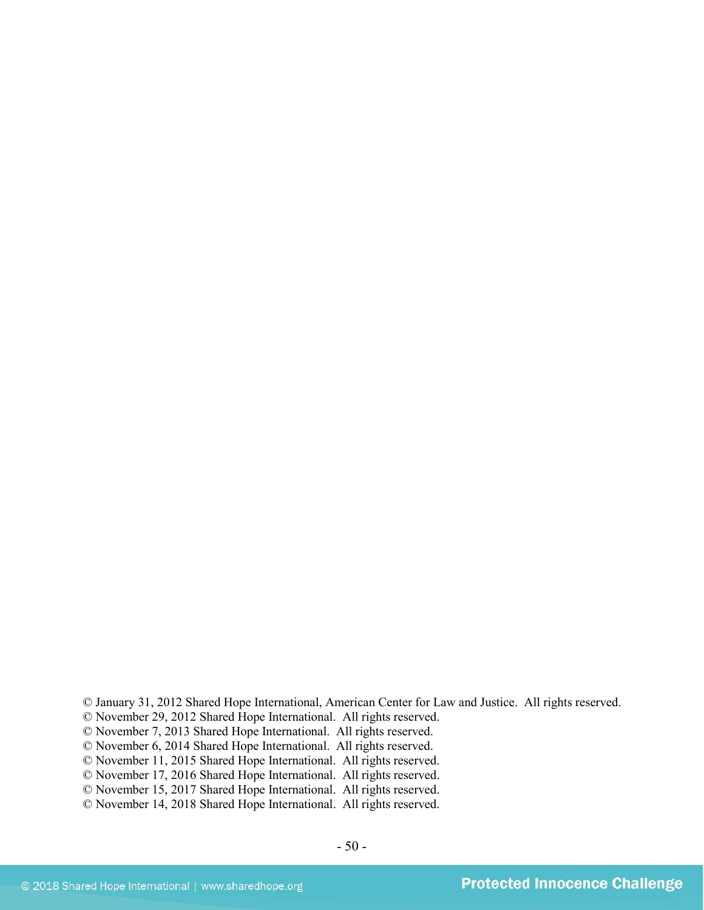© January 31, 2012 Shared Hope International, American Center for Law and Justice. All rights reserved.
© November 29, 2012 Shared Hope International. All rights reserved.
© November 7, 2013 Shared Hope International. All rights reserved.
© November 6, 2014 Shared Hope International. All rights reserved.
© November 11, 2015 Shared Hope International. All rights reserved.
© November 17, 2016 Shared Hope International. All rights reserved.
© November 15, 2017 Shared Hope International. All rights reserved.
© November 14, 2018 Shared Hope International. All rights reserved.